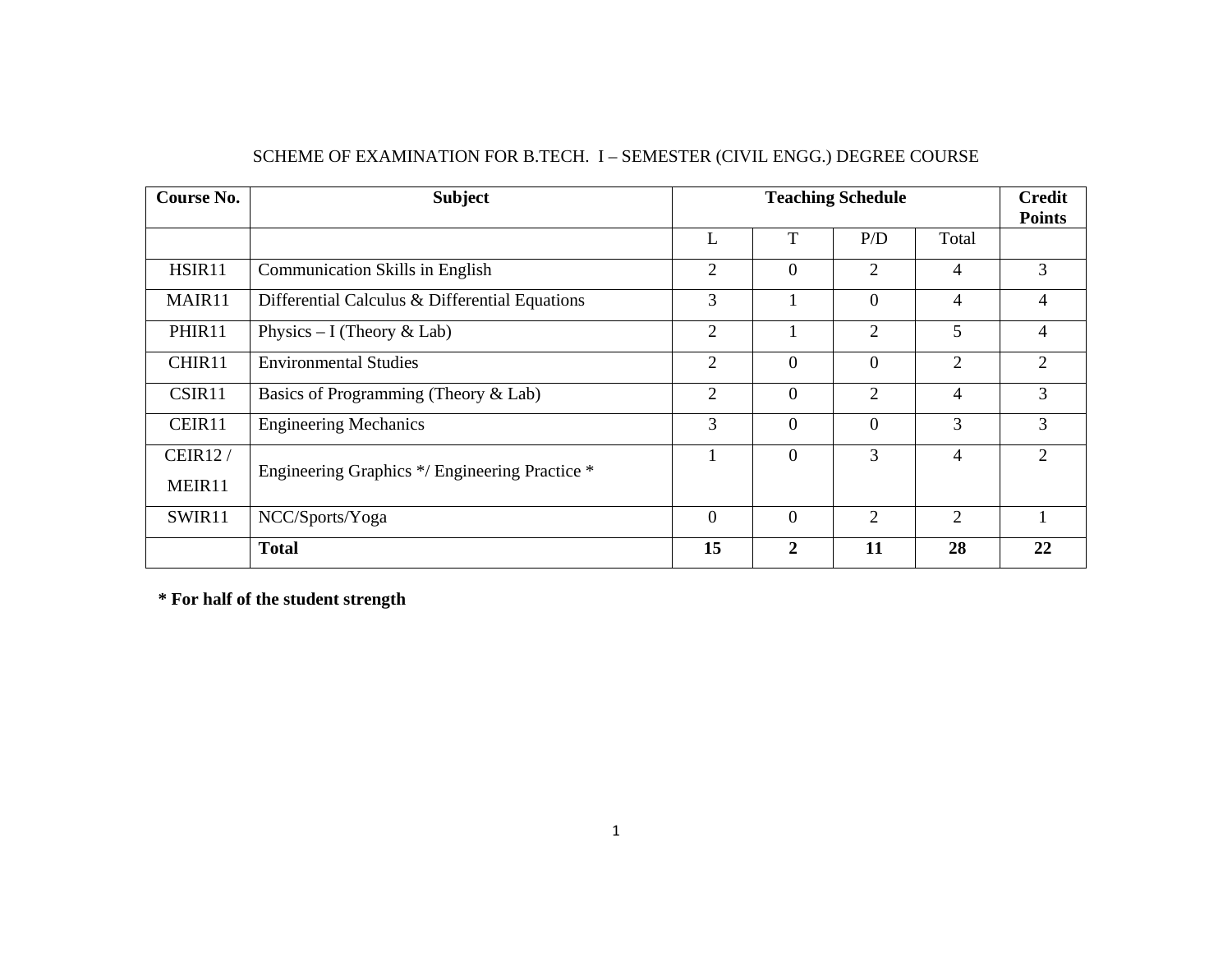SCHEME OF EXAMINATION FOR B.TECH. I – SEMESTER (CIVIL ENGG.) DEGREE COURSE

| **Course No.** | **Subject** | **Teaching Schedule** | | | | **Credit Points** |
|---|---|---|---|---|---|---|
| | | L | T | P/D | Total | |
| HSIR11 | Communication Skills in English | 2 | 0 | 2 | 4 | 3 |
| MAIR11 | Differential Calculus & Differential Equations | 3 | 1 | 0 | 4 | 4 |
| PHIR11 | Physics – I (Theory & Lab) | 2 | 1 | 2 | 5 | 4 |
| CHIR11 | Environmental Studies | 2 | 0 | 0 | 2 | 2 |
| CSIR11 | Basics of Programming (Theory & Lab) | 2 | 0 | 2 | 4 | 3 |
| CEIR11 | Engineering Mechanics | 3 | 0 | 0 | 3 | 3 |
| CEIR12 / MEIR11 | Engineering Graphics */ Engineering Practice * | 1 | 0 | 3 | 4 | 2 |
| SWIR11 | NCC/Sports/Yoga | 0 | 0 | 2 | 2 | 1 |
| | **Total** | **15** | **2** | **11** | **28** | **22** |

**\* For half of the student strength**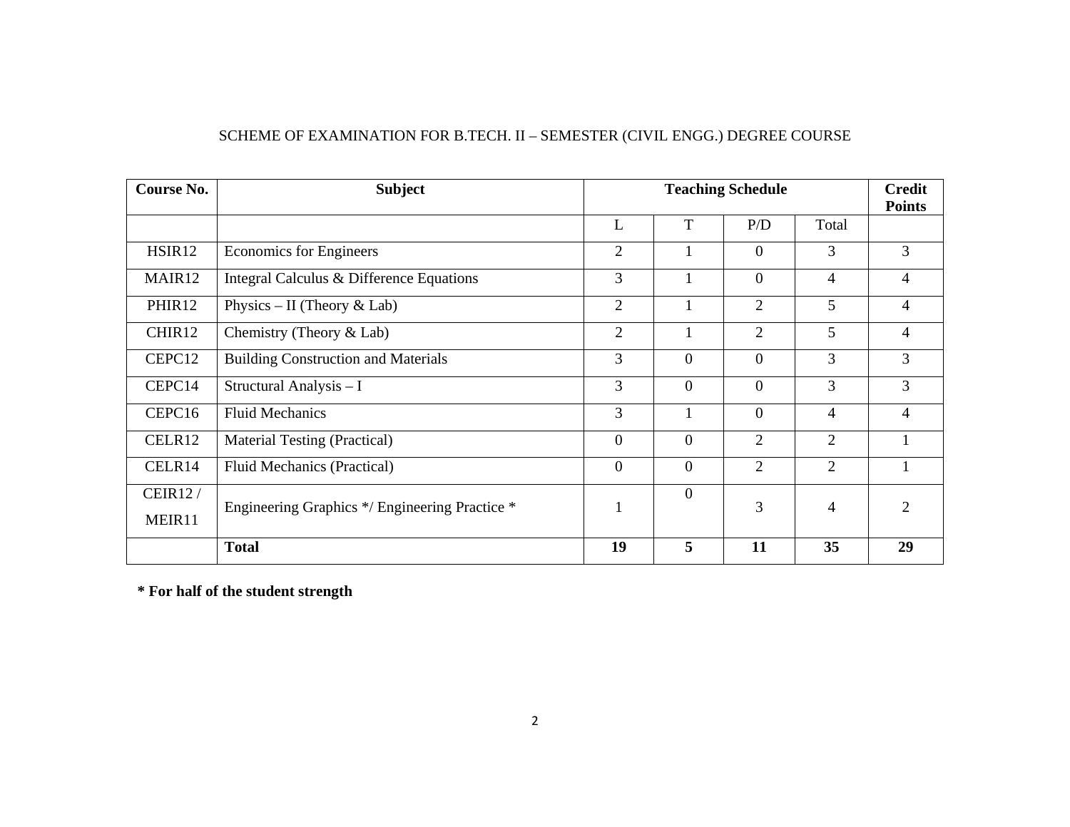SCHEME OF EXAMINATION FOR B.TECH. II – SEMESTER (CIVIL ENGG.) DEGREE COURSE

| Course No. | Subject | Teaching Schedule | | | | Credit Points |
|---|---|---|---|---|---|---|
| | | L | T | P/D | Total | |
| HSIR12 | Economics for Engineers | 2 | 1 | 0 | 3 | 3 |
| MAIR12 | Integral Calculus & Difference Equations | 3 | 1 | 0 | 4 | 4 |
| PHIR12 | Physics – II (Theory & Lab) | 2 | 1 | 2 | 5 | 4 |
| CHIR12 | Chemistry (Theory & Lab) | 2 | 1 | 2 | 5 | 4 |
| CEPC12 | Building Construction and Materials | 3 | 0 | 0 | 3 | 3 |
| CEPC14 | Structural Analysis – I | 3 | 0 | 0 | 3 | 3 |
| CEPC16 | Fluid Mechanics | 3 | 1 | 0 | 4 | 4 |
| CELR12 | Material Testing (Practical) | 0 | 0 | 2 | 2 | 1 |
| CELR14 | Fluid Mechanics (Practical) | 0 | 0 | 2 | 2 | 1 |
| CEIR12 / MEIR11 | Engineering Graphics */ Engineering Practice * | 1 | 0 | 3 | 4 | 2 |
| | **Total** | **19** | **5** | **11** | **35** | **29** |

**\* For half of the student strength**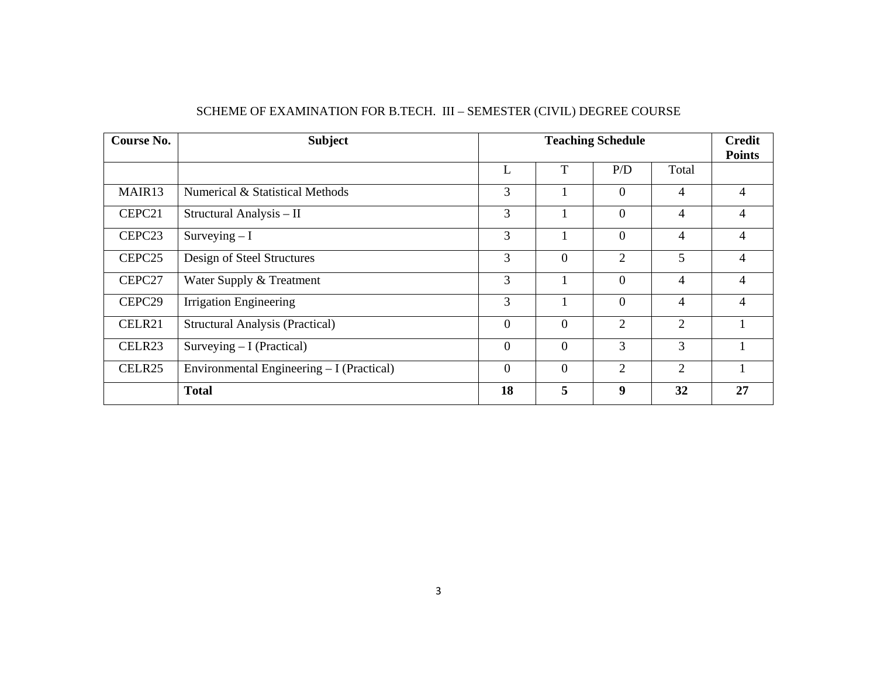SCHEME OF EXAMINATION FOR B.TECH. III – SEMESTER (CIVIL) DEGREE COURSE

| Course No. | Subject | Teaching Schedule | | | | Credit Points |
|---|---|---|---|---|---|---|
| | | L | T | P/D | Total | |
| MAIR13 | Numerical & Statistical Methods | 3 | 1 | 0 | 4 | 4 |
| CEPC21 | Structural Analysis – II | 3 | 1 | 0 | 4 | 4 |
| CEPC23 | Surveying – I | 3 | 1 | 0 | 4 | 4 |
| CEPC25 | Design of Steel Structures | 3 | 0 | 2 | 5 | 4 |
| CEPC27 | Water Supply & Treatment | 3 | 1 | 0 | 4 | 4 |
| CEPC29 | Irrigation Engineering | 3 | 1 | 0 | 4 | 4 |
| CELR21 | Structural Analysis (Practical) | 0 | 0 | 2 | 2 | 1 |
| CELR23 | Surveying – I (Practical) | 0 | 0 | 3 | 3 | 1 |
| CELR25 | Environmental Engineering – I (Practical) | 0 | 0 | 2 | 2 | 1 |
| | **Total** | **18** | **5** | **9** | **32** | **27** |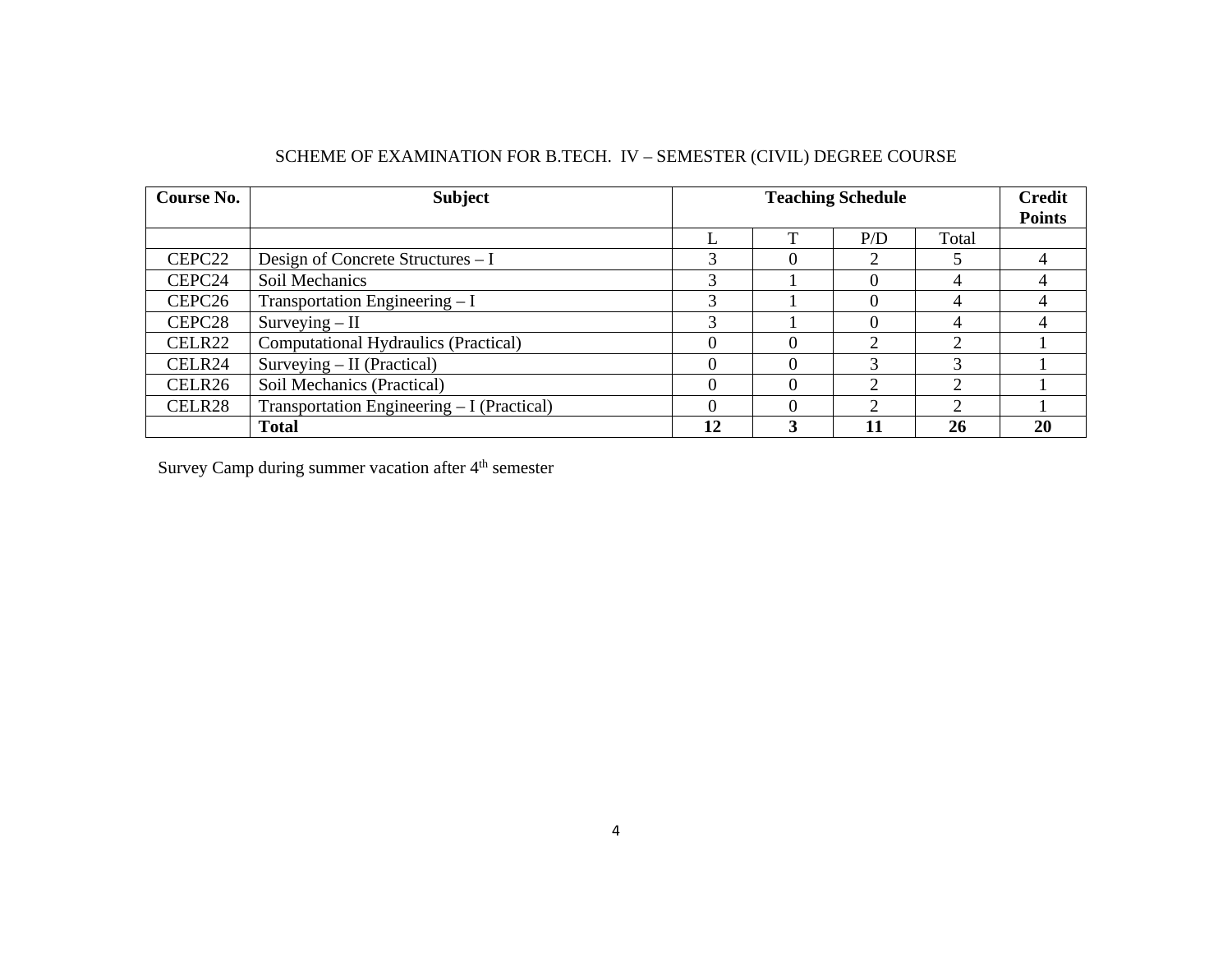SCHEME OF EXAMINATION FOR B.TECH. IV – SEMESTER (CIVIL) DEGREE COURSE

| **Course No.** | **Subject** | **Teaching Schedule** | | | | **Credit Points** |
|---|---|---|---|---|---|---|
| | | L | T | P/D | Total | |
| CEPC22 | Design of Concrete Structures – I | 3 | 0 | 2 | 5 | 4 |
| CEPC24 | Soil Mechanics | 3 | 1 | 0 | 4 | 4 |
| CEPC26 | Transportation Engineering – I | 3 | 1 | 0 | 4 | 4 |
| CEPC28 | Surveying – II | 3 | 1 | 0 | 4 | 4 |
| CELR22 | Computational Hydraulics (Practical) | 0 | 0 | 2 | 2 | 1 |
| CELR24 | Surveying – II (Practical) | 0 | 0 | 3 | 3 | 1 |
| CELR26 | Soil Mechanics (Practical) | 0 | 0 | 2 | 2 | 1 |
| CELR28 | Transportation Engineering – I (Practical) | 0 | 0 | 2 | 2 | 1 |
| | **Total** | **12** | **3** | **11** | **26** | **20** |

Survey Camp during summer vacation after 4th semester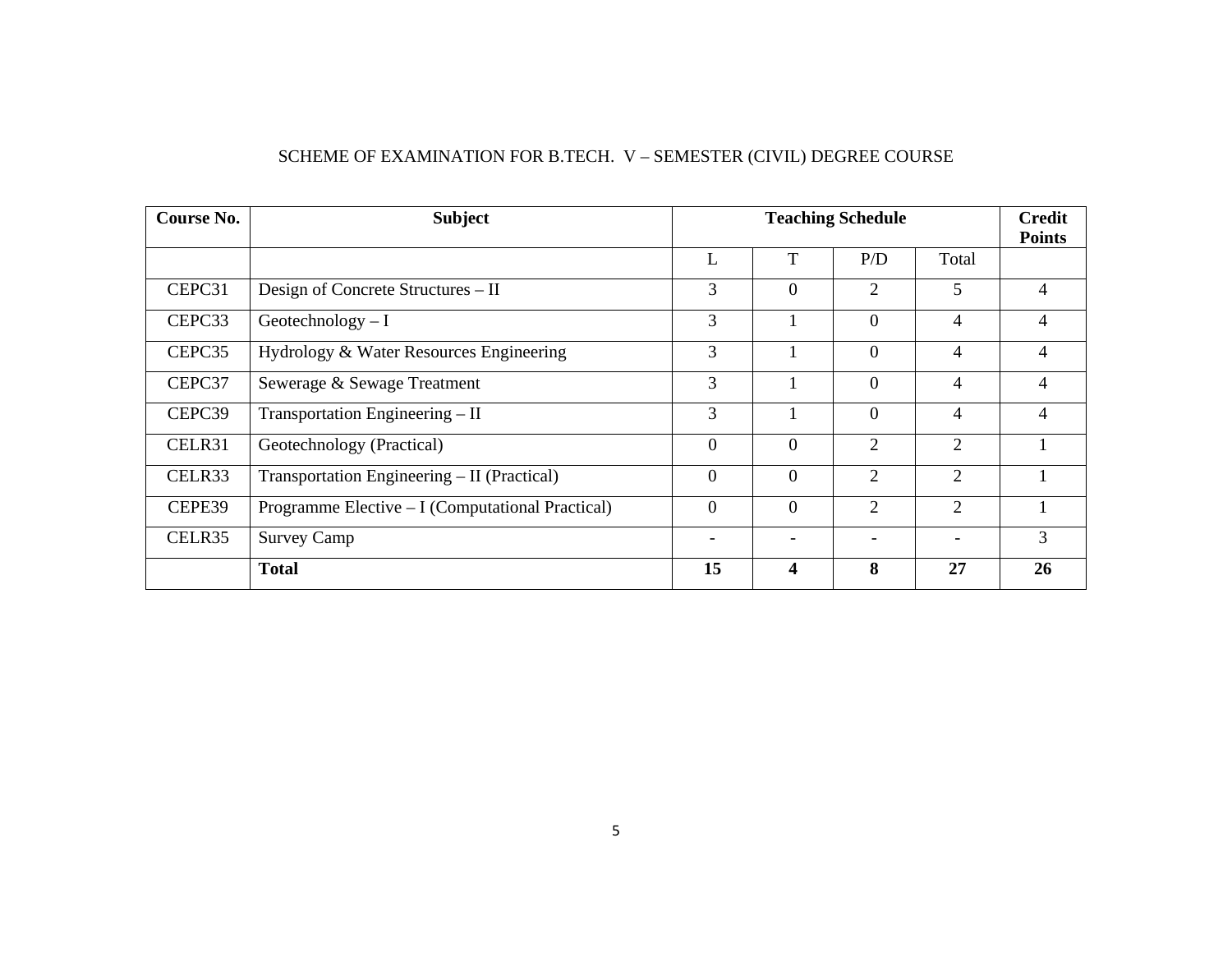SCHEME OF EXAMINATION FOR B.TECH. V – SEMESTER (CIVIL) DEGREE COURSE

| **Course No.** | **Subject** | **Teaching Schedule** | | | | **Credit Points** |
|---|---|---|---|---|---|---|
| | | L | T | P/D | Total | |
| CEPC31 | Design of Concrete Structures – II | 3 | 0 | 2 | 5 | 4 |
| CEPC33 | Geotechnology – I | 3 | 1 | 0 | 4 | 4 |
| CEPC35 | Hydrology & Water Resources Engineering | 3 | 1 | 0 | 4 | 4 |
| CEPC37 | Sewerage & Sewage Treatment | 3 | 1 | 0 | 4 | 4 |
| CEPC39 | Transportation Engineering – II | 3 | 1 | 0 | 4 | 4 |
| CELR31 | Geotechnology (Practical) | 0 | 0 | 2 | 2 | 1 |
| CELR33 | Transportation Engineering – II (Practical) | 0 | 0 | 2 | 2 | 1 |
| CEPE39 | Programme Elective – I (Computational Practical) | 0 | 0 | 2 | 2 | 1 |
| CELR35 | Survey Camp | - | - | - | - | 3 |
| | **Total** | **15** | **4** | **8** | **27** | **26** |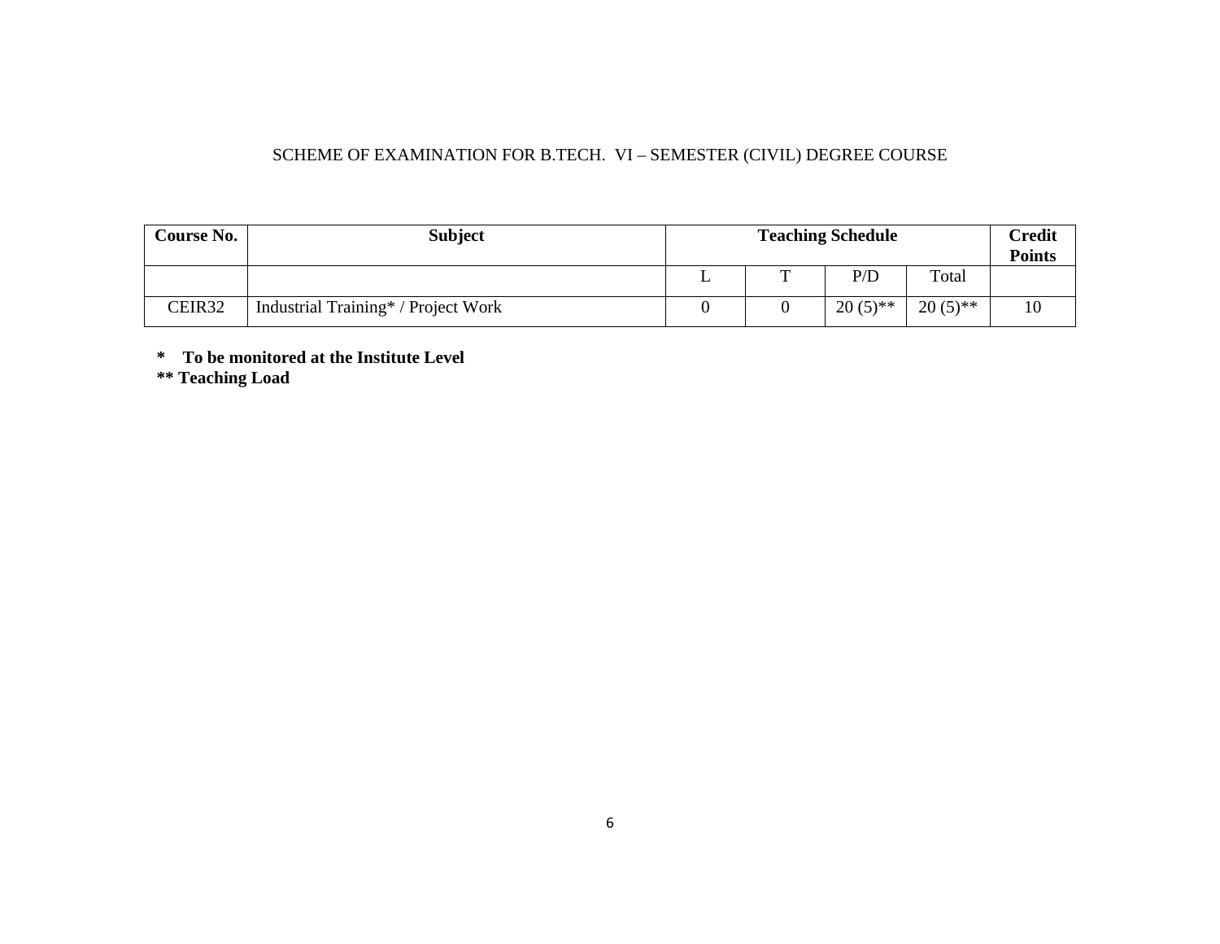SCHEME OF EXAMINATION FOR B.TECH. VI – SEMESTER (CIVIL) DEGREE COURSE

| **Course No.** | **Subject** | **Teaching Schedule** | | | | **Credit Points** |
|---|---|---|---|---|---|---|
| | | L | T | P/D | Total | |
| CEIR32 | Industrial Training* / Project Work | 0 | 0 | 20 (5)** | 20 (5)** | 10 |

**\*   To be monitored at the Institute Level**

**\*\* Teaching Load**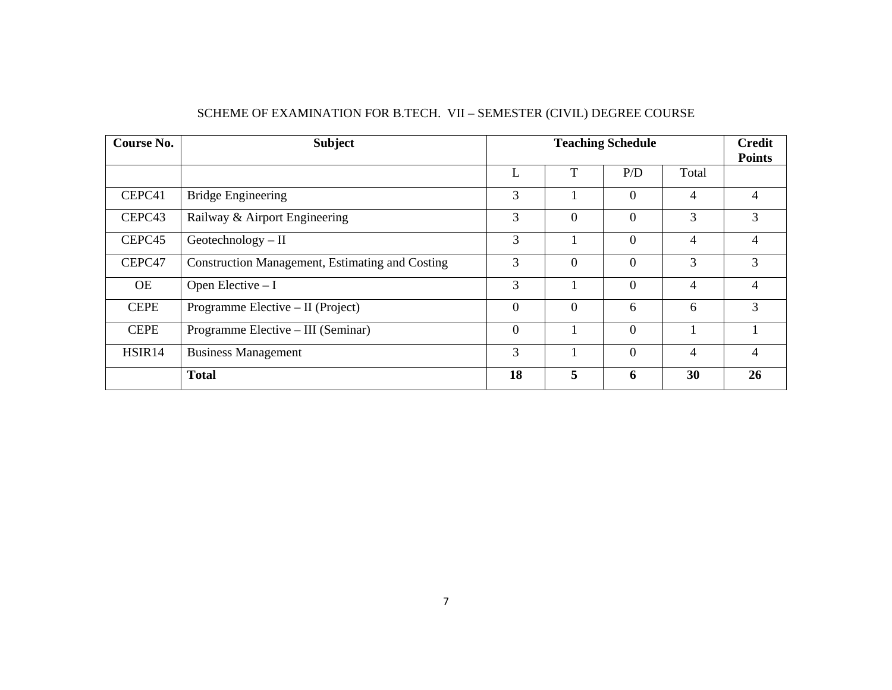SCHEME OF EXAMINATION FOR B.TECH. VII – SEMESTER (CIVIL) DEGREE COURSE

| Course No. | Subject | Teaching Schedule | | | | Credit Points |
|---|---|---|---|---|---|---|
| | | L | T | P/D | Total | |
| CEPC41 | Bridge Engineering | 3 | 1 | 0 | 4 | 4 |
| CEPC43 | Railway & Airport Engineering | 3 | 0 | 0 | 3 | 3 |
| CEPC45 | Geotechnology – II | 3 | 1 | 0 | 4 | 4 |
| CEPC47 | Construction Management, Estimating and Costing | 3 | 0 | 0 | 3 | 3 |
| OE | Open Elective – I | 3 | 1 | 0 | 4 | 4 |
| CEPE | Programme Elective – II (Project) | 0 | 0 | 6 | 6 | 3 |
| CEPE | Programme Elective – III (Seminar) | 0 | 1 | 0 | 1 | 1 |
| HSIR14 | Business Management | 3 | 1 | 0 | 4 | 4 |
| | **Total** | **18** | **5** | **6** | **30** | **26** |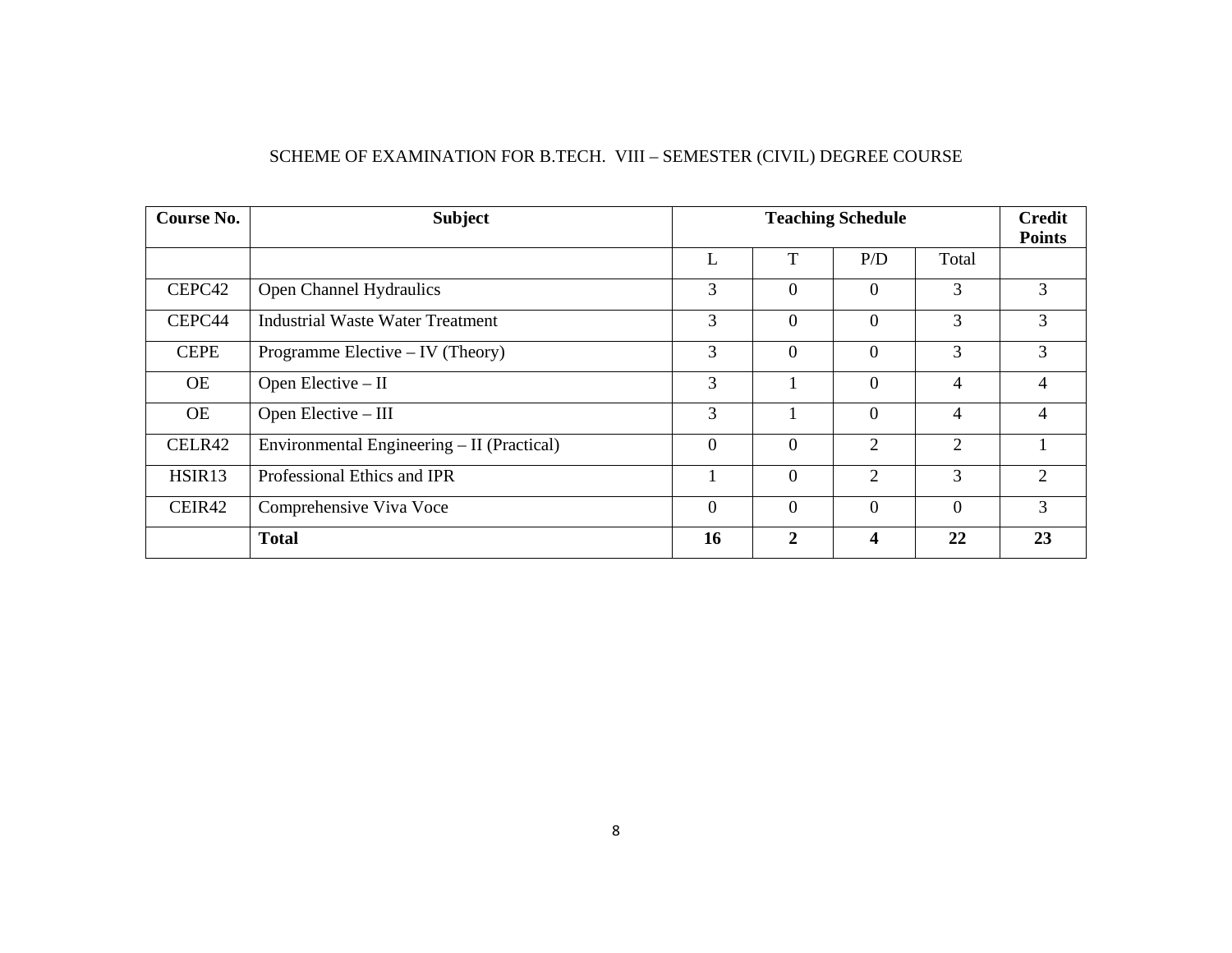SCHEME OF EXAMINATION FOR B.TECH. VIII – SEMESTER (CIVIL) DEGREE COURSE

| Course No. | Subject | Teaching Schedule | | | | Credit Points |
|---|---|---|---|---|---|---|
| | | L | T | P/D | Total | |
| CEPC42 | Open Channel Hydraulics | 3 | 0 | 0 | 3 | 3 |
| CEPC44 | Industrial Waste Water Treatment | 3 | 0 | 0 | 3 | 3 |
| CEPE | Programme Elective – IV (Theory) | 3 | 0 | 0 | 3 | 3 |
| OE | Open Elective – II | 3 | 1 | 0 | 4 | 4 |
| OE | Open Elective – III | 3 | 1 | 0 | 4 | 4 |
| CELR42 | Environmental Engineering – II (Practical) | 0 | 0 | 2 | 2 | 1 |
| HSIR13 | Professional Ethics and IPR | 1 | 0 | 2 | 3 | 2 |
| CEIR42 | Comprehensive Viva Voce | 0 | 0 | 0 | 0 | 3 |
| | **Total** | **16** | **2** | **4** | **22** | **23** |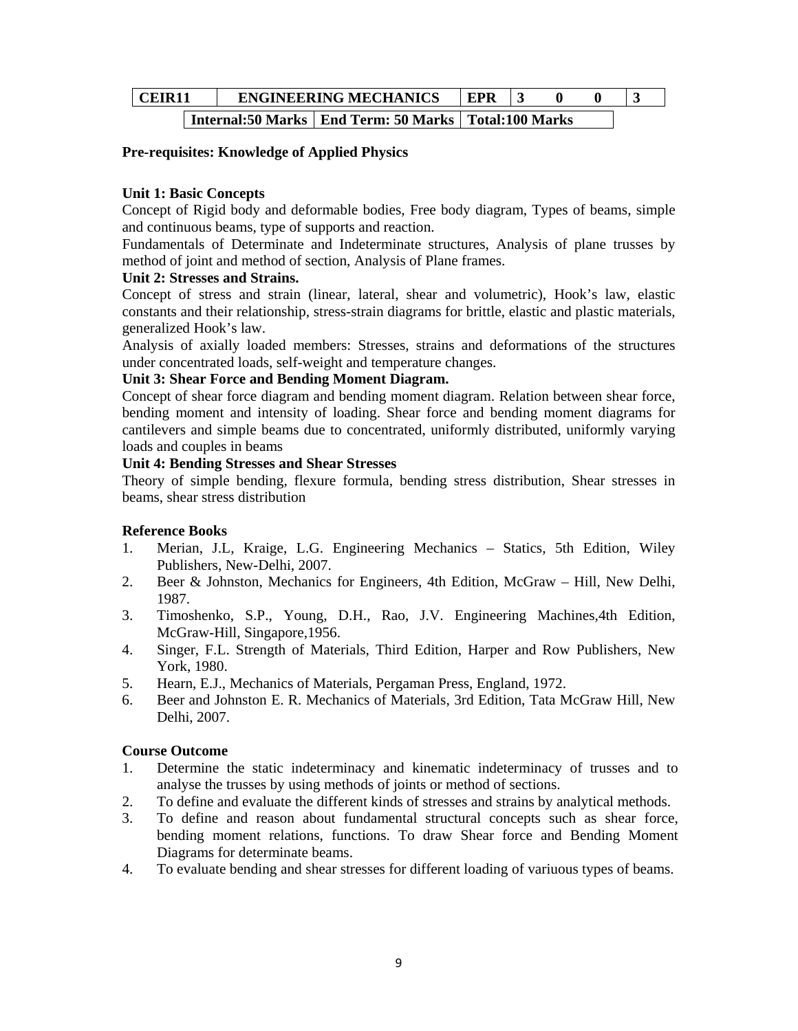| CEIR11 | ENGINEERING MECHANICS | EPR | 3 | 0 | 0 | 3 |
|---|---|---|---|---|---|---|

| Internal:50 Marks | End Term: 50 Marks | Total:100 Marks |
|---|---|---|

**Pre-requisites: Knowledge of Applied Physics**

**Unit 1: Basic Concepts**

Concept of Rigid body and deformable bodies, Free body diagram, Types of beams, simple and continuous beams, type of supports and reaction.

Fundamentals of Determinate and Indeterminate structures, Analysis of plane trusses by method of joint and method of section, Analysis of Plane frames.

**Unit 2: Stresses and Strains.**

Concept of stress and strain (linear, lateral, shear and volumetric), Hook's law, elastic constants and their relationship, stress-strain diagrams for brittle, elastic and plastic materials, generalized Hook's law.

Analysis of axially loaded members: Stresses, strains and deformations of the structures under concentrated loads, self-weight and temperature changes.

**Unit 3: Shear Force and Bending Moment Diagram.**

Concept of shear force diagram and bending moment diagram. Relation between shear force, bending moment and intensity of loading. Shear force and bending moment diagrams for cantilevers and simple beams due to concentrated, uniformly distributed, uniformly varying loads and couples in beams

**Unit 4: Bending Stresses and Shear Stresses**

Theory of simple bending, flexure formula, bending stress distribution, Shear stresses in beams, shear stress distribution

**Reference Books**

1. Merian, J.L, Kraige, L.G. Engineering Mechanics – Statics, 5th Edition, Wiley Publishers, New-Delhi, 2007.
2. Beer & Johnston, Mechanics for Engineers, 4th Edition, McGraw – Hill, New Delhi, 1987.
3. Timoshenko, S.P., Young, D.H., Rao, J.V. Engineering Machines,4th Edition, McGraw-Hill, Singapore,1956.
4. Singer, F.L. Strength of Materials, Third Edition, Harper and Row Publishers, New York, 1980.
5. Hearn, E.J., Mechanics of Materials, Pergaman Press, England, 1972.
6. Beer and Johnston E. R. Mechanics of Materials, 3rd Edition, Tata McGraw Hill, New Delhi, 2007.

**Course Outcome**

1. Determine the static indeterminacy and kinematic indeterminacy of trusses and to analyse the trusses by using methods of joints or method of sections.
2. To define and evaluate the different kinds of stresses and strains by analytical methods.
3. To define and reason about fundamental structural concepts such as shear force, bending moment relations, functions. To draw Shear force and Bending Moment Diagrams for determinate beams.
4. To evaluate bending and shear stresses for different loading of variuous types of beams.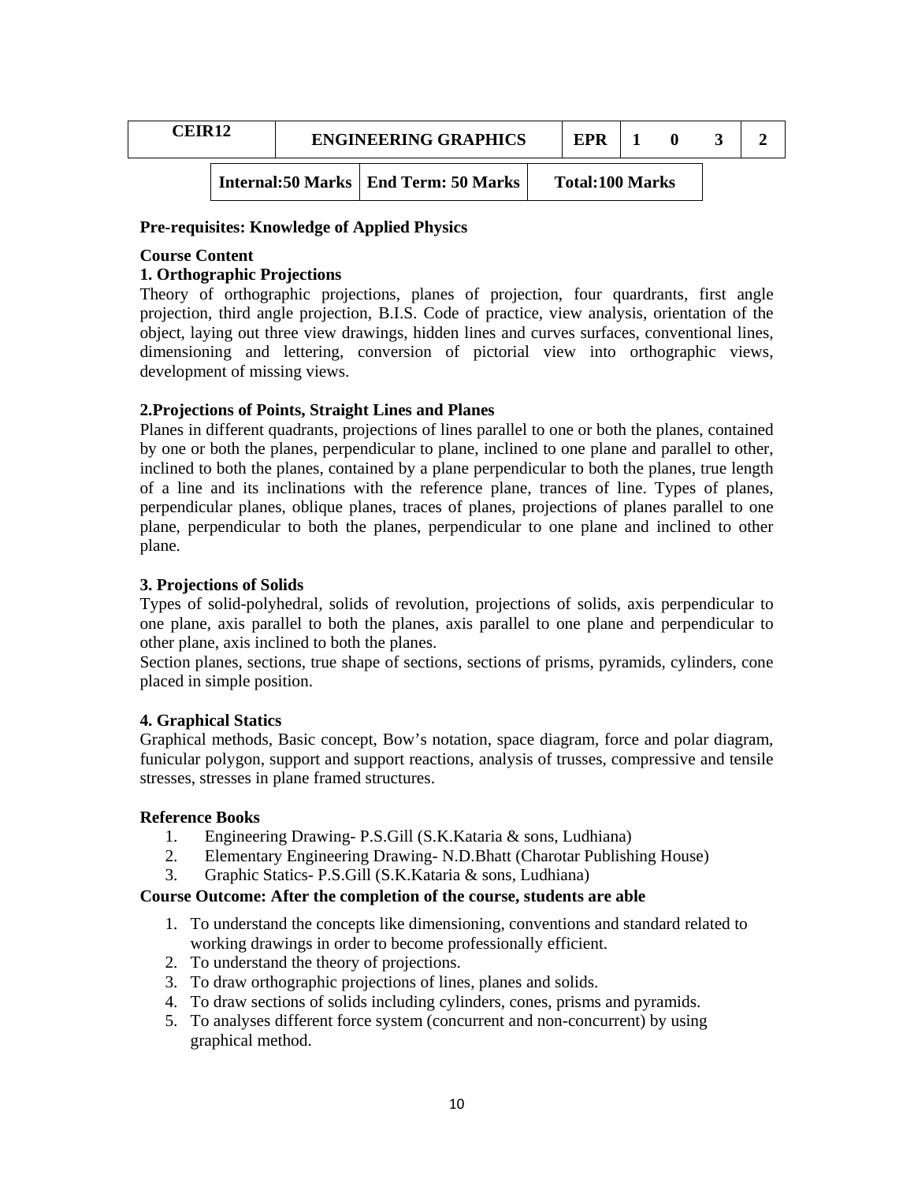| CEIR12 | ENGINEERING GRAPHICS | EPR | 1 | 0 | 3 | 2 |
|---|---|---|---|---|---|---|

| Internal:50 Marks | End Term: 50 Marks | Total:100 Marks |
|---|---|---|

**Pre-requisites: Knowledge of Applied Physics**

**Course Content**

**1. Orthographic Projections**

Theory of orthographic projections, planes of projection, four quadrants, first angle projection, third angle projection, B.I.S. Code of practice, view analysis, orientation of the object, laying out three view drawings, hidden lines and curves surfaces, conventional lines, dimensioning and lettering, conversion of pictorial view into orthographic views, development of missing views.

**2.Projections of Points, Straight Lines and Planes**

Planes in different quadrants, projections of lines parallel to one or both the planes, contained by one or both the planes, perpendicular to plane, inclined to one plane and parallel to other, inclined to both the planes, contained by a plane perpendicular to both the planes, true length of a line and its inclinations with the reference plane, trances of line. Types of planes, perpendicular planes, oblique planes, traces of planes, projections of planes parallel to one plane, perpendicular to both the planes, perpendicular to one plane and inclined to other plane.

**3. Projections of Solids**

Types of solid-polyhedral, solids of revolution, projections of solids, axis perpendicular to one plane, axis parallel to both the planes, axis parallel to one plane and perpendicular to other plane, axis inclined to both the planes.

Section planes, sections, true shape of sections, sections of prisms, pyramids, cylinders, cone placed in simple position.

**4. Graphical Statics**

Graphical methods, Basic concept, Bow's notation, space diagram, force and polar diagram, funicular polygon, support and support reactions, analysis of trusses, compressive and tensile stresses, stresses in plane framed structures.

**Reference Books**

1. Engineering Drawing- P.S.Gill (S.K.Kataria & sons, Ludhiana)
2. Elementary Engineering Drawing- N.D.Bhatt (Charotar Publishing House)
3. Graphic Statics- P.S.Gill (S.K.Kataria & sons, Ludhiana)

**Course Outcome: After the completion of the course, students are able**

1. To understand the concepts like dimensioning, conventions and standard related to working drawings in order to become professionally efficient.
2. To understand the theory of projections.
3. To draw orthographic projections of lines, planes and solids.
4. To draw sections of solids including cylinders, cones, prisms and pyramids.
5. To analyses different force system (concurrent and non-concurrent) by using graphical method.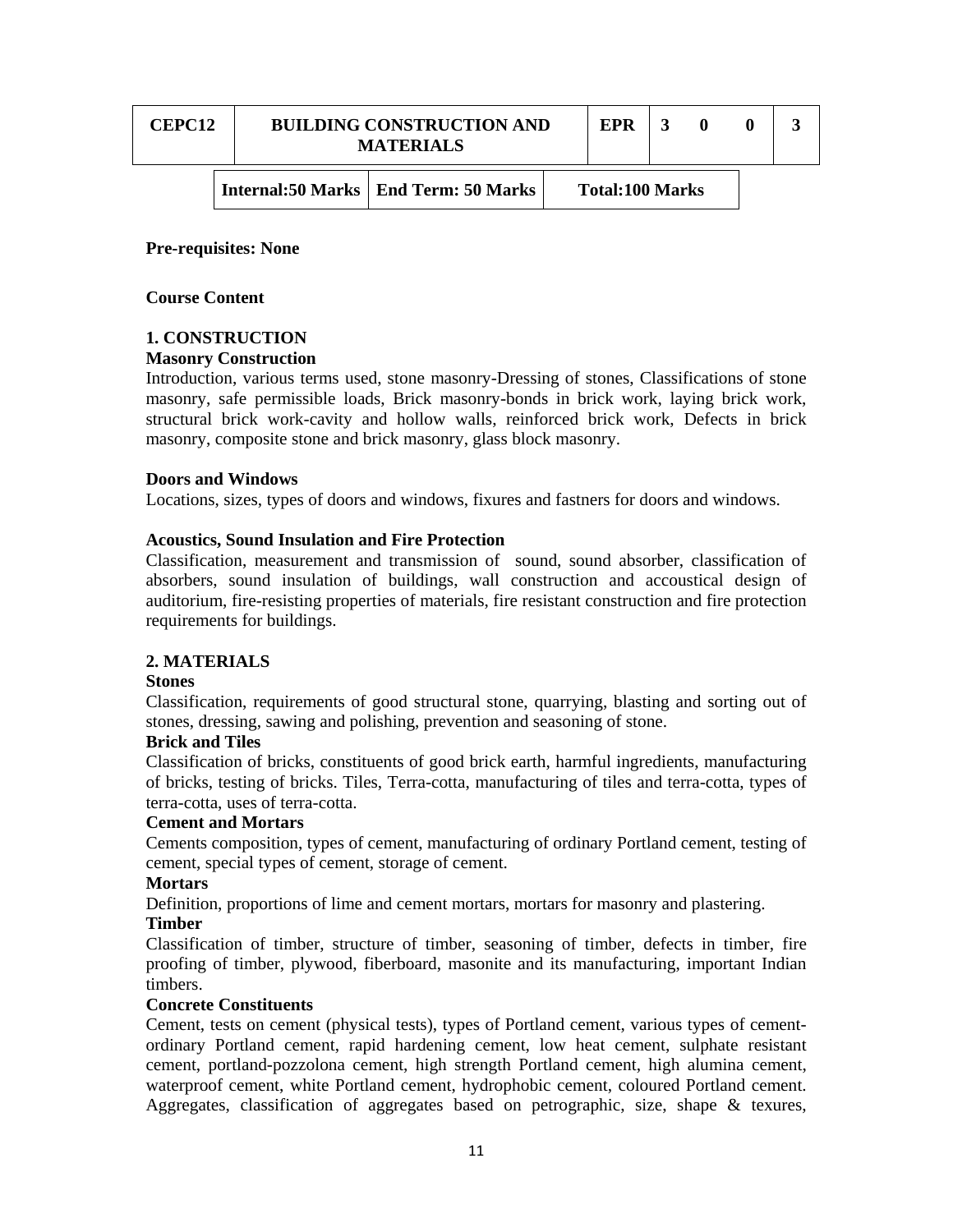| CEPC12 | BUILDING CONSTRUCTION AND MATERIALS | EPR | 3 | 0 | 0 | 3 |
|---|---|---|---|---|---|---|

| Internal:50 Marks | End Term: 50 Marks | Total:100 Marks |
|---|---|---|

**Pre-requisites: None**

**Course Content**

**1. CONSTRUCTION**

**Masonry Construction**

Introduction, various terms used, stone masonry-Dressing of stones, Classifications of stone masonry, safe permissible loads, Brick masonry-bonds in brick work, laying brick work, structural brick work-cavity and hollow walls, reinforced brick work, Defects in brick masonry, composite stone and brick masonry, glass block masonry.

**Doors and Windows**

Locations, sizes, types of doors and windows, fixures and fastners for doors and windows.

**Acoustics, Sound Insulation and Fire Protection**

Classification, measurement and transmission of sound, sound absorber, classification of absorbers, sound insulation of buildings, wall construction and accoustical design of auditorium, fire-resisting properties of materials, fire resistant construction and fire protection requirements for buildings.

**2. MATERIALS**

**Stones**

Classification, requirements of good structural stone, quarrying, blasting and sorting out of stones, dressing, sawing and polishing, prevention and seasoning of stone.

**Brick and Tiles**

Classification of bricks, constituents of good brick earth, harmful ingredients, manufacturing of bricks, testing of bricks. Tiles, Terra-cotta, manufacturing of tiles and terra-cotta, types of terra-cotta, uses of terra-cotta.

**Cement and Mortars**

Cements composition, types of cement, manufacturing of ordinary Portland cement, testing of cement, special types of cement, storage of cement.

**Mortars**

Definition, proportions of lime and cement mortars, mortars for masonry and plastering.

**Timber**

Classification of timber, structure of timber, seasoning of timber, defects in timber, fire proofing of timber, plywood, fiberboard, masonite and its manufacturing, important Indian timbers.

**Concrete Constituents**

Cement, tests on cement (physical tests), types of Portland cement, various types of cement-ordinary Portland cement, rapid hardening cement, low heat cement, sulphate resistant cement, portland-pozzolona cement, high strength Portland cement, high alumina cement, waterproof cement, white Portland cement, hydrophobic cement, coloured Portland cement. Aggregates, classification of aggregates based on petrographic, size, shape & texures,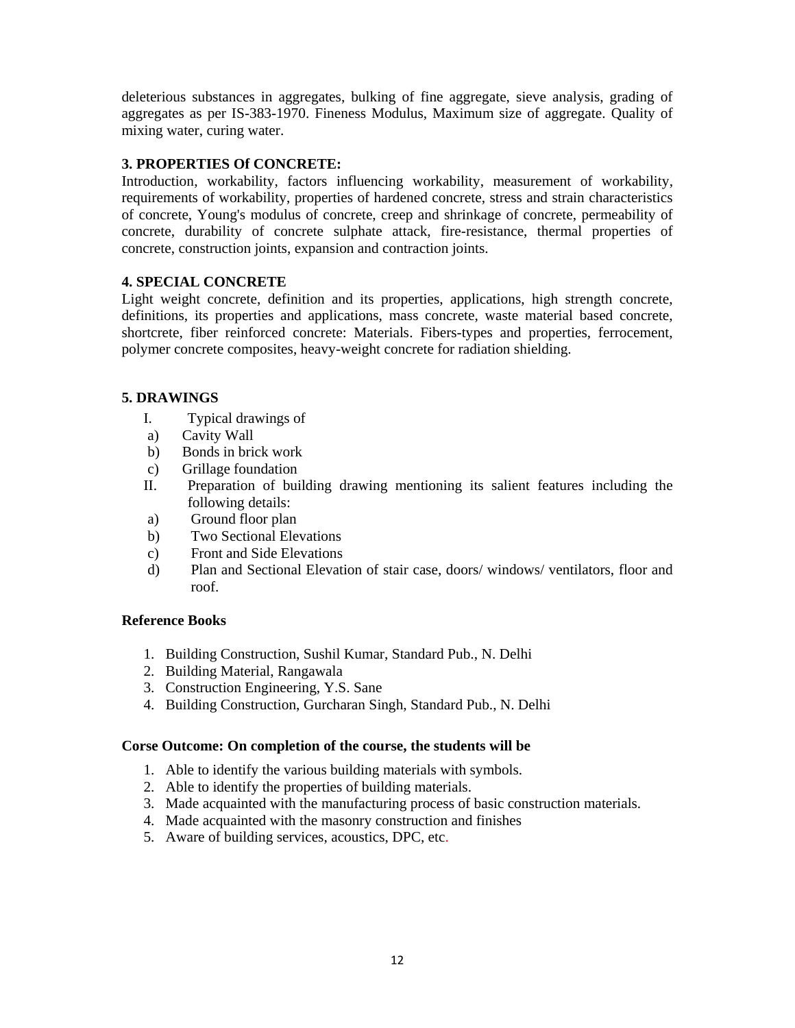deleterious substances in aggregates, bulking of fine aggregate, sieve analysis, grading of aggregates as per IS-383-1970. Fineness Modulus, Maximum size of aggregate. Quality of mixing water, curing water.

**3. PROPERTIES Of CONCRETE:**

Introduction, workability, factors influencing workability, measurement of workability, requirements of workability, properties of hardened concrete, stress and strain characteristics of concrete, Young's modulus of concrete, creep and shrinkage of concrete, permeability of concrete, durability of concrete sulphate attack, fire-resistance, thermal properties of concrete, construction joints, expansion and contraction joints.

**4. SPECIAL CONCRETE**

Light weight concrete, definition and its properties, applications, high strength concrete, definitions, its properties and applications, mass concrete, waste material based concrete, shortcrete, fiber reinforced concrete: Materials. Fibers-types and properties, ferrocement, polymer concrete composites, heavy-weight concrete for radiation shielding.

**5. DRAWINGS**

I. Typical drawings of
  a) Cavity Wall
  b) Bonds in brick work
  c) Grillage foundation

II. Preparation of building drawing mentioning its salient features including the following details:
  a) Ground floor plan
  b) Two Sectional Elevations
  c) Front and Side Elevations
  d) Plan and Sectional Elevation of stair case, doors/ windows/ ventilators, floor and roof.

**Reference Books**

1. Building Construction, Sushil Kumar, Standard Pub., N. Delhi
2. Building Material, Rangawala
3. Construction Engineering, Y.S. Sane
4. Building Construction, Gurcharan Singh, Standard Pub., N. Delhi

**Corse Outcome: On completion of the course, the students will be**

1. Able to identify the various building materials with symbols.
2. Able to identify the properties of building materials.
3. Made acquainted with the manufacturing process of basic construction materials.
4. Made acquainted with the masonry construction and finishes
5. Aware of building services, acoustics, DPC, etc.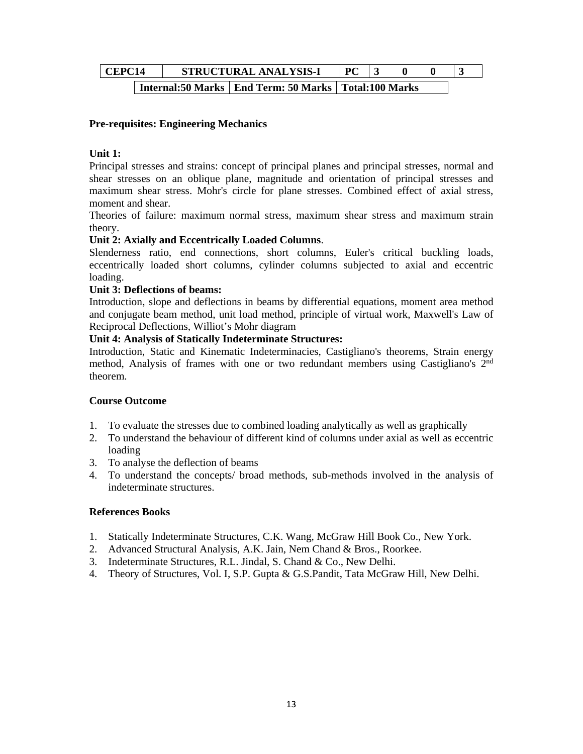| CEPC14 | STRUCTURAL ANALYSIS-I | PC | 3 | 0 | 0 | 3 |
|---|---|---|---|---|---|---|

| Internal:50 Marks | End Term: 50 Marks | Total:100 Marks |
|---|---|---|

**Pre-requisites: Engineering Mechanics**

**Unit 1:**

Principal stresses and strains: concept of principal planes and principal stresses, normal and shear stresses on an oblique plane, magnitude and orientation of principal stresses and maximum shear stress. Mohr's circle for plane stresses. Combined effect of axial stress, moment and shear.

Theories of failure: maximum normal stress, maximum shear stress and maximum strain theory.

**Unit 2: Axially and Eccentrically Loaded Columns**.

Slenderness ratio, end connections, short columns, Euler's critical buckling loads, eccentrically loaded short columns, cylinder columns subjected to axial and eccentric loading.

**Unit 3: Deflections of beams:**

Introduction, slope and deflections in beams by differential equations, moment area method and conjugate beam method, unit load method, principle of virtual work, Maxwell's Law of Reciprocal Deflections, Williot's Mohr diagram

**Unit 4: Analysis of Statically Indeterminate Structures:**

Introduction, Static and Kinematic Indeterminacies, Castigliano's theorems, Strain energy method, Analysis of frames with one or two redundant members using Castigliano's 2nd theorem.

**Course Outcome**

1. To evaluate the stresses due to combined loading analytically as well as graphically
2. To understand the behaviour of different kind of columns under axial as well as eccentric loading
3. To analyse the deflection of beams
4. To understand the concepts/ broad methods, sub-methods involved in the analysis of indeterminate structures.

**References Books**

1. Statically Indeterminate Structures, C.K. Wang, McGraw Hill Book Co., New York.
2. Advanced Structural Analysis, A.K. Jain, Nem Chand & Bros., Roorkee.
3. Indeterminate Structures, R.L. Jindal, S. Chand & Co., New Delhi.
4. Theory of Structures, Vol. I, S.P. Gupta & G.S.Pandit, Tata McGraw Hill, New Delhi.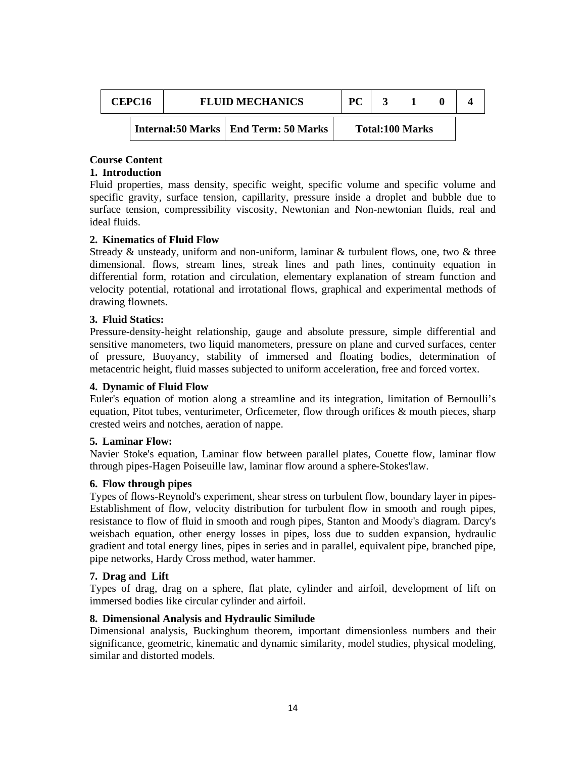| CEPC16 | FLUID MECHANICS | PC | 3 | 1 | 0 | 4 |
|---|---|---|---|---|---|---|

| Internal:50 Marks | End Term: 50 Marks | Total:100 Marks |
|---|---|---|

**Course Content**

**1. Introduction**

Fluid properties, mass density, specific weight, specific volume and specific volume and specific gravity, surface tension, capillarity, pressure inside a droplet and bubble due to surface tension, compressibility viscosity, Newtonian and Non-newtonian fluids, real and ideal fluids.

**2. Kinematics of Fluid Flow**

Stready & unsteady, uniform and non-uniform, laminar & turbulent flows, one, two & three dimensional. flows, stream lines, streak lines and path lines, continuity equation in differential form, rotation and circulation, elementary explanation of stream function and velocity potential, rotational and irrotational flows, graphical and experimental methods of drawing flownets.

**3. Fluid Statics:**

Pressure-density-height relationship, gauge and absolute pressure, simple differential and sensitive manometers, two liquid manometers, pressure on plane and curved surfaces, center of pressure, Buoyancy, stability of immersed and floating bodies, determination of metacentric height, fluid masses subjected to uniform acceleration, free and forced vortex.

**4. Dynamic of Fluid Flow**

Euler's equation of motion along a streamline and its integration, limitation of Bernoulli's equation, Pitot tubes, venturimeter, Orficemeter, flow through orifices & mouth pieces, sharp crested weirs and notches, aeration of nappe.

**5. Laminar Flow:**

Navier Stoke's equation, Laminar flow between parallel plates, Couette flow, laminar flow through pipes-Hagen Poiseuille law, laminar flow around a sphere-Stokes'law.

**6. Flow through pipes**

Types of flows-Reynold's experiment, shear stress on turbulent flow, boundary layer in pipes-Establishment of flow, velocity distribution for turbulent flow in smooth and rough pipes, resistance to flow of fluid in smooth and rough pipes, Stanton and Moody's diagram. Darcy's weisbach equation, other energy losses in pipes, loss due to sudden expansion, hydraulic gradient and total energy lines, pipes in series and in parallel, equivalent pipe, branched pipe, pipe networks, Hardy Cross method, water hammer.

**7. Drag and Lift**

Types of drag, drag on a sphere, flat plate, cylinder and airfoil, development of lift on immersed bodies like circular cylinder and airfoil.

**8. Dimensional Analysis and Hydraulic Similude**

Dimensional analysis, Buckinghum theorem, important dimensionless numbers and their significance, geometric, kinematic and dynamic similarity, model studies, physical modeling, similar and distorted models.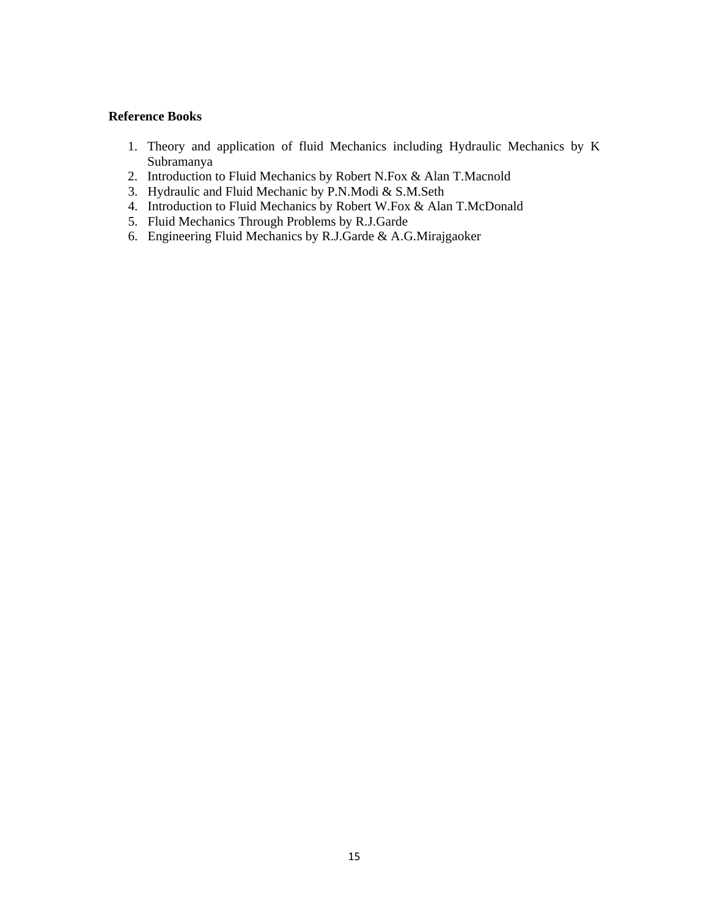**Reference Books**

1. Theory and application of fluid Mechanics including Hydraulic Mechanics by K Subramanya
2. Introduction to Fluid Mechanics by Robert N.Fox & Alan T.Macnold
3. Hydraulic and Fluid Mechanic by P.N.Modi & S.M.Seth
4. Introduction to Fluid Mechanics by Robert W.Fox & Alan T.McDonald
5. Fluid Mechanics Through Problems by R.J.Garde
6. Engineering Fluid Mechanics by R.J.Garde & A.G.Mirajgaoker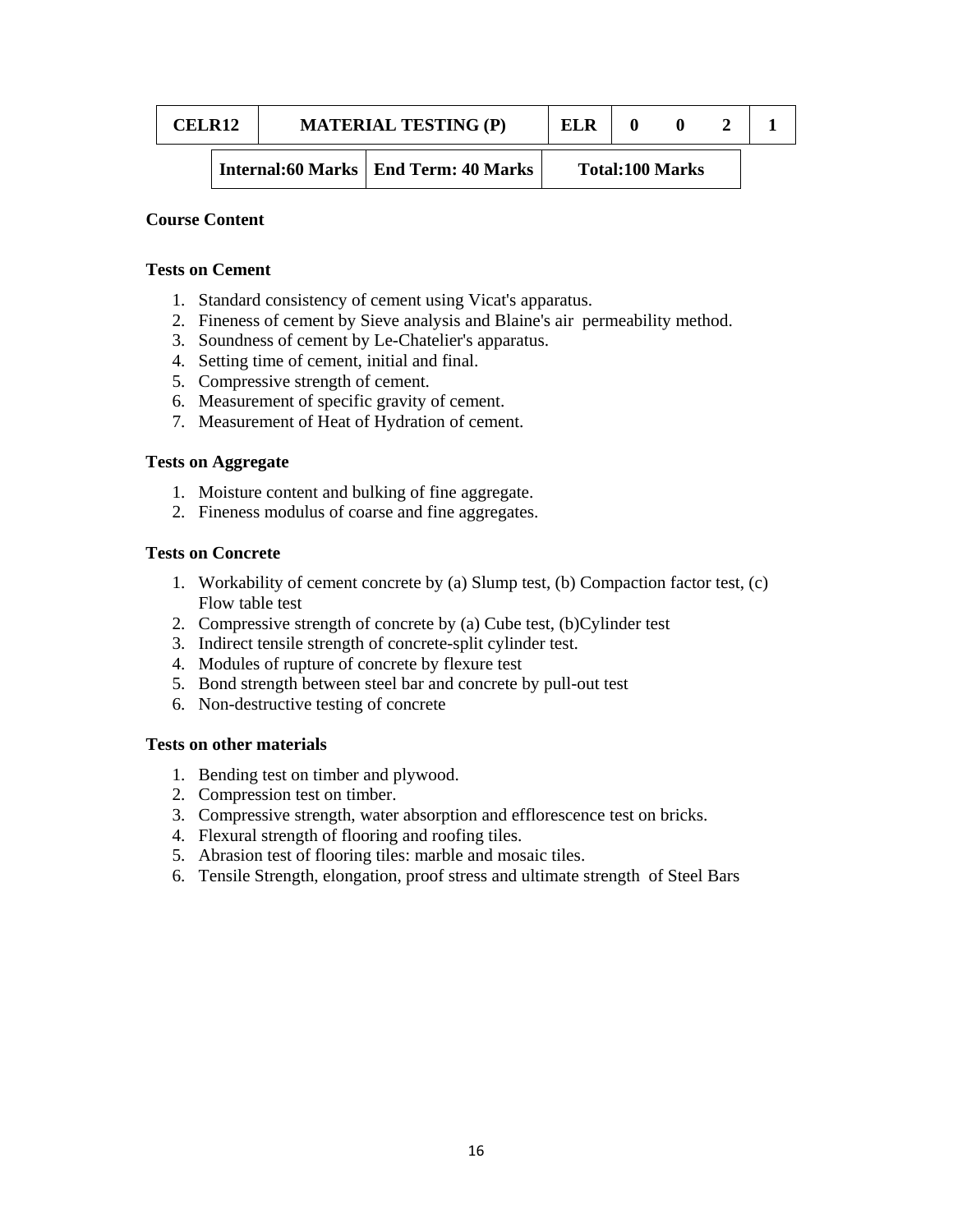| CELR12 | MATERIAL TESTING (P) | ELR | 0 | 0 | 2 | 1 |
|---|---|---|---|---|---|---|
| | Internal:60 Marks | End Term: 40 Marks | Total:100 Marks | | | |

**Course Content**

**Tests on Cement**

1. Standard consistency of cement using Vicat's apparatus.
2. Fineness of cement by Sieve analysis and Blaine's air permeability method.
3. Soundness of cement by Le-Chatelier's apparatus.
4. Setting time of cement, initial and final.
5. Compressive strength of cement.
6. Measurement of specific gravity of cement.
7. Measurement of Heat of Hydration of cement.

**Tests on Aggregate**

1. Moisture content and bulking of fine aggregate.
2. Fineness modulus of coarse and fine aggregates.

**Tests on Concrete**

1. Workability of cement concrete by (a) Slump test, (b) Compaction factor test, (c) Flow table test
2. Compressive strength of concrete by (a) Cube test, (b)Cylinder test
3. Indirect tensile strength of concrete-split cylinder test.
4. Modules of rupture of concrete by flexure test
5. Bond strength between steel bar and concrete by pull-out test
6. Non-destructive testing of concrete

**Tests on other materials**

1. Bending test on timber and plywood.
2. Compression test on timber.
3. Compressive strength, water absorption and efflorescence test on bricks.
4. Flexural strength of flooring and roofing tiles.
5. Abrasion test of flooring tiles: marble and mosaic tiles.
6. Tensile Strength, elongation, proof stress and ultimate strength of Steel Bars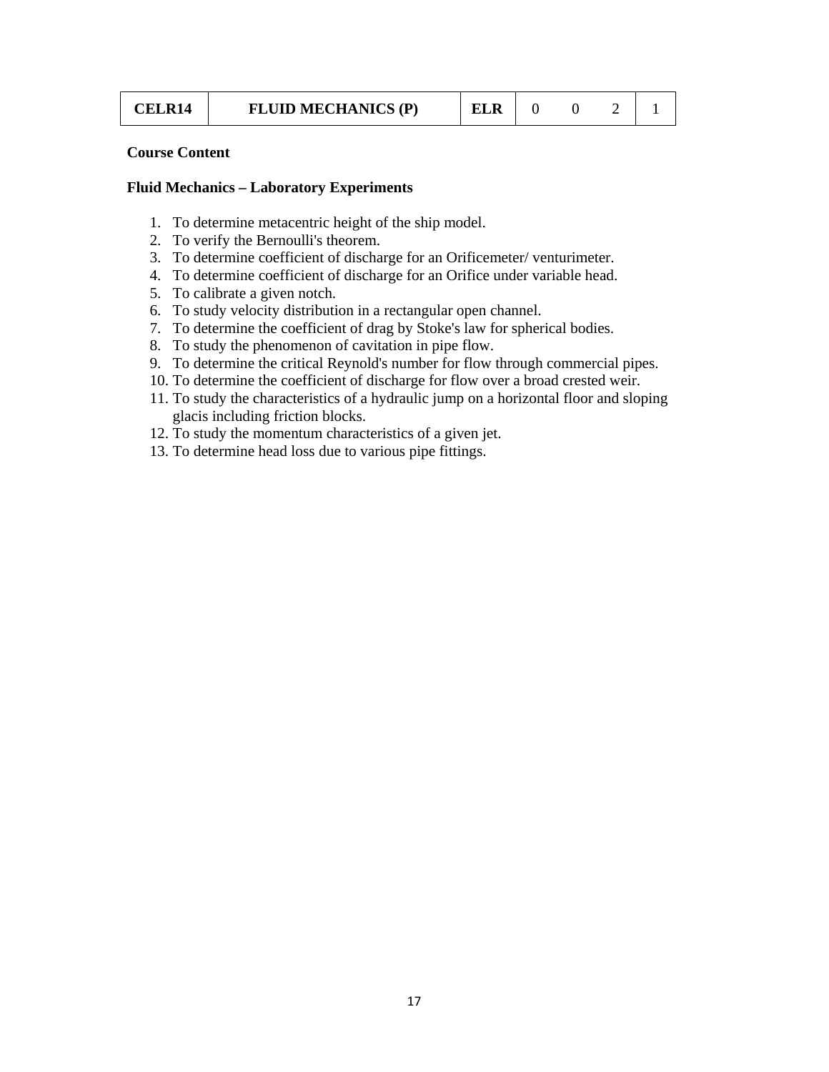| CELR14 | FLUID MECHANICS (P) | ELR | 0 | 0 | 2 | 1 |
|---|---|---|---|---|---|---|

**Course Content**

**Fluid Mechanics – Laboratory Experiments**

1. To determine metacentric height of the ship model.
2. To verify the Bernoulli's theorem.
3. To determine coefficient of discharge for an Orificemeter/ venturimeter.
4. To determine coefficient of discharge for an Orifice under variable head.
5. To calibrate a given notch.
6. To study velocity distribution in a rectangular open channel.
7. To determine the coefficient of drag by Stoke's law for spherical bodies.
8. To study the phenomenon of cavitation in pipe flow.
9. To determine the critical Reynold's number for flow through commercial pipes.
10. To determine the coefficient of discharge for flow over a broad crested weir.
11. To study the characteristics of a hydraulic jump on a horizontal floor and sloping glacis including friction blocks.
12. To study the momentum characteristics of a given jet.
13. To determine head loss due to various pipe fittings.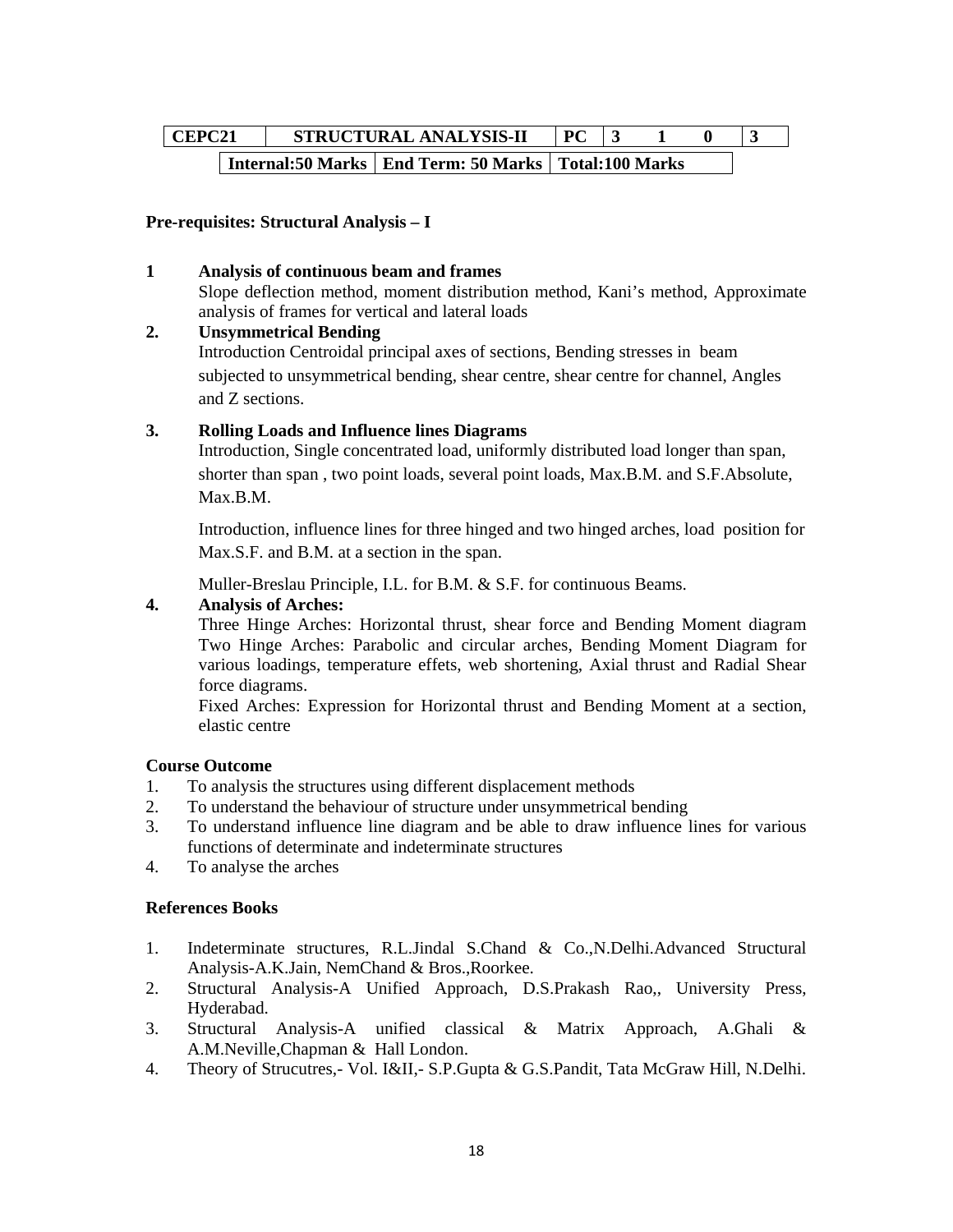| CEPC21 | STRUCTURAL ANALYSIS-II | PC | 3 | 1 | 0 | 3 |
|---|---|---|---|---|---|---|

| Internal:50 Marks | End Term: 50 Marks | Total:100 Marks |
|---|---|---|

**Pre-requisites: Structural Analysis – I**

**1 Analysis of continuous beam and frames**

Slope deflection method, moment distribution method, Kani's method, Approximate analysis of frames for vertical and lateral loads

**2. Unsymmetrical Bending**

Introduction Centroidal principal axes of sections, Bending stresses in beam subjected to unsymmetrical bending, shear centre, shear centre for channel, Angles and Z sections.

**3. Rolling Loads and Influence lines Diagrams**

Introduction, Single concentrated load, uniformly distributed load longer than span, shorter than span , two point loads, several point loads, Max.B.M. and S.F.Absolute, Max.B.M.

Introduction, influence lines for three hinged and two hinged arches, load position for Max.S.F. and B.M. at a section in the span.

Muller-Breslau Principle, I.L. for B.M. & S.F. for continuous Beams.

**4. Analysis of Arches:**

Three Hinge Arches: Horizontal thrust, shear force and Bending Moment diagram Two Hinge Arches: Parabolic and circular arches, Bending Moment Diagram for various loadings, temperature effets, web shortening, Axial thrust and Radial Shear force diagrams.

Fixed Arches: Expression for Horizontal thrust and Bending Moment at a section, elastic centre

**Course Outcome**

1. To analysis the structures using different displacement methods
2. To understand the behaviour of structure under unsymmetrical bending
3. To understand influence line diagram and be able to draw influence lines for various functions of determinate and indeterminate structures
4. To analyse the arches

**References Books**

1. Indeterminate structures, R.L.Jindal S.Chand & Co.,N.Delhi.Advanced Structural Analysis-A.K.Jain, NemChand & Bros.,Roorkee.
2. Structural Analysis-A Unified Approach, D.S.Prakash Rao,, University Press, Hyderabad.
3. Structural Analysis-A unified classical & Matrix Approach, A.Ghali & A.M.Neville,Chapman & Hall London.
4. Theory of Strucutres,- Vol. I&II,- S.P.Gupta & G.S.Pandit, Tata McGraw Hill, N.Delhi.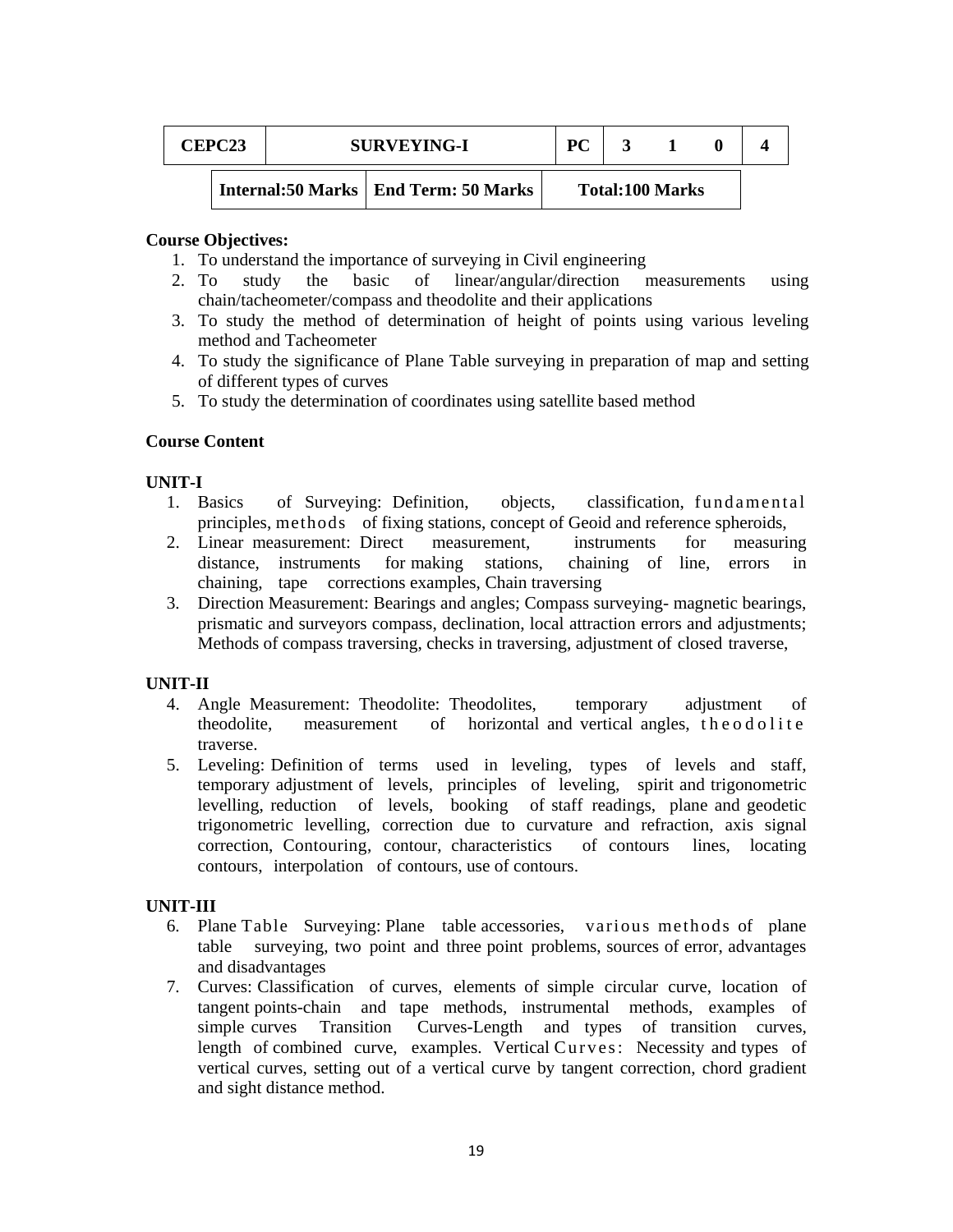| CEPC23 | SURVEYING-I | PC | 3 | 1 | 0 | 4 |
|---|---|---|---|---|---|---|
| Internal:50 Marks | End Term: 50 Marks | Total:100 Marks | | | | |

**Course Objectives:**

1. To understand the importance of surveying in Civil engineering
2. To study the basic of linear/angular/direction measurements using chain/tacheometer/compass and theodolite and their applications
3. To study the method of determination of height of points using various leveling method and Tacheometer
4. To study the significance of Plane Table surveying in preparation of map and setting of different types of curves
5. To study the determination of coordinates using satellite based method

**Course Content**

**UNIT-I**

1. Basics of Surveying: Definition, objects, classification, fundamental principles, methods of fixing stations, concept of Geoid and reference spheroids,
2. Linear measurement: Direct measurement, instruments for measuring distance, instruments for making stations, chaining of line, errors in chaining, tape corrections examples, Chain traversing
3. Direction Measurement: Bearings and angles; Compass surveying- magnetic bearings, prismatic and surveyors compass, declination, local attraction errors and adjustments; Methods of compass traversing, checks in traversing, adjustment of closed traverse,

**UNIT-II**

4. Angle Measurement: Theodolite: Theodolites, temporary adjustment of theodolite, measurement of horizontal and vertical angles, theodolite traverse.
5. Leveling: Definition of terms used in leveling, types of levels and staff, temporary adjustment of levels, principles of leveling, spirit and trigonometric levelling, reduction of levels, booking of staff readings, plane and geodetic trigonometric levelling, correction due to curvature and refraction, axis signal correction, Contouring, contour, characteristics of contours lines, locating contours, interpolation of contours, use of contours.

**UNIT-III**

6. Plane Table Surveying: Plane table accessories, various methods of plane table surveying, two point and three point problems, sources of error, advantages and disadvantages
7. Curves: Classification of curves, elements of simple circular curve, location of tangent points-chain and tape methods, instrumental methods, examples of simple curves Transition Curves-Length and types of transition curves, length of combined curve, examples. Vertical Curves: Necessity and types of vertical curves, setting out of a vertical curve by tangent correction, chord gradient and sight distance method.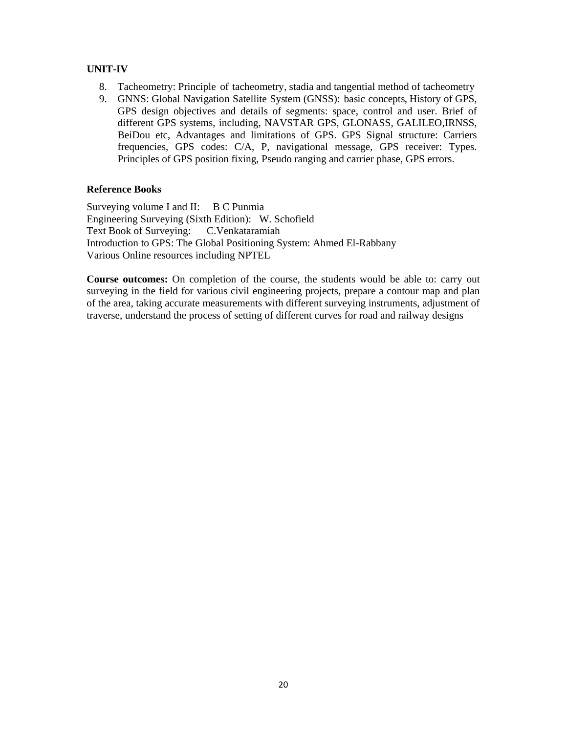**UNIT-IV**

8. Tacheometry: Principle of tacheometry, stadia and tangential method of tacheometry
9. GNNS: Global Navigation Satellite System (GNSS): basic concepts, History of GPS, GPS design objectives and details of segments: space, control and user. Brief of different GPS systems, including, NAVSTAR GPS, GLONASS, GALILEO,IRNSS, BeiDou etc, Advantages and limitations of GPS. GPS Signal structure: Carriers frequencies, GPS codes: C/A, P, navigational message, GPS receiver: Types. Principles of GPS position fixing, Pseudo ranging and carrier phase, GPS errors.

**Reference Books**

Surveying volume I and II: B C Punmia
Engineering Surveying (Sixth Edition): W. Schofield
Text Book of Surveying: C.Venkataramiah
Introduction to GPS: The Global Positioning System: Ahmed El-Rabbany
Various Online resources including NPTEL

**Course outcomes:** On completion of the course, the students would be able to: carry out surveying in the field for various civil engineering projects, prepare a contour map and plan of the area, taking accurate measurements with different surveying instruments, adjustment of traverse, understand the process of setting of different curves for road and railway designs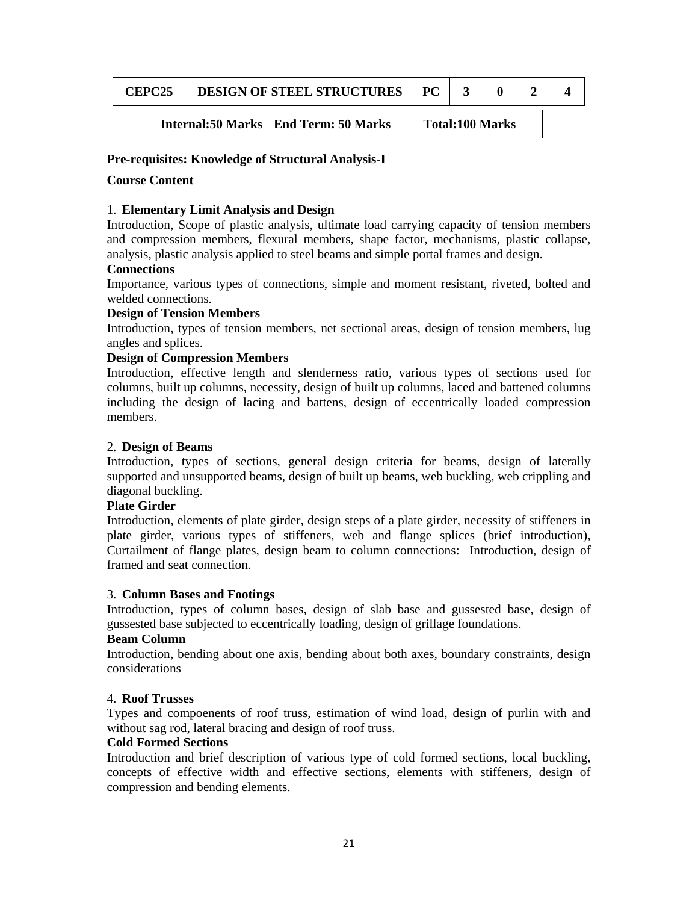| CEPC25 | DESIGN OF STEEL STRUCTURES | PC | 3 | 0 | 2 | 4 |
|---|---|---|---|---|---|---|

| Internal:50 Marks | End Term: 50 Marks | Total:100 Marks |
|---|---|---|

**Pre-requisites: Knowledge of Structural Analysis-I**

**Course Content**

1. **Elementary Limit Analysis and Design**

Introduction, Scope of plastic analysis, ultimate load carrying capacity of tension members and compression members, flexural members, shape factor, mechanisms, plastic collapse, analysis, plastic analysis applied to steel beams and simple portal frames and design.

**Connections**

Importance, various types of connections, simple and moment resistant, riveted, bolted and welded connections.

**Design of Tension Members**

Introduction, types of tension members, net sectional areas, design of tension members, lug angles and splices.

**Design of Compression Members**

Introduction, effective length and slenderness ratio, various types of sections used for columns, built up columns, necessity, design of built up columns, laced and battened columns including the design of lacing and battens, design of eccentrically loaded compression members.

2. **Design of Beams**

Introduction, types of sections, general design criteria for beams, design of laterally supported and unsupported beams, design of built up beams, web buckling, web crippling and diagonal buckling.

**Plate Girder**

Introduction, elements of plate girder, design steps of a plate girder, necessity of stiffeners in plate girder, various types of stiffeners, web and flange splices (brief introduction), Curtailment of flange plates, design beam to column connections: Introduction, design of framed and seat connection.

3. **Column Bases and Footings**

Introduction, types of column bases, design of slab base and gussested base, design of gussested base subjected to eccentrically loading, design of grillage foundations.

**Beam Column**

Introduction, bending about one axis, bending about both axes, boundary constraints, design considerations

4. **Roof Trusses**

Types and compoenents of roof truss, estimation of wind load, design of purlin with and without sag rod, lateral bracing and design of roof truss.

**Cold Formed Sections**

Introduction and brief description of various type of cold formed sections, local buckling, concepts of effective width and effective sections, elements with stiffeners, design of compression and bending elements.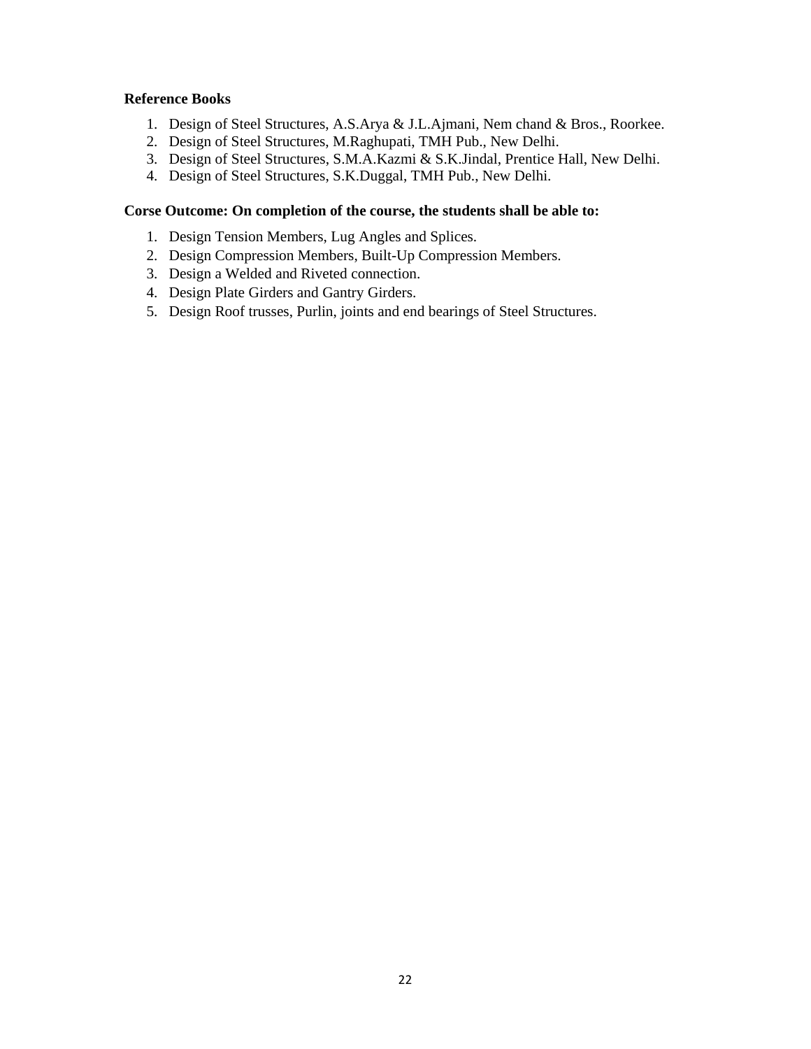**Reference Books**

1. Design of Steel Structures, A.S.Arya & J.L.Ajmani, Nem chand & Bros., Roorkee.
2. Design of Steel Structures, M.Raghupati, TMH Pub., New Delhi.
3. Design of Steel Structures, S.M.A.Kazmi & S.K.Jindal, Prentice Hall, New Delhi.
4. Design of Steel Structures, S.K.Duggal, TMH Pub., New Delhi.

**Corse Outcome: On completion of the course, the students shall be able to:**

1. Design Tension Members, Lug Angles and Splices.
2. Design Compression Members, Built-Up Compression Members.
3. Design a Welded and Riveted connection.
4. Design Plate Girders and Gantry Girders.
5. Design Roof trusses, Purlin, joints and end bearings of Steel Structures.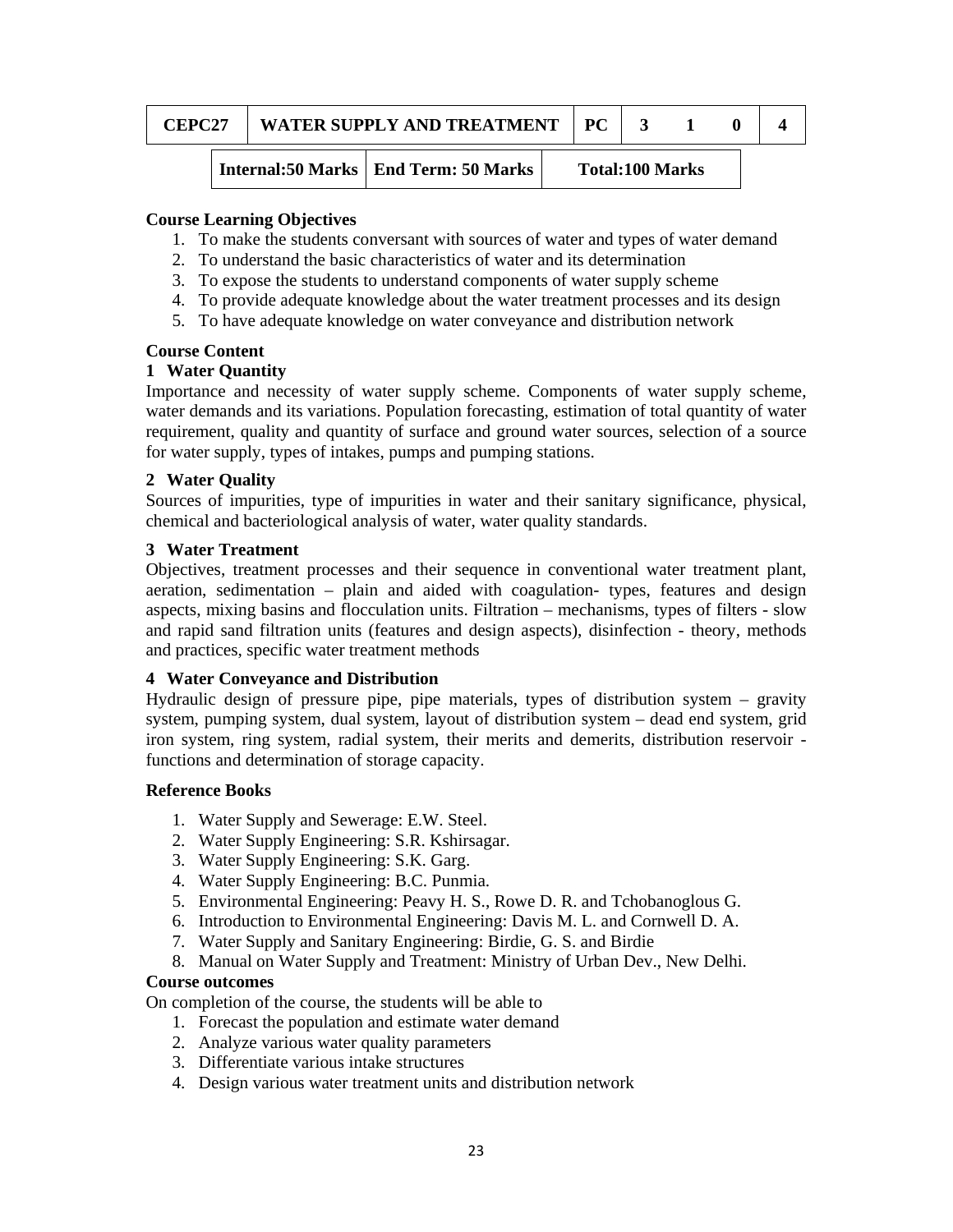| CEPC27 | WATER SUPPLY AND TREATMENT | PC | 3 | 1 | 0 | 4 |
|---|---|---|---|---|---|---|

| Internal:50 Marks | End Term: 50 Marks | Total:100 Marks |
|---|---|---|

**Course Learning Objectives**

1. To make the students conversant with sources of water and types of water demand
2. To understand the basic characteristics of water and its determination
3. To expose the students to understand components of water supply scheme
4. To provide adequate knowledge about the water treatment processes and its design
5. To have adequate knowledge on water conveyance and distribution network

**Course Content**

**1 Water Quantity**

Importance and necessity of water supply scheme. Components of water supply scheme, water demands and its variations. Population forecasting, estimation of total quantity of water requirement, quality and quantity of surface and ground water sources, selection of a source for water supply, types of intakes, pumps and pumping stations.

**2 Water Quality**

Sources of impurities, type of impurities in water and their sanitary significance, physical, chemical and bacteriological analysis of water, water quality standards.

**3 Water Treatment**

Objectives, treatment processes and their sequence in conventional water treatment plant, aeration, sedimentation – plain and aided with coagulation- types, features and design aspects, mixing basins and flocculation units. Filtration – mechanisms, types of filters - slow and rapid sand filtration units (features and design aspects), disinfection - theory, methods and practices, specific water treatment methods

**4 Water Conveyance and Distribution**

Hydraulic design of pressure pipe, pipe materials, types of distribution system – gravity system, pumping system, dual system, layout of distribution system – dead end system, grid iron system, ring system, radial system, their merits and demerits, distribution reservoir - functions and determination of storage capacity.

**Reference Books**

1. Water Supply and Sewerage: E.W. Steel.
2. Water Supply Engineering: S.R. Kshirsagar.
3. Water Supply Engineering: S.K. Garg.
4. Water Supply Engineering: B.C. Punmia.
5. Environmental Engineering: Peavy H. S., Rowe D. R. and Tchobanoglous G.
6. Introduction to Environmental Engineering: Davis M. L. and Cornwell D. A.
7. Water Supply and Sanitary Engineering: Birdie, G. S. and Birdie
8. Manual on Water Supply and Treatment: Ministry of Urban Dev., New Delhi.

**Course outcomes**

On completion of the course, the students will be able to

1. Forecast the population and estimate water demand
2. Analyze various water quality parameters
3. Differentiate various intake structures
4. Design various water treatment units and distribution network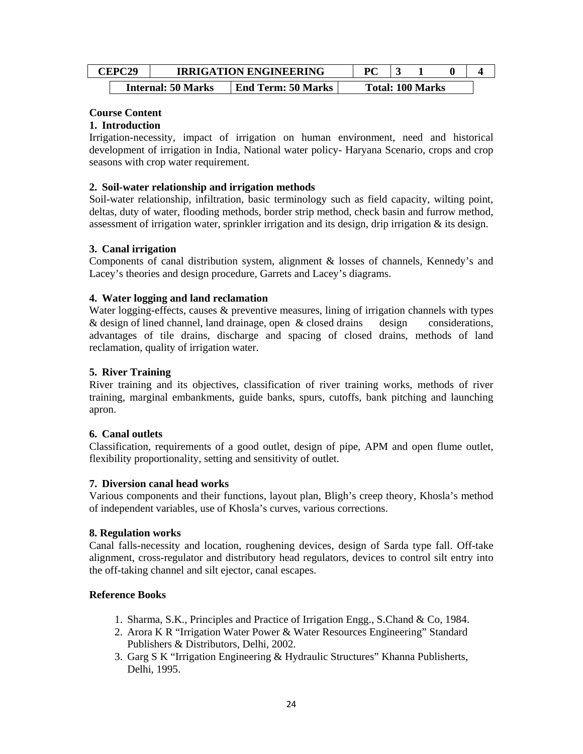| CEPC29 | IRRIGATION ENGINEERING | PC | 3 | 1 | 0 | 4 |
|---|---|---|---|---|---|---|
| Internal: 50 Marks | End Term: 50 Marks | Total: 100 Marks | | | | |

**Course Content**

**1. Introduction**

Irrigation-necessity, impact of irrigation on human environment, need and historical development of irrigation in India, National water policy- Haryana Scenario, crops and crop seasons with crop water requirement.

**2. Soil-water relationship and irrigation methods**

Soil-water relationship, infiltration, basic terminology such as field capacity, wilting point, deltas, duty of water, flooding methods, border strip method, check basin and furrow method, assessment of irrigation water, sprinkler irrigation and its design, drip irrigation & its design.

**3. Canal irrigation**

Components of canal distribution system, alignment & losses of channels, Kennedy's and Lacey's theories and design procedure, Garrets and Lacey's diagrams.

**4. Water logging and land reclamation**

Water logging-effects, causes & preventive measures, lining of irrigation channels with types & design of lined channel, land drainage, open & closed drains design considerations, advantages of tile drains, discharge and spacing of closed drains, methods of land reclamation, quality of irrigation water.

**5. River Training**

River training and its objectives, classification of river training works, methods of river training, marginal embankments, guide banks, spurs, cutoffs, bank pitching and launching apron.

**6. Canal outlets**

Classification, requirements of a good outlet, design of pipe, APM and open flume outlet, flexibility proportionality, setting and sensitivity of outlet.

**7. Diversion canal head works**

Various components and their functions, layout plan, Bligh's creep theory, Khosla's method of independent variables, use of Khosla's curves, various corrections.

**8. Regulation works**

Canal falls-necessity and location, roughening devices, design of Sarda type fall. Off-take alignment, cross-regulator and distributory head regulators, devices to control silt entry into the off-taking channel and silt ejector, canal escapes.

**Reference Books**

1. Sharma, S.K., Principles and Practice of Irrigation Engg., S.Chand & Co, 1984.
2. Arora K R "Irrigation Water Power & Water Resources Engineering" Standard Publishers & Distributors, Delhi, 2002.
3. Garg S K "Irrigation Engineering & Hydraulic Structures" Khanna Publisherts, Delhi, 1995.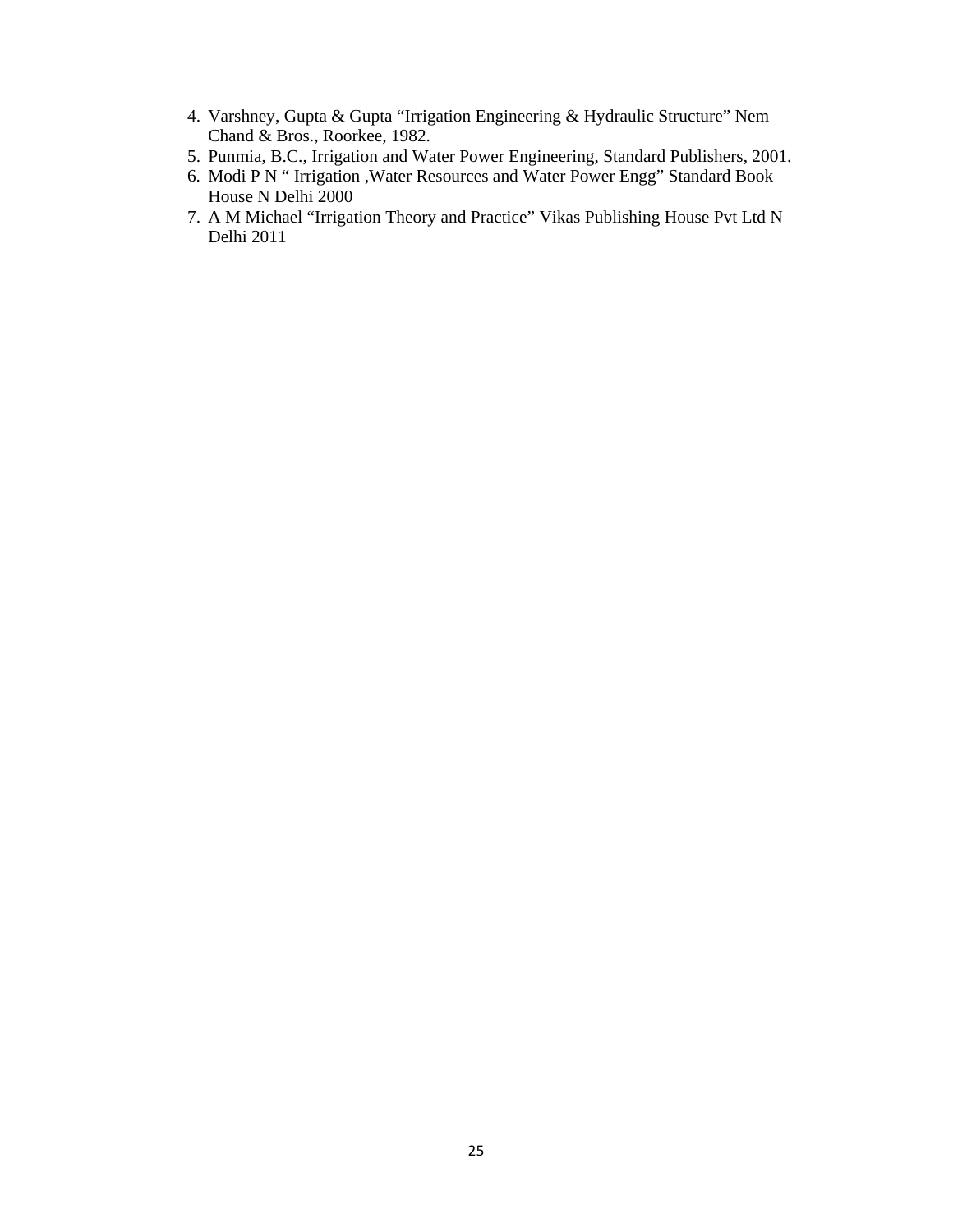4. Varshney, Gupta & Gupta “Irrigation Engineering & Hydraulic Structure” Nem Chand & Bros., Roorkee, 1982.
5. Punmia, B.C., Irrigation and Water Power Engineering, Standard Publishers, 2001.
6. Modi P N “ Irrigation ,Water Resources and Water Power Engg” Standard Book House N Delhi 2000
7. A M Michael “Irrigation Theory and Practice” Vikas Publishing House Pvt Ltd N Delhi 2011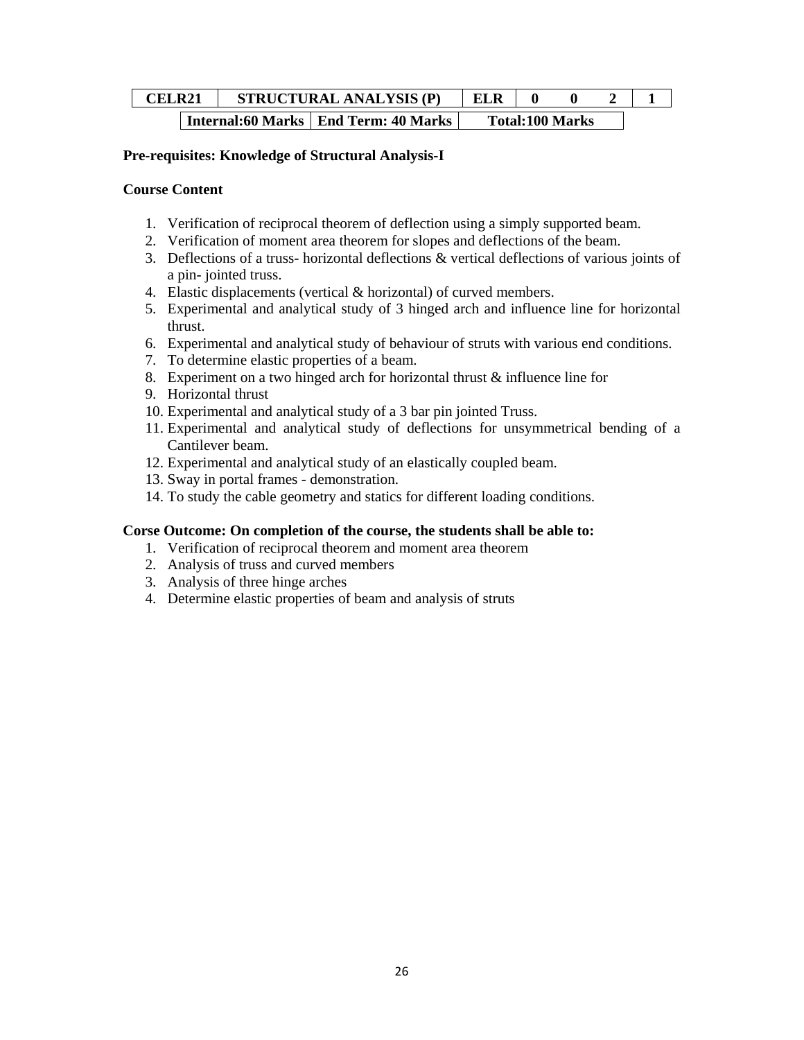| CELR21 | STRUCTURAL ANALYSIS (P) | ELR | 0 | 0 | 2 | 1 |
|---|---|---|---|---|---|---|
| | Internal:60 Marks | End Term: 40 Marks | Total:100 Marks | | | |

**Pre-requisites: Knowledge of Structural Analysis-I**

**Course Content**

1. Verification of reciprocal theorem of deflection using a simply supported beam.
2. Verification of moment area theorem for slopes and deflections of the beam.
3. Deflections of a truss- horizontal deflections & vertical deflections of various joints of a pin- jointed truss.
4. Elastic displacements (vertical & horizontal) of curved members.
5. Experimental and analytical study of 3 hinged arch and influence line for horizontal thrust.
6. Experimental and analytical study of behaviour of struts with various end conditions.
7. To determine elastic properties of a beam.
8. Experiment on a two hinged arch for horizontal thrust & influence line for
9. Horizontal thrust
10. Experimental and analytical study of a 3 bar pin jointed Truss.
11. Experimental and analytical study of deflections for unsymmetrical bending of a Cantilever beam.
12. Experimental and analytical study of an elastically coupled beam.
13. Sway in portal frames - demonstration.
14. To study the cable geometry and statics for different loading conditions.

**Corse Outcome: On completion of the course, the students shall be able to:**

1. Verification of reciprocal theorem and moment area theorem
2. Analysis of truss and curved members
3. Analysis of three hinge arches
4. Determine elastic properties of beam and analysis of struts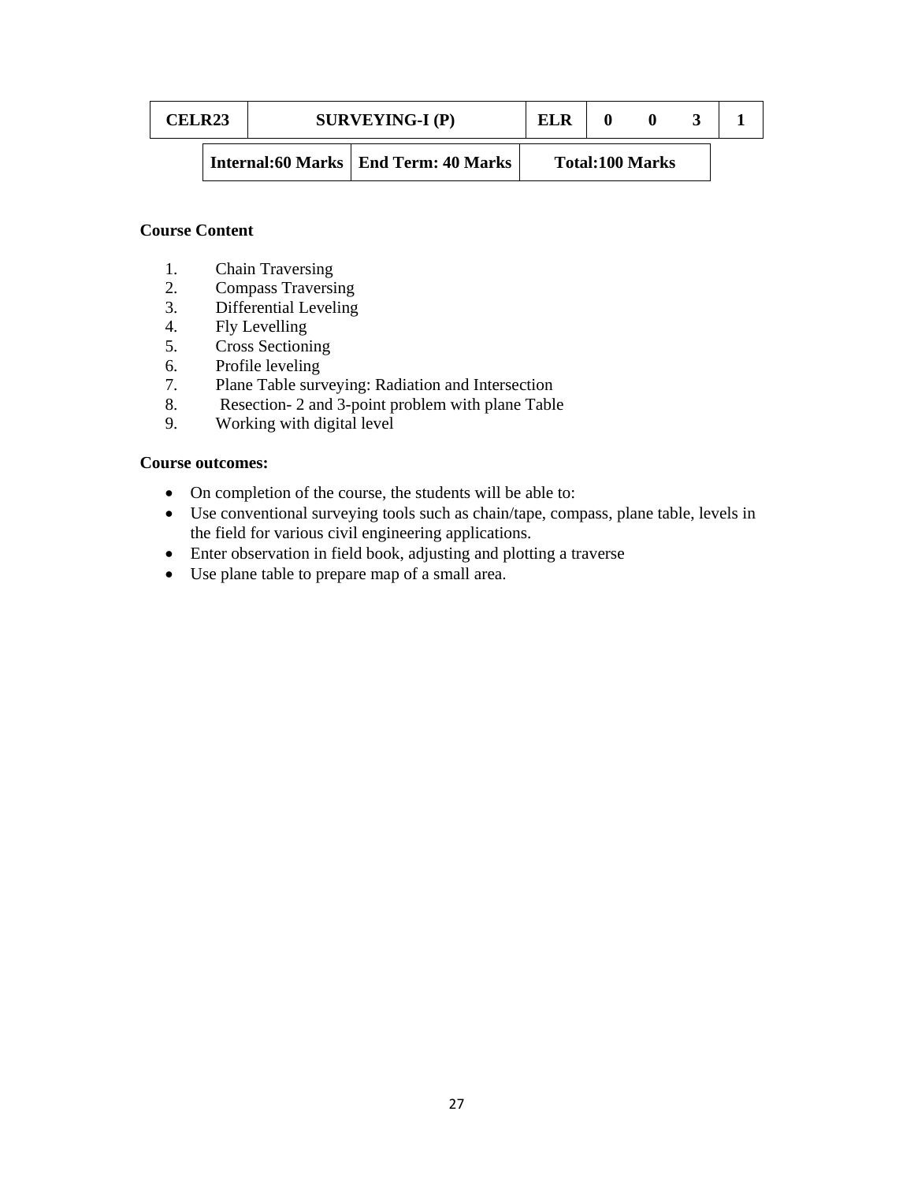| CELR23 | SURVEYING-I (P) | ELR | 0 | 0 | 3 | 1 |
|---|---|---|---|---|---|---|

| Internal:60 Marks | End Term: 40 Marks | Total:100 Marks |
|---|---|---|

**Course Content**

1. Chain Traversing
2. Compass Traversing
3. Differential Leveling
4. Fly Levelling
5. Cross Sectioning
6. Profile leveling
7. Plane Table surveying: Radiation and Intersection
8. Resection- 2 and 3-point problem with plane Table
9. Working with digital level

**Course outcomes:**

- On completion of the course, the students will be able to:
- Use conventional surveying tools such as chain/tape, compass, plane table, levels in the field for various civil engineering applications.
- Enter observation in field book, adjusting and plotting a traverse
- Use plane table to prepare map of a small area.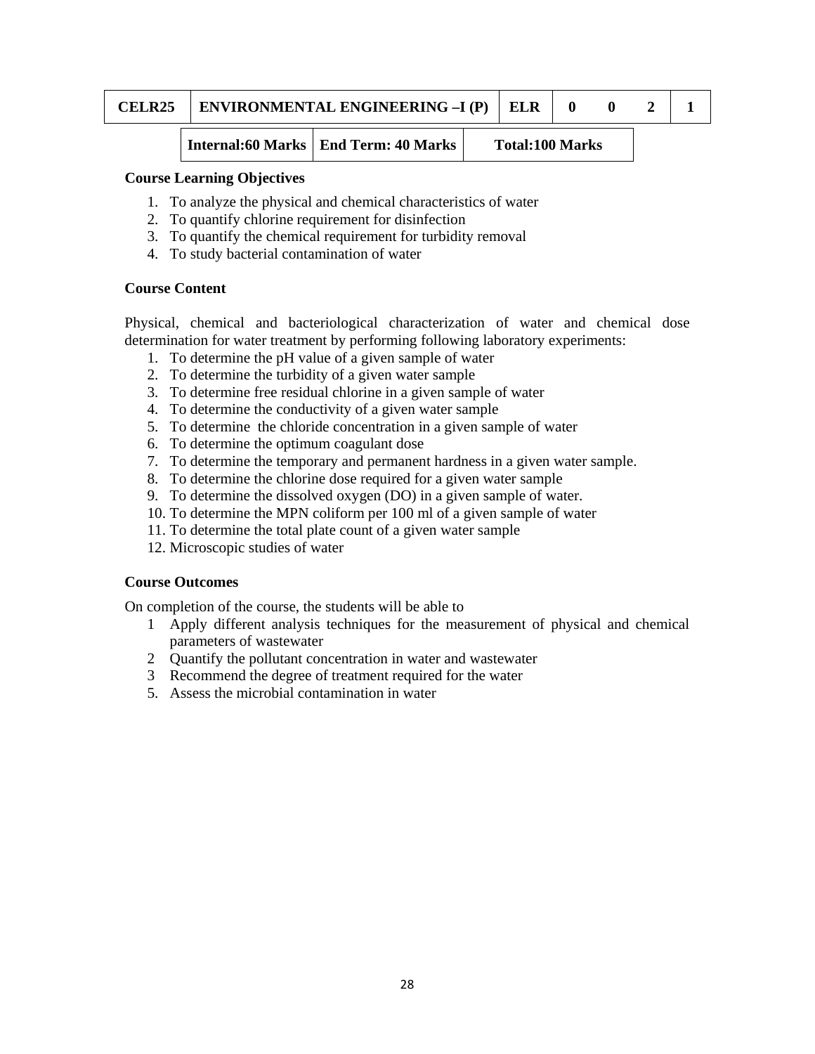| CELR25 | ENVIRONMENTAL ENGINEERING –I (P) | ELR | 0 | 0 | 2 | 1 |
|---|---|---|---|---|---|---|

| Internal:60 Marks | End Term: 40 Marks | Total:100 Marks |
|---|---|---|

**Course Learning Objectives**

1. To analyze the physical and chemical characteristics of water
2. To quantify chlorine requirement for disinfection
3. To quantify the chemical requirement for turbidity removal
4. To study bacterial contamination of water

**Course Content**

Physical, chemical and bacteriological characterization of water and chemical dose determination for water treatment by performing following laboratory experiments:

1. To determine the pH value of a given sample of water
2. To determine the turbidity of a given water sample
3. To determine free residual chlorine in a given sample of water
4. To determine the conductivity of a given water sample
5. To determine the chloride concentration in a given sample of water
6. To determine the optimum coagulant dose
7. To determine the temporary and permanent hardness in a given water sample.
8. To determine the chlorine dose required for a given water sample
9. To determine the dissolved oxygen (DO) in a given sample of water.
10. To determine the MPN coliform per 100 ml of a given sample of water
11. To determine the total plate count of a given water sample
12. Microscopic studies of water

**Course Outcomes**

On completion of the course, the students will be able to

1 Apply different analysis techniques for the measurement of physical and chemical parameters of wastewater

2 Quantify the pollutant concentration in water and wastewater

3 Recommend the degree of treatment required for the water

5. Assess the microbial contamination in water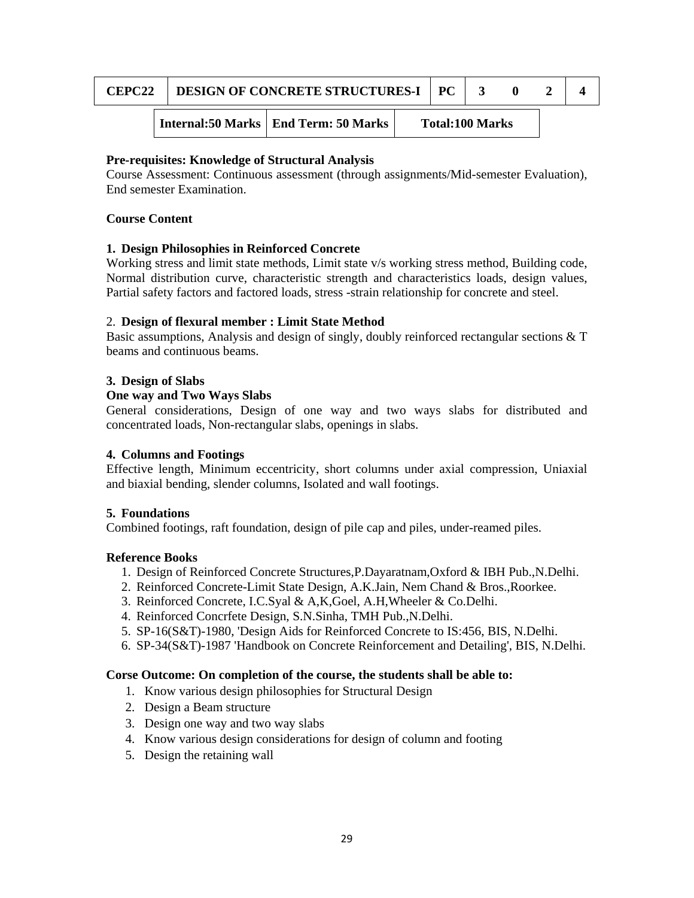| CEPC22 | DESIGN OF CONCRETE STRUCTURES-I | PC | 3 | 0 | 2 | 4 |
|---|---|---|---|---|---|---|

| Internal:50 Marks | End Term: 50 Marks | Total:100 Marks |
|---|---|---|

**Pre-requisites: Knowledge of Structural Analysis**

Course Assessment: Continuous assessment (through assignments/Mid-semester Evaluation), End semester Examination.

**Course Content**

**1. Design Philosophies in Reinforced Concrete**

Working stress and limit state methods, Limit state v/s working stress method, Building code, Normal distribution curve, characteristic strength and characteristics loads, design values, Partial safety factors and factored loads, stress -strain relationship for concrete and steel.

2. **Design of flexural member : Limit State Method**

Basic assumptions, Analysis and design of singly, doubly reinforced rectangular sections & T beams and continuous beams.

**3. Design of Slabs**

**One way and Two Ways Slabs**

General considerations, Design of one way and two ways slabs for distributed and concentrated loads, Non-rectangular slabs, openings in slabs.

**4. Columns and Footings**

Effective length, Minimum eccentricity, short columns under axial compression, Uniaxial and biaxial bending, slender columns, Isolated and wall footings.

**5. Foundations**

Combined footings, raft foundation, design of pile cap and piles, under-reamed piles.

**Reference Books**

1. Design of Reinforced Concrete Structures,P.Dayaratnam,Oxford & IBH Pub.,N.Delhi.
2. Reinforced Concrete-Limit State Design, A.K.Jain, Nem Chand & Bros.,Roorkee.
3. Reinforced Concrete, I.C.Syal & A,K,Goel, A.H,Wheeler & Co.Delhi.
4. Reinforced Concrfete Design, S.N.Sinha, TMH Pub.,N.Delhi.
5. SP-16(S&T)-1980, 'Design Aids for Reinforced Concrete to IS:456, BIS, N.Delhi.
6. SP-34(S&T)-1987 'Handbook on Concrete Reinforcement and Detailing', BIS, N.Delhi.

**Corse Outcome: On completion of the course, the students shall be able to:**

1. Know various design philosophies for Structural Design
2. Design a Beam structure
3. Design one way and two way slabs
4. Know various design considerations for design of column and footing
5. Design the retaining wall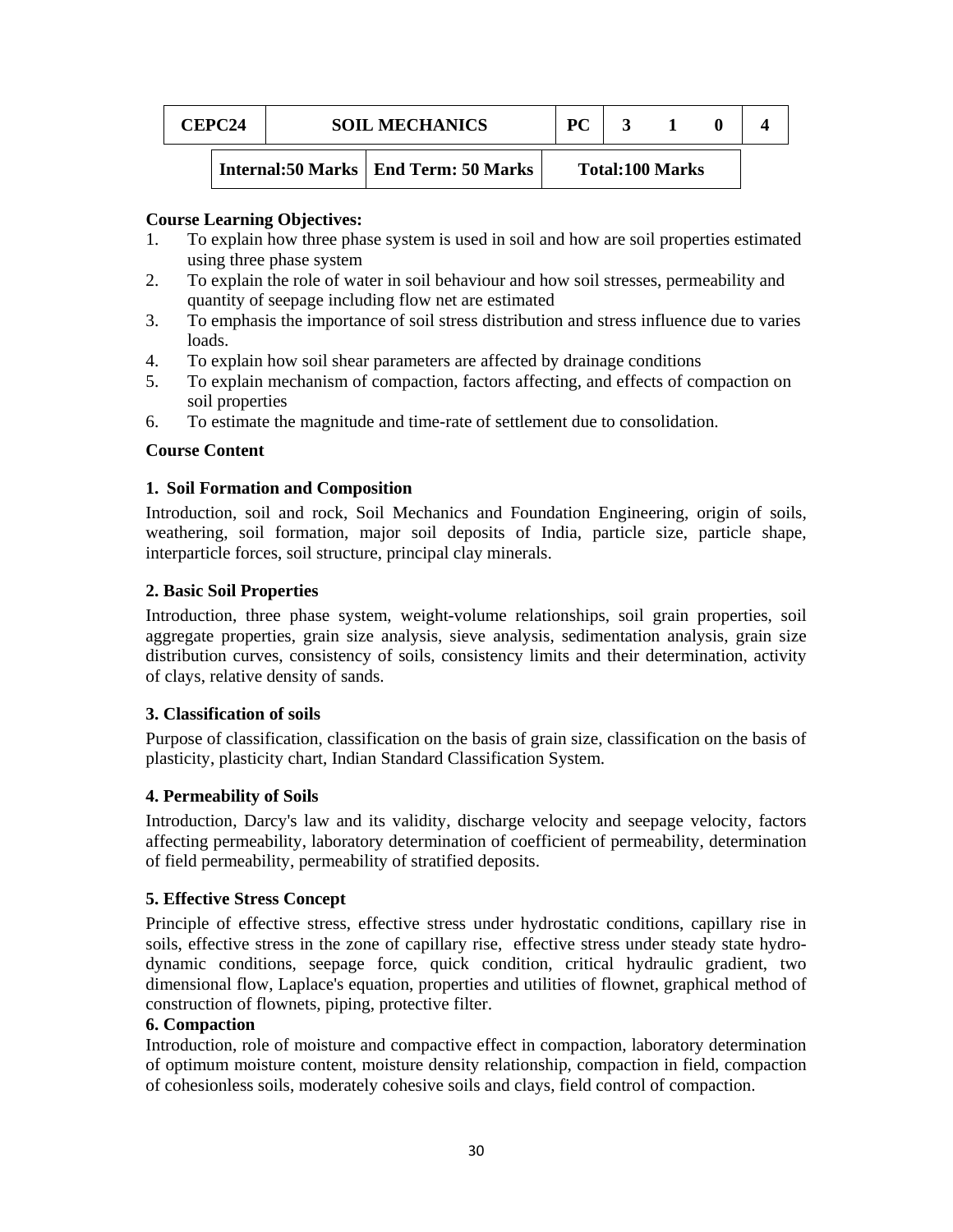| CEPC24 | SOIL MECHANICS | PC | 3 | 1 | 0 | 4 |
|---|---|---|---|---|---|---|

| Internal:50 Marks | End Term: 50 Marks | Total:100 Marks |
|---|---|---|

**Course Learning Objectives:**

1. To explain how three phase system is used in soil and how are soil properties estimated using three phase system
2. To explain the role of water in soil behaviour and how soil stresses, permeability and quantity of seepage including flow net are estimated
3. To emphasis the importance of soil stress distribution and stress influence due to varies loads.
4. To explain how soil shear parameters are affected by drainage conditions
5. To explain mechanism of compaction, factors affecting, and effects of compaction on soil properties
6. To estimate the magnitude and time-rate of settlement due to consolidation.

**Course Content**

**1. Soil Formation and Composition**

Introduction, soil and rock, Soil Mechanics and Foundation Engineering, origin of soils, weathering, soil formation, major soil deposits of India, particle size, particle shape, interparticle forces, soil structure, principal clay minerals.

**2. Basic Soil Properties**

Introduction, three phase system, weight-volume relationships, soil grain properties, soil aggregate properties, grain size analysis, sieve analysis, sedimentation analysis, grain size distribution curves, consistency of soils, consistency limits and their determination, activity of clays, relative density of sands.

**3. Classification of soils**

Purpose of classification, classification on the basis of grain size, classification on the basis of plasticity, plasticity chart, Indian Standard Classification System.

**4. Permeability of Soils**

Introduction, Darcy's law and its validity, discharge velocity and seepage velocity, factors affecting permeability, laboratory determination of coefficient of permeability, determination of field permeability, permeability of stratified deposits.

**5. Effective Stress Concept**

Principle of effective stress, effective stress under hydrostatic conditions, capillary rise in soils, effective stress in the zone of capillary rise, effective stress under steady state hydro-dynamic conditions, seepage force, quick condition, critical hydraulic gradient, two dimensional flow, Laplace's equation, properties and utilities of flownet, graphical method of construction of flownets, piping, protective filter.

**6. Compaction**

Introduction, role of moisture and compactive effect in compaction, laboratory determination of optimum moisture content, moisture density relationship, compaction in field, compaction of cohesionless soils, moderately cohesive soils and clays, field control of compaction.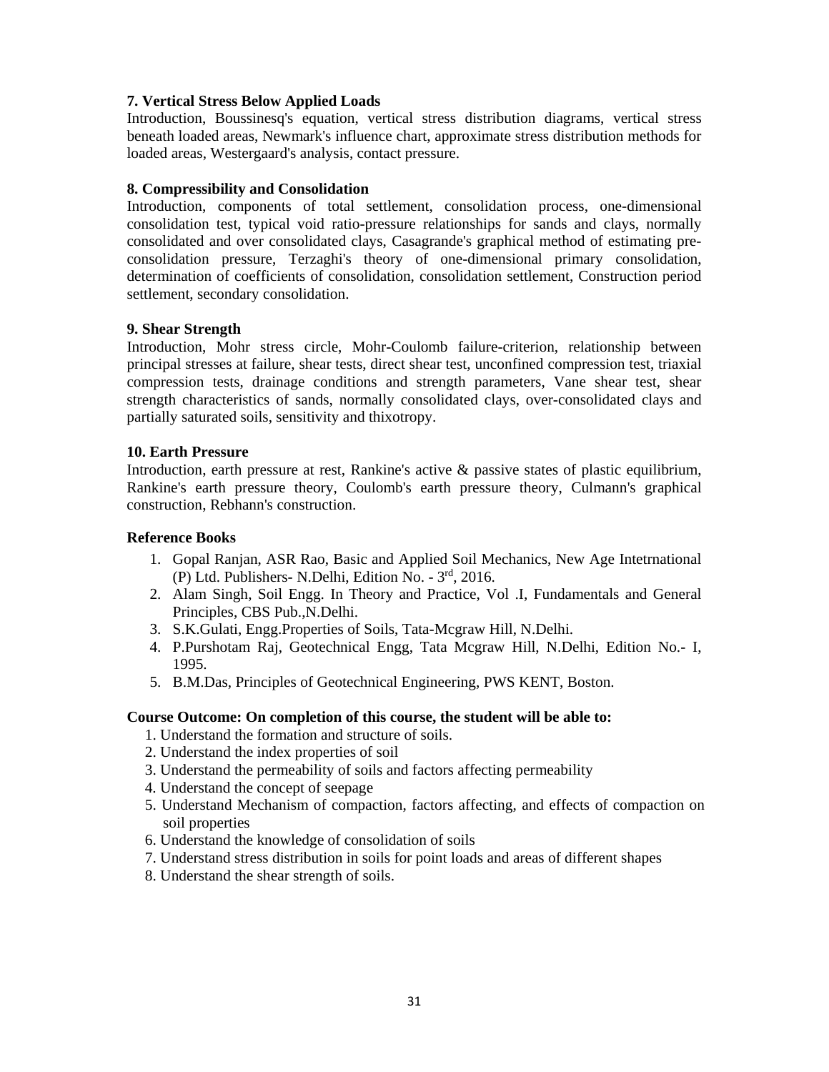**7. Vertical Stress Below Applied Loads**

Introduction, Boussinesq's equation, vertical stress distribution diagrams, vertical stress beneath loaded areas, Newmark's influence chart, approximate stress distribution methods for loaded areas, Westergaard's analysis, contact pressure.

**8. Compressibility and Consolidation**

Introduction, components of total settlement, consolidation process, one-dimensional consolidation test, typical void ratio-pressure relationships for sands and clays, normally consolidated and over consolidated clays, Casagrande's graphical method of estimating pre-consolidation pressure, Terzaghi's theory of one-dimensional primary consolidation, determination of coefficients of consolidation, consolidation settlement, Construction period settlement, secondary consolidation.

**9. Shear Strength**

Introduction, Mohr stress circle, Mohr-Coulomb failure-criterion, relationship between principal stresses at failure, shear tests, direct shear test, unconfined compression test, triaxial compression tests, drainage conditions and strength parameters, Vane shear test, shear strength characteristics of sands, normally consolidated clays, over-consolidated clays and partially saturated soils, sensitivity and thixotropy.

**10. Earth Pressure**

Introduction, earth pressure at rest, Rankine's active & passive states of plastic equilibrium, Rankine's earth pressure theory, Coulomb's earth pressure theory, Culmann's graphical construction, Rebhann's construction.

**Reference Books**

1. Gopal Ranjan, ASR Rao, Basic and Applied Soil Mechanics, New Age Intetrnational (P) Ltd. Publishers- N.Delhi, Edition No. - 3rd, 2016.
2. Alam Singh, Soil Engg. In Theory and Practice, Vol .I, Fundamentals and General Principles, CBS Pub.,N.Delhi.
3. S.K.Gulati, Engg.Properties of Soils, Tata-Mcgraw Hill, N.Delhi.
4. P.Purshotam Raj, Geotechnical Engg, Tata Mcgraw Hill, N.Delhi, Edition No.- I, 1995.
5. B.M.Das, Principles of Geotechnical Engineering, PWS KENT, Boston.

**Course Outcome: On completion of this course, the student will be able to:**

1. Understand the formation and structure of soils.
2. Understand the index properties of soil
3. Understand the permeability of soils and factors affecting permeability
4. Understand the concept of seepage
5. Understand Mechanism of compaction, factors affecting, and effects of compaction on soil properties
6. Understand the knowledge of consolidation of soils
7. Understand stress distribution in soils for point loads and areas of different shapes
8. Understand the shear strength of soils.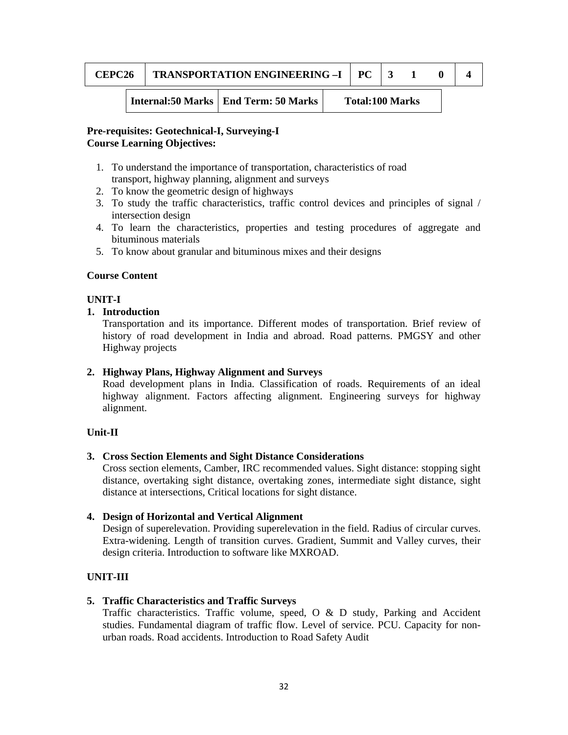| CEPC26 | TRANSPORTATION ENGINEERING –I | PC | 3 | 1 | 0 | 4 |
|---|---|---|---|---|---|---|

| Internal:50 Marks | End Term: 50 Marks | Total:100 Marks |
|---|---|---|

**Pre-requisites: Geotechnical-I, Surveying-I**
**Course Learning Objectives:**

1. To understand the importance of transportation, characteristics of road transport, highway planning, alignment and surveys
2. To know the geometric design of highways
3. To study the traffic characteristics, traffic control devices and principles of signal / intersection design
4. To learn the characteristics, properties and testing procedures of aggregate and bituminous materials
5. To know about granular and bituminous mixes and their designs

**Course Content**

**UNIT-I**

**1. Introduction**

Transportation and its importance. Different modes of transportation. Brief review of history of road development in India and abroad. Road patterns. PMGSY and other Highway projects

**2. Highway Plans, Highway Alignment and Surveys**

Road development plans in India. Classification of roads. Requirements of an ideal highway alignment. Factors affecting alignment. Engineering surveys for highway alignment.

**Unit-II**

**3. Cross Section Elements and Sight Distance Considerations**

Cross section elements, Camber, IRC recommended values. Sight distance: stopping sight distance, overtaking sight distance, overtaking zones, intermediate sight distance, sight distance at intersections, Critical locations for sight distance.

**4. Design of Horizontal and Vertical Alignment**

Design of superelevation. Providing superelevation in the field. Radius of circular curves. Extra-widening. Length of transition curves. Gradient, Summit and Valley curves, their design criteria. Introduction to software like MXROAD.

**UNIT-III**

**5. Traffic Characteristics and Traffic Surveys**

Traffic characteristics. Traffic volume, speed, O & D study, Parking and Accident studies. Fundamental diagram of traffic flow. Level of service. PCU. Capacity for non-urban roads. Road accidents. Introduction to Road Safety Audit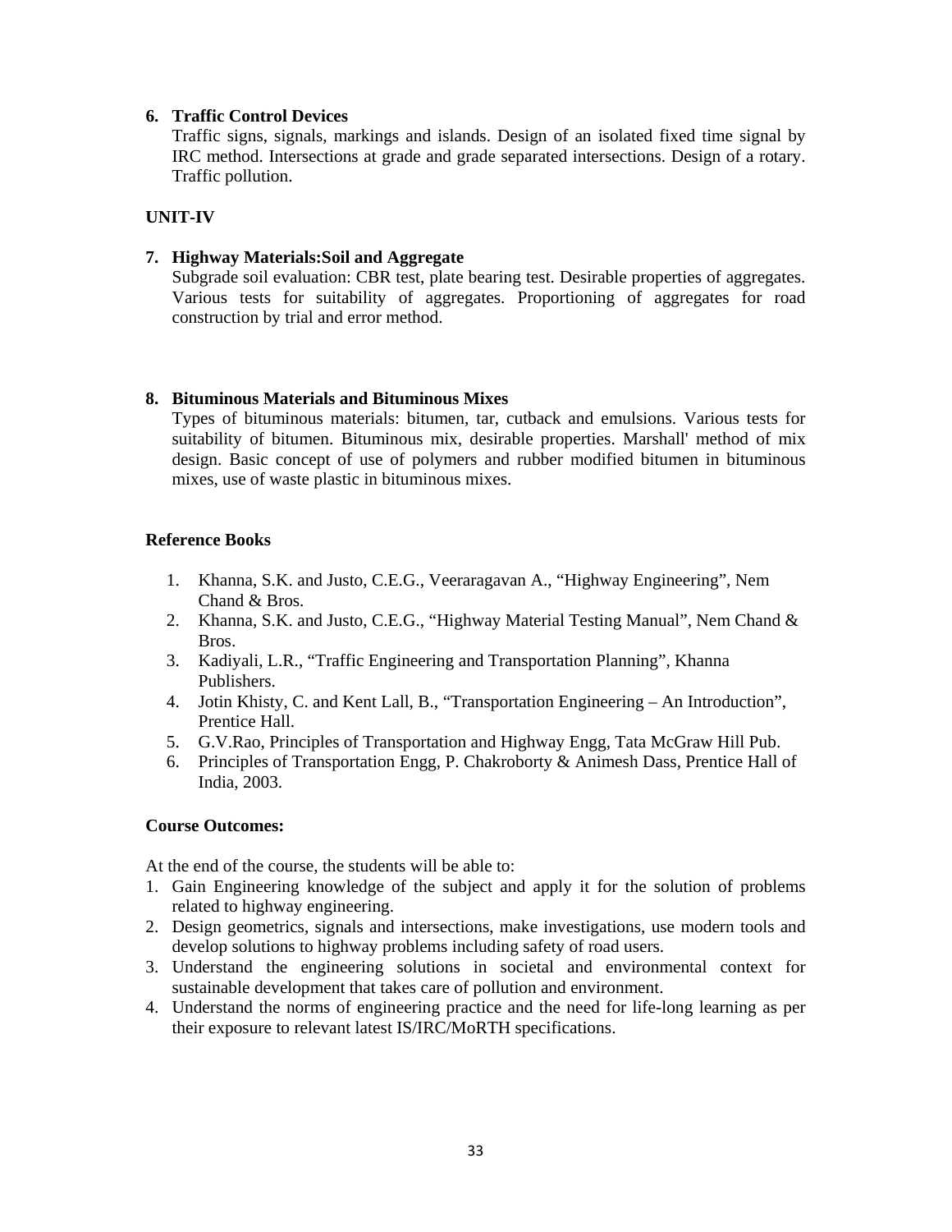**6. Traffic Control Devices**

Traffic signs, signals, markings and islands. Design of an isolated fixed time signal by IRC method. Intersections at grade and grade separated intersections. Design of a rotary. Traffic pollution.

**UNIT-IV**

**7. Highway Materials:Soil and Aggregate**

Subgrade soil evaluation: CBR test, plate bearing test. Desirable properties of aggregates. Various tests for suitability of aggregates. Proportioning of aggregates for road construction by trial and error method.

**8. Bituminous Materials and Bituminous Mixes**

Types of bituminous materials: bitumen, tar, cutback and emulsions. Various tests for suitability of bitumen. Bituminous mix, desirable properties. Marshall' method of mix design. Basic concept of use of polymers and rubber modified bitumen in bituminous mixes, use of waste plastic in bituminous mixes.

**Reference Books**

1. Khanna, S.K. and Justo, C.E.G., Veeraragavan A., "Highway Engineering", Nem Chand & Bros.
2. Khanna, S.K. and Justo, C.E.G., "Highway Material Testing Manual", Nem Chand & Bros.
3. Kadiyali, L.R., "Traffic Engineering and Transportation Planning", Khanna Publishers.
4. Jotin Khisty, C. and Kent Lall, B., "Transportation Engineering – An Introduction", Prentice Hall.
5. G.V.Rao, Principles of Transportation and Highway Engg, Tata McGraw Hill Pub.
6. Principles of Transportation Engg, P. Chakroborty & Animesh Dass, Prentice Hall of India, 2003.

**Course Outcomes:**

At the end of the course, the students will be able to:

1. Gain Engineering knowledge of the subject and apply it for the solution of problems related to highway engineering.
2. Design geometrics, signals and intersections, make investigations, use modern tools and develop solutions to highway problems including safety of road users.
3. Understand the engineering solutions in societal and environmental context for sustainable development that takes care of pollution and environment.
4. Understand the norms of engineering practice and the need for life-long learning as per their exposure to relevant latest IS/IRC/MoRTH specifications.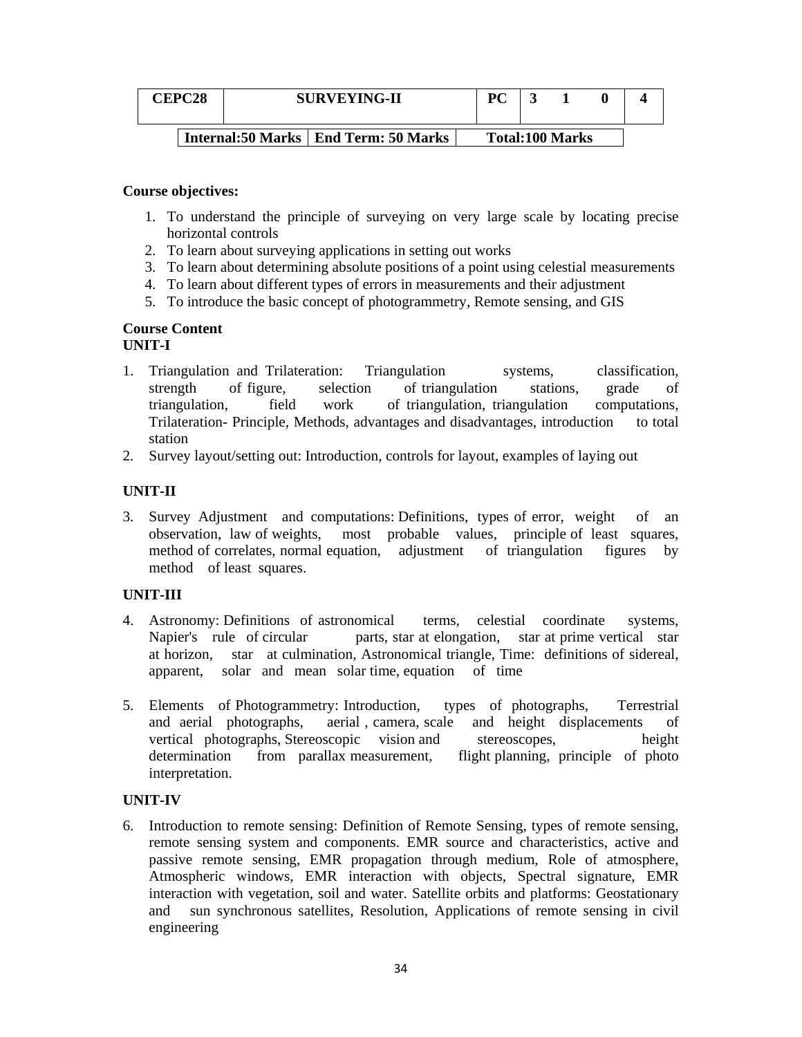| CEPC28 | SURVEYING-II | PC | 3 | 1 | 0 | 4 |
|---|---|---|---|---|---|---|

| Internal:50 Marks | End Term: 50 Marks | Total:100 Marks |
|---|---|---|

**Course objectives:**

1. To understand the principle of surveying on very large scale by locating precise horizontal controls
2. To learn about surveying applications in setting out works
3. To learn about determining absolute positions of a point using celestial measurements
4. To learn about different types of errors in measurements and their adjustment
5. To introduce the basic concept of photogrammetry, Remote sensing, and GIS

**Course Content**
**UNIT-I**

1. Triangulation and Trilateration: Triangulation systems, classification, strength of figure, selection of triangulation stations, grade of triangulation, field work of triangulation, triangulation computations, Trilateration- Principle, Methods, advantages and disadvantages, introduction to total station
2. Survey layout/setting out: Introduction, controls for layout, examples of laying out

**UNIT-II**

3. Survey Adjustment and computations: Definitions, types of error, weight of an observation, law of weights, most probable values, principle of least squares, method of correlates, normal equation, adjustment of triangulation figures by method of least squares.

**UNIT-III**

4. Astronomy: Definitions of astronomical terms, celestial coordinate systems, Napier's rule of circular parts, star at elongation, star at prime vertical star at horizon, star at culmination, Astronomical triangle, Time: definitions of sidereal, apparent, solar and mean solar time, equation of time

5. Elements of Photogrammetry: Introduction, types of photographs, Terrestrial and aerial photographs, aerial , camera, scale and height displacements of vertical photographs, Stereoscopic vision and stereoscopes, height determination from parallax measurement, flight planning, principle of photo interpretation.

**UNIT-IV**

6. Introduction to remote sensing: Definition of Remote Sensing, types of remote sensing, remote sensing system and components. EMR source and characteristics, active and passive remote sensing, EMR propagation through medium, Role of atmosphere, Atmospheric windows, EMR interaction with objects, Spectral signature, EMR interaction with vegetation, soil and water. Satellite orbits and platforms: Geostationary and sun synchronous satellites, Resolution, Applications of remote sensing in civil engineering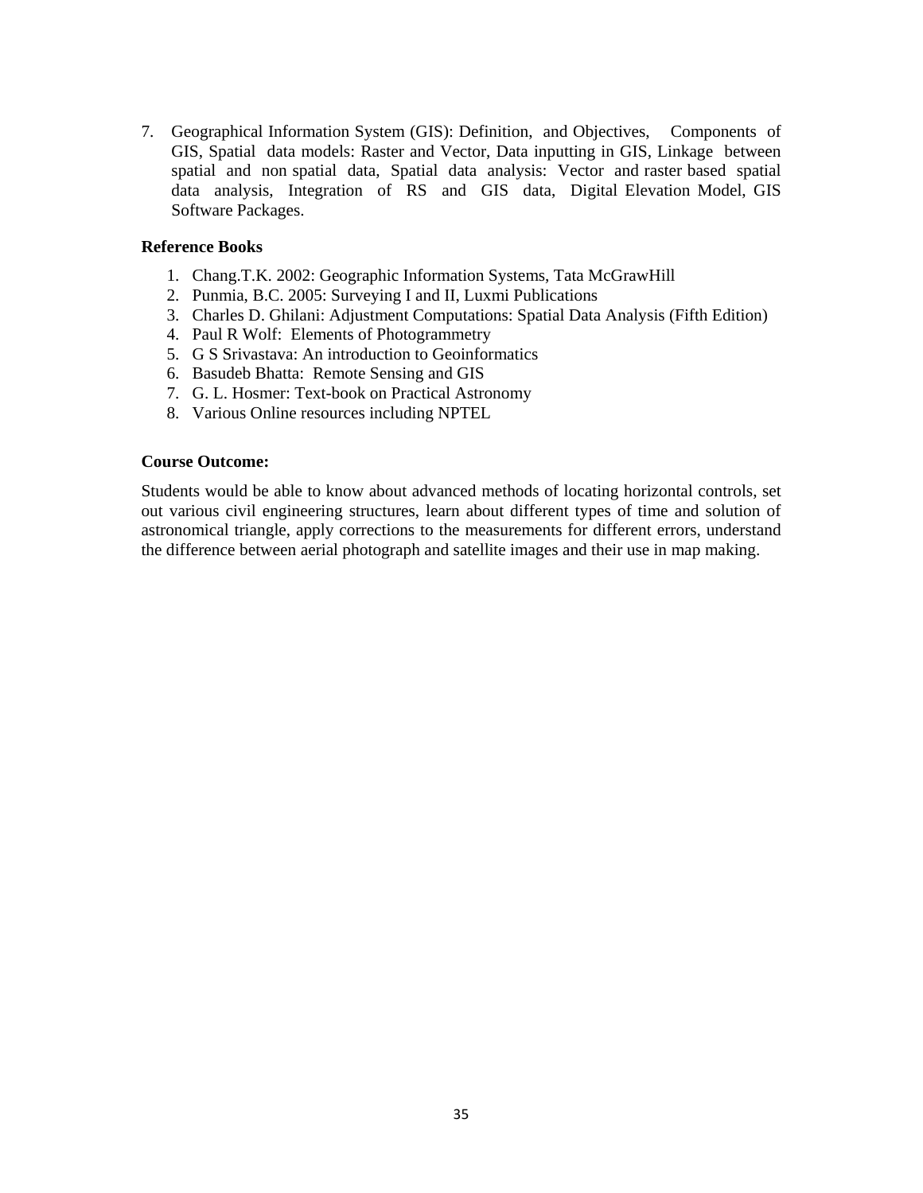7. Geographical Information System (GIS): Definition, and Objectives, Components of GIS, Spatial data models: Raster and Vector, Data inputting in GIS, Linkage between spatial and non spatial data, Spatial data analysis: Vector and raster based spatial data analysis, Integration of RS and GIS data, Digital Elevation Model, GIS Software Packages.

**Reference Books**

1. Chang.T.K. 2002: Geographic Information Systems, Tata McGrawHill
2. Punmia, B.C. 2005: Surveying I and II, Luxmi Publications
3. Charles D. Ghilani: Adjustment Computations: Spatial Data Analysis (Fifth Edition)
4. Paul R Wolf: Elements of Photogrammetry
5. G S Srivastava: An introduction to Geoinformatics
6. Basudeb Bhatta: Remote Sensing and GIS
7. G. L. Hosmer: Text-book on Practical Astronomy
8. Various Online resources including NPTEL

**Course Outcome:**

Students would be able to know about advanced methods of locating horizontal controls, set out various civil engineering structures, learn about different types of time and solution of astronomical triangle, apply corrections to the measurements for different errors, understand the difference between aerial photograph and satellite images and their use in map making.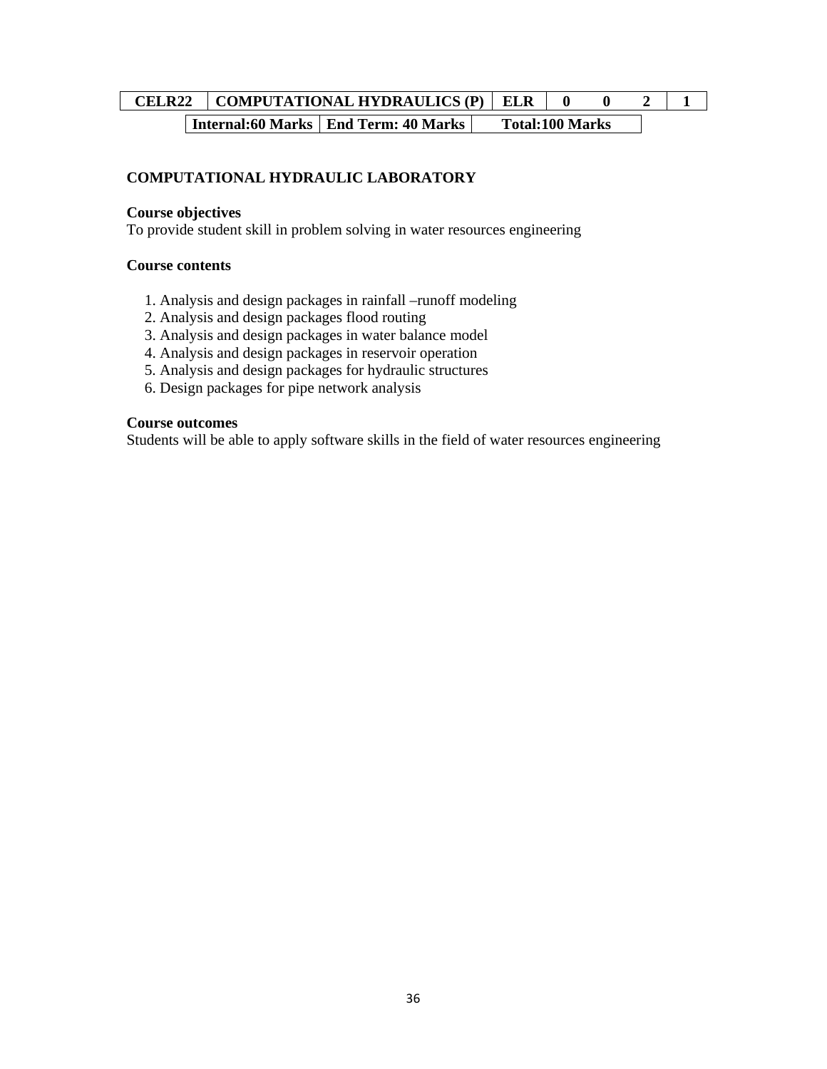| CELR22 | COMPUTATIONAL HYDRAULICS (P) | ELR | 0 | 0 | 2 | 1 |
|---|---|---|---|---|---|---|

| Internal:60 Marks | End Term: 40 Marks | Total:100 Marks |
|---|---|---|

## COMPUTATIONAL HYDRAULIC LABORATORY

**Course objectives**
To provide student skill in problem solving in water resources engineering

**Course contents**

1. Analysis and design packages in rainfall –runoff modeling
2. Analysis and design packages flood routing
3. Analysis and design packages in water balance model
4. Analysis and design packages in reservoir operation
5. Analysis and design packages for hydraulic structures
6. Design packages for pipe network analysis

**Course outcomes**
Students will be able to apply software skills in the field of water resources engineering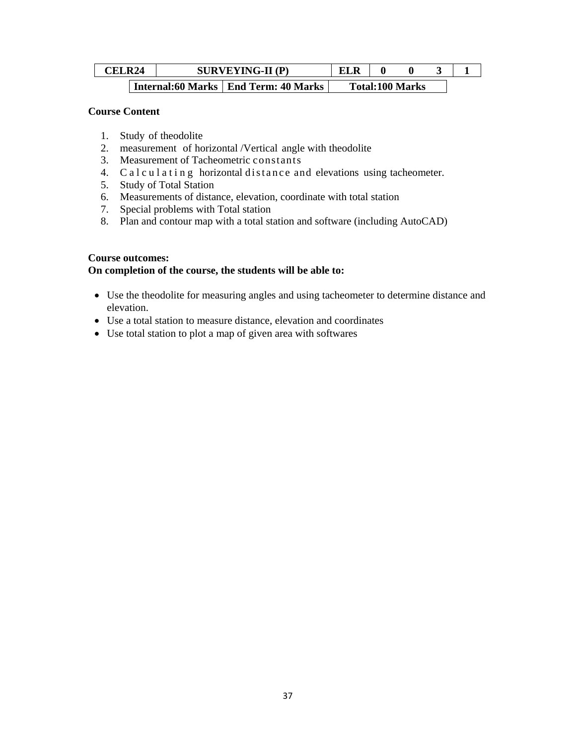| CELR24 | SURVEYING-II (P) | | ELR | 0 | 0 | 3 | 1 |
|---|---|---|---|---|---|---|---|
| | Internal:60 Marks | End Term: 40 Marks | Total:100 Marks | | | | |

**Course Content**

1. Study of theodolite
2. measurement of horizontal /Vertical angle with theodolite
3. Measurement of Tacheometric constants
4. Calculating horizontal distance and elevations using tacheometer.
5. Study of Total Station
6. Measurements of distance, elevation, coordinate with total station
7. Special problems with Total station
8. Plan and contour map with a total station and software (including AutoCAD)

**Course outcomes:**
**On completion of the course, the students will be able to:**

- Use the theodolite for measuring angles and using tacheometer to determine distance and elevation.
- Use a total station to measure distance, elevation and coordinates
- Use total station to plot a map of given area with softwares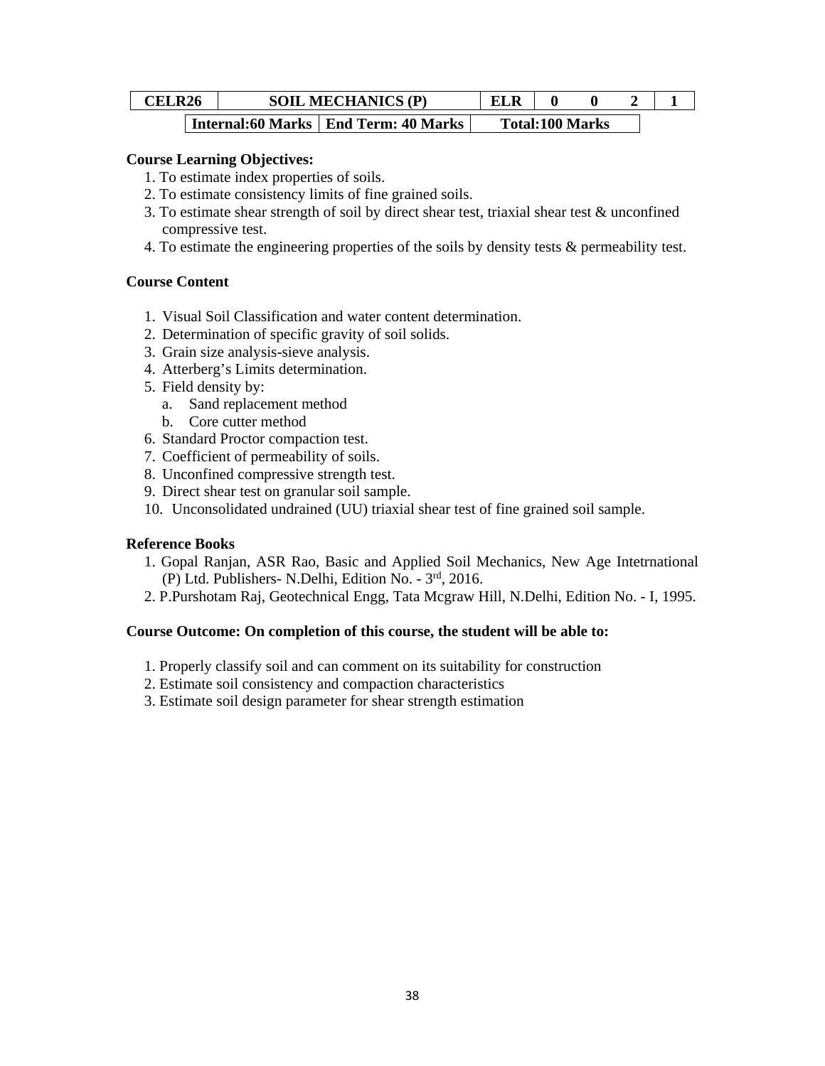| CELR26 | SOIL MECHANICS (P) | | ELR | 0 | 0 | 2 | 1 |
|---|---|---|---|---|---|---|---|
| | Internal:60 Marks | End Term: 40 Marks | Total:100 Marks | | | | |

**Course Learning Objectives:**

1. To estimate index properties of soils.
2. To estimate consistency limits of fine grained soils.
3. To estimate shear strength of soil by direct shear test, triaxial shear test & unconfined compressive test.
4. To estimate the engineering properties of the soils by density tests & permeability test.

**Course Content**

1. Visual Soil Classification and water content determination.
2. Determination of specific gravity of soil solids.
3. Grain size analysis-sieve analysis.
4. Atterberg's Limits determination.
5. Field density by:
   a. Sand replacement method
   b. Core cutter method
6. Standard Proctor compaction test.
7. Coefficient of permeability of soils.
8. Unconfined compressive strength test.
9. Direct shear test on granular soil sample.
10. Unconsolidated undrained (UU) triaxial shear test of fine grained soil sample.

**Reference Books**

1. Gopal Ranjan, ASR Rao, Basic and Applied Soil Mechanics, New Age Intetrnational (P) Ltd. Publishers- N.Delhi, Edition No. - 3rd, 2016.
2. P.Purshotam Raj, Geotechnical Engg, Tata Mcgraw Hill, N.Delhi, Edition No. - I, 1995.

**Course Outcome: On completion of this course, the student will be able to:**

1. Properly classify soil and can comment on its suitability for construction
2. Estimate soil consistency and compaction characteristics
3. Estimate soil design parameter for shear strength estimation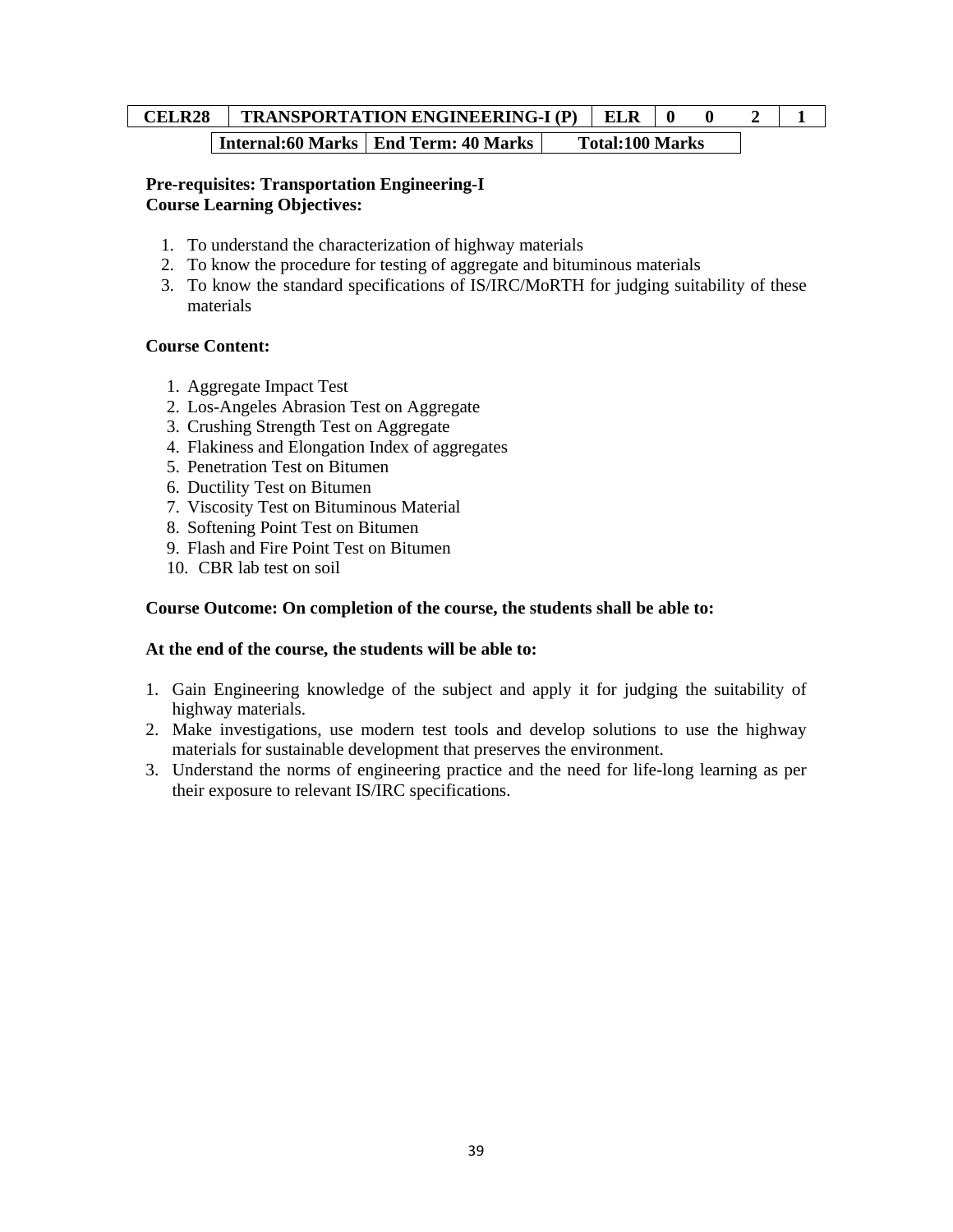| CELR28 | TRANSPORTATION ENGINEERING-I (P) | ELR | 0 | 0 | 2 | 1 |
|---|---|---|---|---|---|---|

| Internal:60 Marks | End Term: 40 Marks | Total:100 Marks |
|---|---|---|

**Pre-requisites: Transportation Engineering-I**
**Course Learning Objectives:**

1. To understand the characterization of highway materials
2. To know the procedure for testing of aggregate and bituminous materials
3. To know the standard specifications of IS/IRC/MoRTH for judging suitability of these materials

**Course Content:**

1. Aggregate Impact Test
2. Los-Angeles Abrasion Test on Aggregate
3. Crushing Strength Test on Aggregate
4. Flakiness and Elongation Index of aggregates
5. Penetration Test on Bitumen
6. Ductility Test on Bitumen
7. Viscosity Test on Bituminous Material
8. Softening Point Test on Bitumen
9. Flash and Fire Point Test on Bitumen
10. CBR lab test on soil

**Course Outcome: On completion of the course, the students shall be able to:**

**At the end of the course, the students will be able to:**

1. Gain Engineering knowledge of the subject and apply it for judging the suitability of highway materials.
2. Make investigations, use modern test tools and develop solutions to use the highway materials for sustainable development that preserves the environment.
3. Understand the norms of engineering practice and the need for life-long learning as per their exposure to relevant IS/IRC specifications.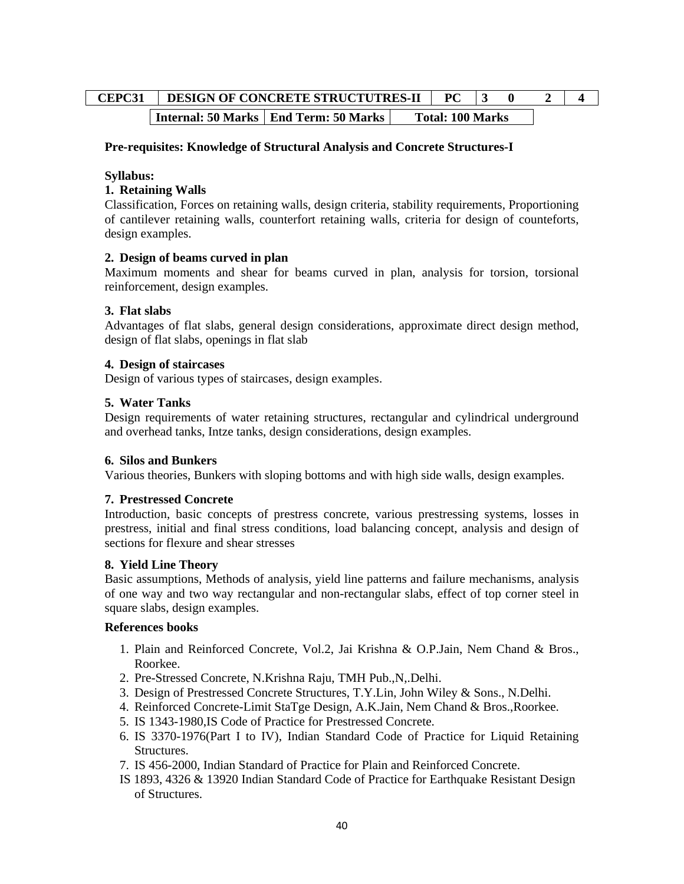| CEPC31 | DESIGN OF CONCRETE STRUCTUTRES-II | PC | 3 | 0 | 2 | 4 |
|---|---|---|---|---|---|---|

| Internal: 50 Marks | End Term: 50 Marks | Total: 100 Marks |
|---|---|---|

**Pre-requisites: Knowledge of Structural Analysis and Concrete Structures-I**

**Syllabus:**

**1. Retaining Walls**

Classification, Forces on retaining walls, design criteria, stability requirements, Proportioning of cantilever retaining walls, counterfort retaining walls, criteria for design of counteforts, design examples.

**2. Design of beams curved in plan**

Maximum moments and shear for beams curved in plan, analysis for torsion, torsional reinforcement, design examples.

**3. Flat slabs**

Advantages of flat slabs, general design considerations, approximate direct design method, design of flat slabs, openings in flat slab

**4. Design of staircases**

Design of various types of staircases, design examples.

**5. Water Tanks**

Design requirements of water retaining structures, rectangular and cylindrical underground and overhead tanks, Intze tanks, design considerations, design examples.

**6. Silos and Bunkers**

Various theories, Bunkers with sloping bottoms and with high side walls, design examples.

**7. Prestressed Concrete**

Introduction, basic concepts of prestress concrete, various prestressing systems, losses in prestress, initial and final stress conditions, load balancing concept, analysis and design of sections for flexure and shear stresses

**8. Yield Line Theory**

Basic assumptions, Methods of analysis, yield line patterns and failure mechanisms, analysis of one way and two way rectangular and non-rectangular slabs, effect of top corner steel in square slabs, design examples.

**References books**

1. Plain and Reinforced Concrete, Vol.2, Jai Krishna & O.P.Jain, Nem Chand & Bros., Roorkee.
2. Pre-Stressed Concrete, N.Krishna Raju, TMH Pub.,N,.Delhi.
3. Design of Prestressed Concrete Structures, T.Y.Lin, John Wiley & Sons., N.Delhi.
4. Reinforced Concrete-Limit StaTge Design, A.K.Jain, Nem Chand & Bros.,Roorkee.
5. IS 1343-1980,IS Code of Practice for Prestressed Concrete.
6. IS 3370-1976(Part I to IV), Indian Standard Code of Practice for Liquid Retaining Structures.
7. IS 456-2000, Indian Standard of Practice for Plain and Reinforced Concrete.

IS 1893, 4326 & 13920 Indian Standard Code of Practice for Earthquake Resistant Design of Structures.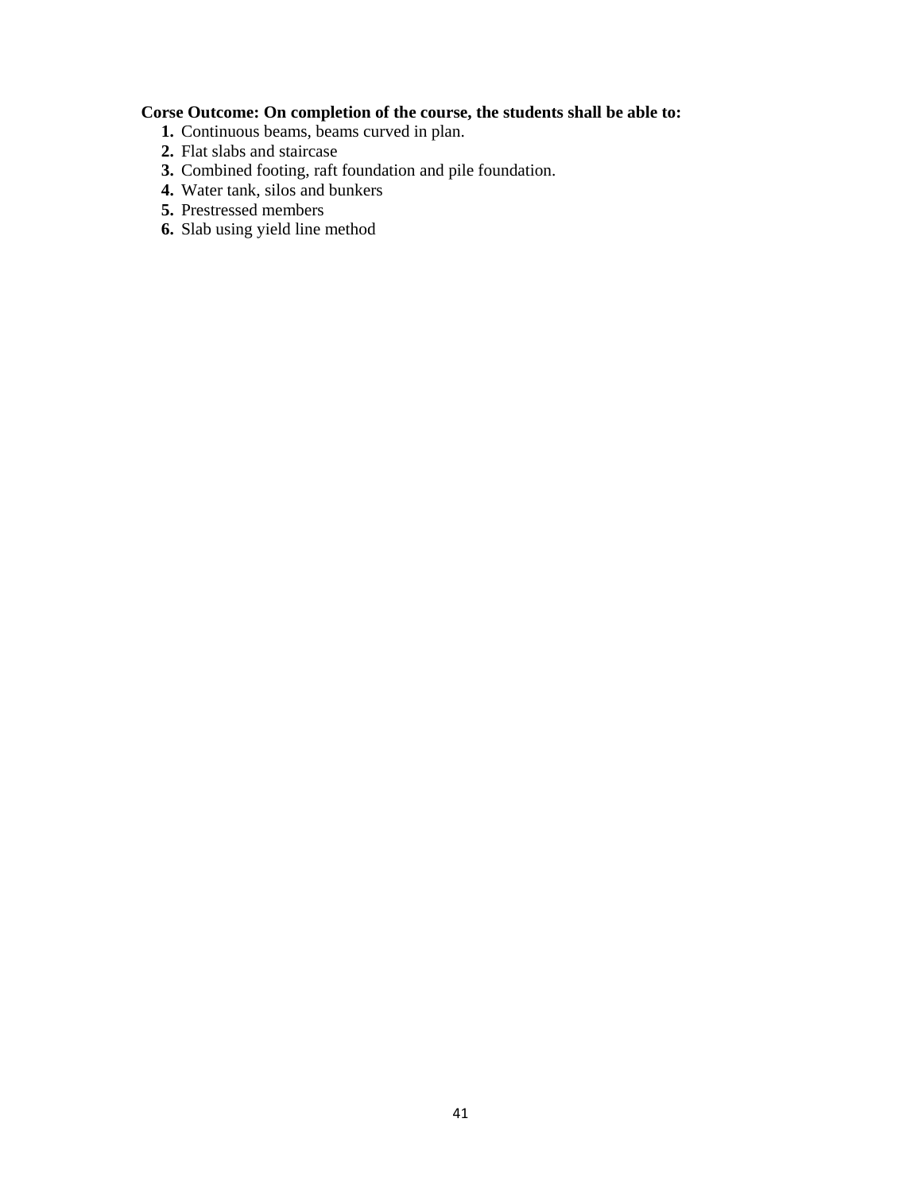**Corse Outcome: On completion of the course, the students shall be able to:**

1. Continuous beams, beams curved in plan.
2. Flat slabs and staircase
3. Combined footing, raft foundation and pile foundation.
4. Water tank, silos and bunkers
5. Prestressed members
6. Slab using yield line method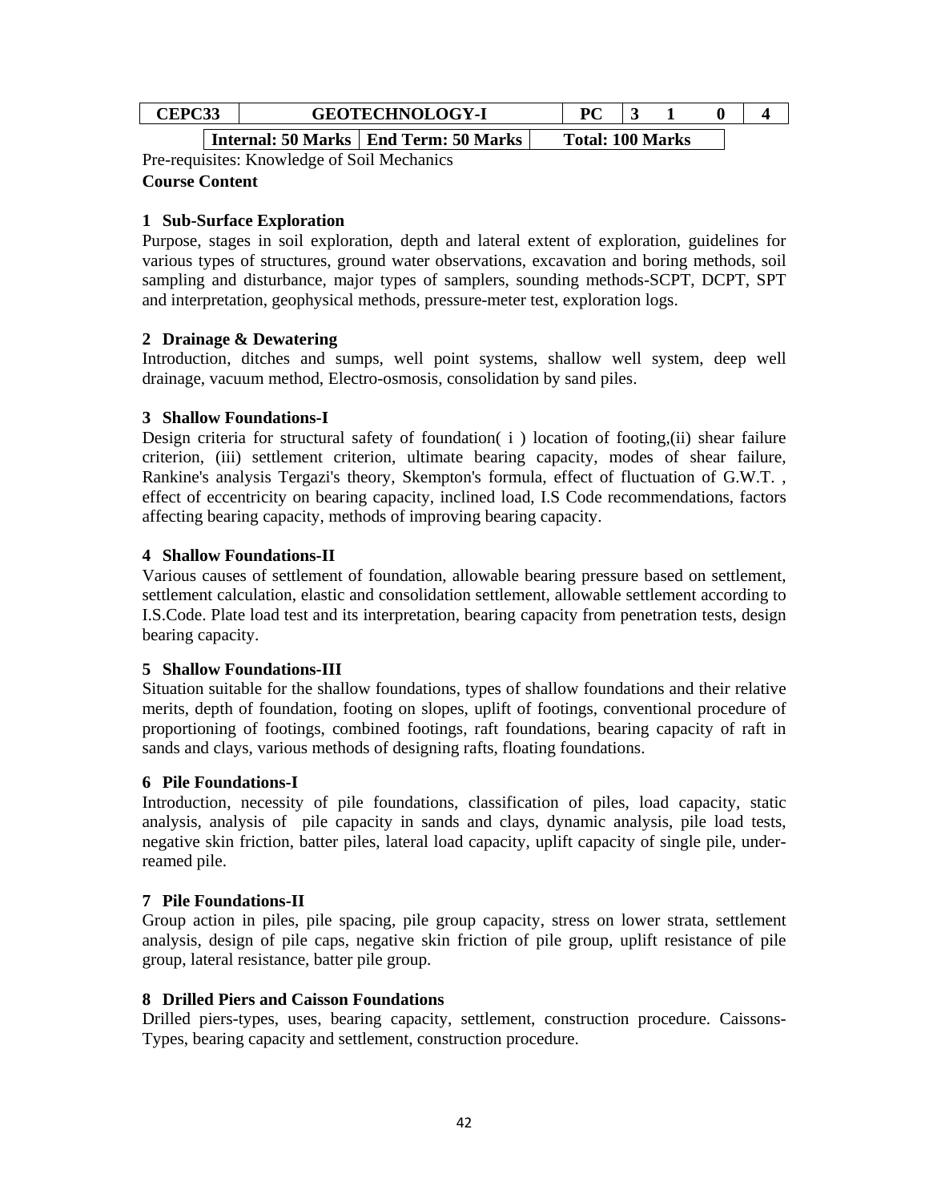| CEPC33 | GEOTECHNOLOGY-I | | PC | 3 | 1 | 0 | 4 |
|---|---|---|---|---|---|---|---|
| | Internal: 50 Marks | End Term: 50 Marks | Total: 100 Marks | | | | |

Pre-requisites: Knowledge of Soil Mechanics

**Course Content**

### 1 Sub-Surface Exploration

Purpose, stages in soil exploration, depth and lateral extent of exploration, guidelines for various types of structures, ground water observations, excavation and boring methods, soil sampling and disturbance, major types of samplers, sounding methods-SCPT, DCPT, SPT and interpretation, geophysical methods, pressure-meter test, exploration logs.

### 2 Drainage & Dewatering

Introduction, ditches and sumps, well point systems, shallow well system, deep well drainage, vacuum method, Electro-osmosis, consolidation by sand piles.

### 3 Shallow Foundations-I

Design criteria for structural safety of foundation( i ) location of footing,(ii) shear failure criterion, (iii) settlement criterion, ultimate bearing capacity, modes of shear failure, Rankine's analysis Tergazi's theory, Skempton's formula, effect of fluctuation of G.W.T. , effect of eccentricity on bearing capacity, inclined load, I.S Code recommendations, factors affecting bearing capacity, methods of improving bearing capacity.

### 4 Shallow Foundations-II

Various causes of settlement of foundation, allowable bearing pressure based on settlement, settlement calculation, elastic and consolidation settlement, allowable settlement according to I.S.Code. Plate load test and its interpretation, bearing capacity from penetration tests, design bearing capacity.

### 5 Shallow Foundations-III

Situation suitable for the shallow foundations, types of shallow foundations and their relative merits, depth of foundation, footing on slopes, uplift of footings, conventional procedure of proportioning of footings, combined footings, raft foundations, bearing capacity of raft in sands and clays, various methods of designing rafts, floating foundations.

### 6 Pile Foundations-I

Introduction, necessity of pile foundations, classification of piles, load capacity, static analysis, analysis of pile capacity in sands and clays, dynamic analysis, pile load tests, negative skin friction, batter piles, lateral load capacity, uplift capacity of single pile, under-reamed pile.

### 7 Pile Foundations-II

Group action in piles, pile spacing, pile group capacity, stress on lower strata, settlement analysis, design of pile caps, negative skin friction of pile group, uplift resistance of pile group, lateral resistance, batter pile group.

### 8 Drilled Piers and Caisson Foundations

Drilled piers-types, uses, bearing capacity, settlement, construction procedure. Caissons-Types, bearing capacity and settlement, construction procedure.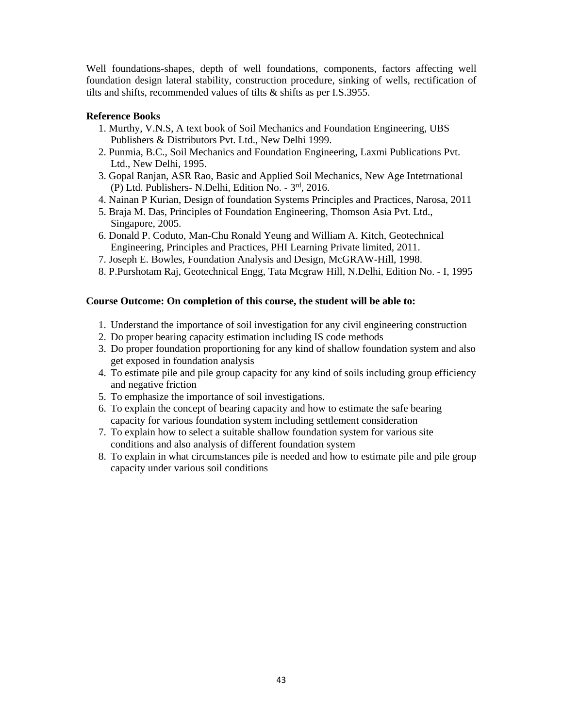Well foundations-shapes, depth of well foundations, components, factors affecting well foundation design lateral stability, construction procedure, sinking of wells, rectification of tilts and shifts, recommended values of tilts & shifts as per I.S.3955.

**Reference Books**

1. Murthy, V.N.S, A text book of Soil Mechanics and Foundation Engineering, UBS Publishers & Distributors Pvt. Ltd., New Delhi 1999.
2. Punmia, B.C., Soil Mechanics and Foundation Engineering, Laxmi Publications Pvt. Ltd., New Delhi, 1995.
3. Gopal Ranjan, ASR Rao, Basic and Applied Soil Mechanics, New Age Intetrnational (P) Ltd. Publishers- N.Delhi, Edition No. - 3rd, 2016.
4. Nainan P Kurian, Design of foundation Systems Principles and Practices, Narosa, 2011
5. Braja M. Das, Principles of Foundation Engineering, Thomson Asia Pvt. Ltd., Singapore, 2005.
6. Donald P. Coduto, Man-Chu Ronald Yeung and William A. Kitch, Geotechnical Engineering, Principles and Practices, PHI Learning Private limited, 2011.
7. Joseph E. Bowles, Foundation Analysis and Design, McGRAW-Hill, 1998.
8. P.Purshotam Raj, Geotechnical Engg, Tata Mcgraw Hill, N.Delhi, Edition No. - I, 1995

**Course Outcome: On completion of this course, the student will be able to:**

1. Understand the importance of soil investigation for any civil engineering construction
2. Do proper bearing capacity estimation including IS code methods
3. Do proper foundation proportioning for any kind of shallow foundation system and also get exposed in foundation analysis
4. To estimate pile and pile group capacity for any kind of soils including group efficiency and negative friction
5. To emphasize the importance of soil investigations.
6. To explain the concept of bearing capacity and how to estimate the safe bearing capacity for various foundation system including settlement consideration
7. To explain how to select a suitable shallow foundation system for various site conditions and also analysis of different foundation system
8. To explain in what circumstances pile is needed and how to estimate pile and pile group capacity under various soil conditions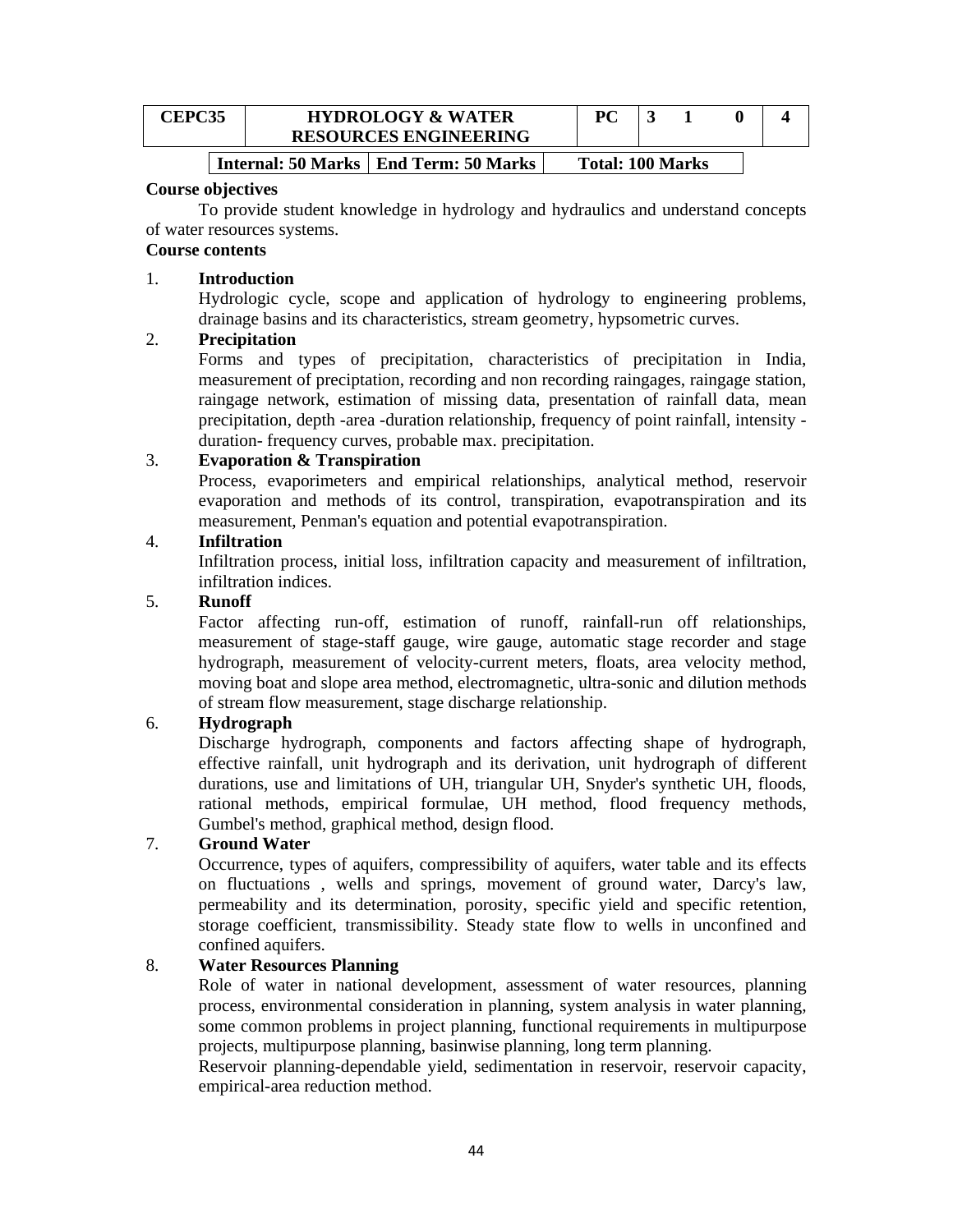| CEPC35 | HYDROLOGY & WATER RESOURCES ENGINEERING | PC | 3 | 1 | 0 | 4 |
|---|---|---|---|---|---|---|

| Internal: 50 Marks | End Term: 50 Marks | Total: 100 Marks |
|---|---|---|

**Course objectives**

To provide student knowledge in hydrology and hydraulics and understand concepts of water resources systems.

**Course contents**

1. **Introduction**
   Hydrologic cycle, scope and application of hydrology to engineering problems, drainage basins and its characteristics, stream geometry, hypsometric curves.
2. **Precipitation**
   Forms and types of precipitation, characteristics of precipitation in India, measurement of preciptation, recording and non recording raingages, raingage station, raingage network, estimation of missing data, presentation of rainfall data, mean precipitation, depth -area -duration relationship, frequency of point rainfall, intensity - duration- frequency curves, probable max. precipitation.
3. **Evaporation & Transpiration**
   Process, evaporimeters and empirical relationships, analytical method, reservoir evaporation and methods of its control, transpiration, evapotranspiration and its measurement, Penman's equation and potential evapotranspiration.
4. **Infiltration**
   Infiltration process, initial loss, infiltration capacity and measurement of infiltration, infiltration indices.
5. **Runoff**
   Factor affecting run-off, estimation of runoff, rainfall-run off relationships, measurement of stage-staff gauge, wire gauge, automatic stage recorder and stage hydrograph, measurement of velocity-current meters, floats, area velocity method, moving boat and slope area method, electromagnetic, ultra-sonic and dilution methods of stream flow measurement, stage discharge relationship.
6. **Hydrograph**
   Discharge hydrograph, components and factors affecting shape of hydrograph, effective rainfall, unit hydrograph and its derivation, unit hydrograph of different durations, use and limitations of UH, triangular UH, Snyder's synthetic UH, floods, rational methods, empirical formulae, UH method, flood frequency methods, Gumbel's method, graphical method, design flood.
7. **Ground Water**
   Occurrence, types of aquifers, compressibility of aquifers, water table and its effects on fluctuations , wells and springs, movement of ground water, Darcy's law, permeability and its determination, porosity, specific yield and specific retention, storage coefficient, transmissibility. Steady state flow to wells in unconfined and confined aquifers.
8. **Water Resources Planning**
   Role of water in national development, assessment of water resources, planning process, environmental consideration in planning, system analysis in water planning, some common problems in project planning, functional requirements in multipurpose projects, multipurpose planning, basinwise planning, long term planning.
   Reservoir planning-dependable yield, sedimentation in reservoir, reservoir capacity, empirical-area reduction method.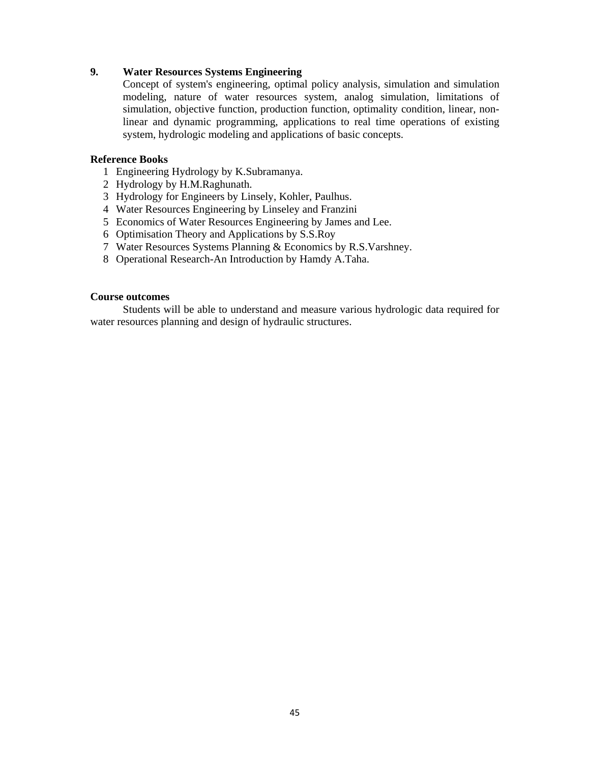### 9. Water Resources Systems Engineering

Concept of system's engineering, optimal policy analysis, simulation and simulation modeling, nature of water resources system, analog simulation, limitations of simulation, objective function, production function, optimality condition, linear, non-linear and dynamic programming, applications to real time operations of existing system, hydrologic modeling and applications of basic concepts.

**Reference Books**

1. Engineering Hydrology by K.Subramanya.
2. Hydrology by H.M.Raghunath.
3. Hydrology for Engineers by Linsely, Kohler, Paulhus.
4. Water Resources Engineering by Linseley and Franzini
5. Economics of Water Resources Engineering by James and Lee.
6. Optimisation Theory and Applications by S.S.Roy
7. Water Resources Systems Planning & Economics by R.S.Varshney.
8. Operational Research-An Introduction by Hamdy A.Taha.

**Course outcomes**

Students will be able to understand and measure various hydrologic data required for water resources planning and design of hydraulic structures.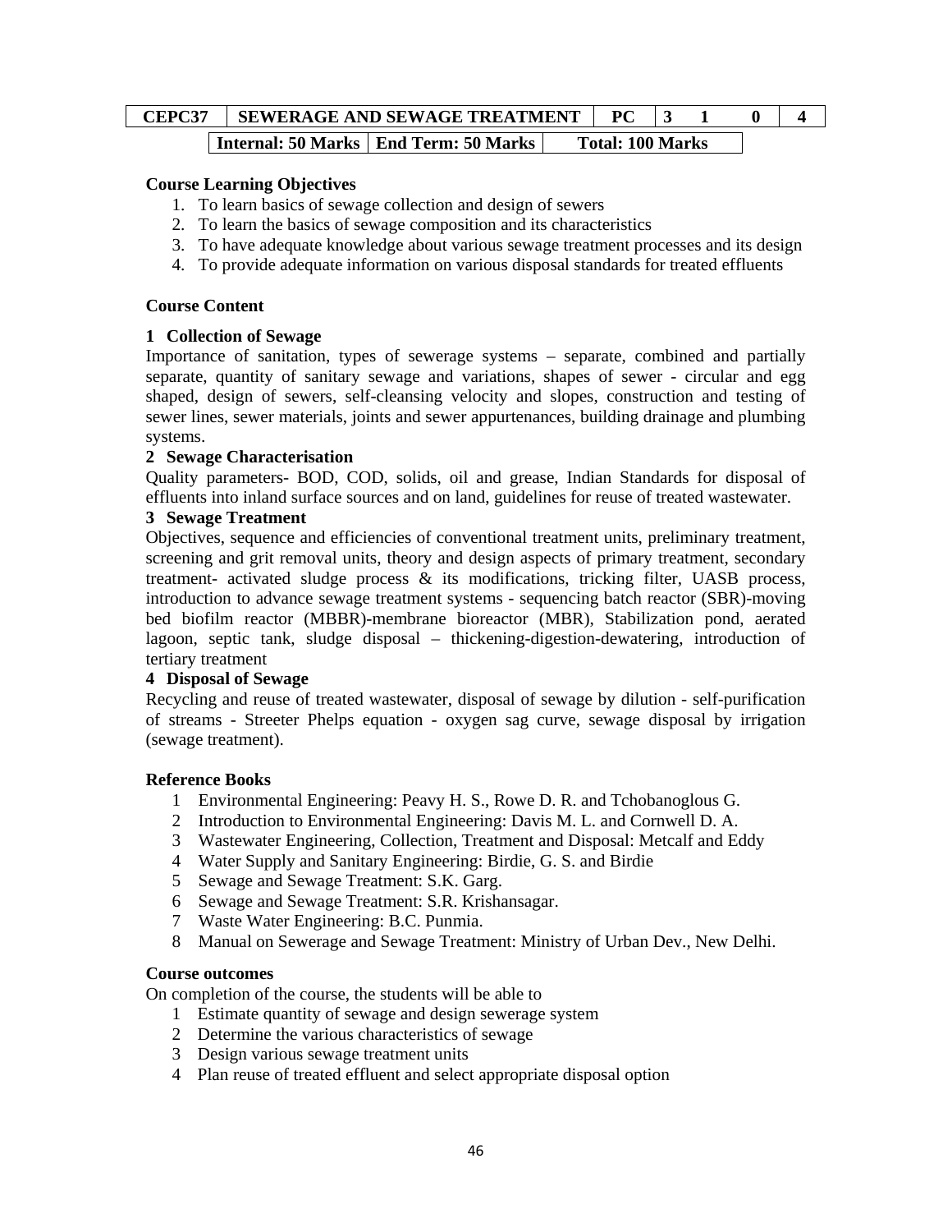| CEPC37 | SEWERAGE AND SEWAGE TREATMENT | PC | 3 | 1 | 0 | 4 |
|---|---|---|---|---|---|---|

| Internal: 50 Marks | End Term: 50 Marks | Total: 100 Marks |
|---|---|---|

**Course Learning Objectives**

1. To learn basics of sewage collection and design of sewers
2. To learn the basics of sewage composition and its characteristics
3. To have adequate knowledge about various sewage treatment processes and its design
4. To provide adequate information on various disposal standards for treated effluents

**Course Content**

**1 Collection of Sewage**

Importance of sanitation, types of sewerage systems – separate, combined and partially separate, quantity of sanitary sewage and variations, shapes of sewer - circular and egg shaped, design of sewers, self-cleansing velocity and slopes, construction and testing of sewer lines, sewer materials, joints and sewer appurtenances, building drainage and plumbing systems.

**2 Sewage Characterisation**

Quality parameters- BOD, COD, solids, oil and grease, Indian Standards for disposal of effluents into inland surface sources and on land, guidelines for reuse of treated wastewater.

**3 Sewage Treatment**

Objectives, sequence and efficiencies of conventional treatment units, preliminary treatment, screening and grit removal units, theory and design aspects of primary treatment, secondary treatment- activated sludge process & its modifications, tricking filter, UASB process, introduction to advance sewage treatment systems - sequencing batch reactor (SBR)-moving bed biofilm reactor (MBBR)-membrane bioreactor (MBR), Stabilization pond, aerated lagoon, septic tank, sludge disposal – thickening-digestion-dewatering, introduction of tertiary treatment

**4 Disposal of Sewage**

Recycling and reuse of treated wastewater, disposal of sewage by dilution - self-purification of streams - Streeter Phelps equation - oxygen sag curve, sewage disposal by irrigation (sewage treatment).

**Reference Books**

1 Environmental Engineering: Peavy H. S., Rowe D. R. and Tchobanoglous G.
2 Introduction to Environmental Engineering: Davis M. L. and Cornwell D. A.
3 Wastewater Engineering, Collection, Treatment and Disposal: Metcalf and Eddy
4 Water Supply and Sanitary Engineering: Birdie, G. S. and Birdie
5 Sewage and Sewage Treatment: S.K. Garg.
6 Sewage and Sewage Treatment: S.R. Krishansagar.
7 Waste Water Engineering: B.C. Punmia.
8 Manual on Sewerage and Sewage Treatment: Ministry of Urban Dev., New Delhi.

**Course outcomes**

On completion of the course, the students will be able to

1 Estimate quantity of sewage and design sewerage system
2 Determine the various characteristics of sewage
3 Design various sewage treatment units
4 Plan reuse of treated effluent and select appropriate disposal option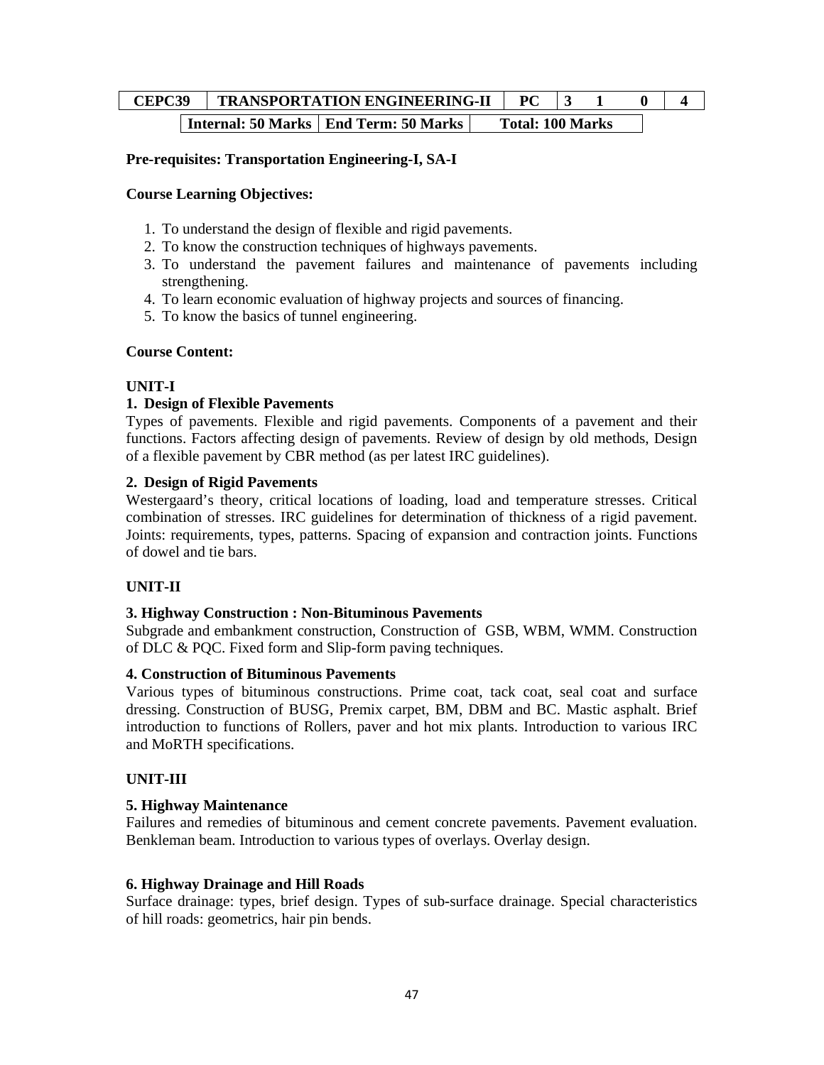| CEPC39 | TRANSPORTATION ENGINEERING-II | PC | 3 | 1 | 0 | 4 |
|---|---|---|---|---|---|---|

| Internal: 50 Marks | End Term: 50 Marks | Total: 100 Marks |
|---|---|---|

**Pre-requisites: Transportation Engineering-I, SA-I**

**Course Learning Objectives:**

1. To understand the design of flexible and rigid pavements.
2. To know the construction techniques of highways pavements.
3. To understand the pavement failures and maintenance of pavements including strengthening.
4. To learn economic evaluation of highway projects and sources of financing.
5. To know the basics of tunnel engineering.

**Course Content:**

**UNIT-I**

**1. Design of Flexible Pavements**

Types of pavements. Flexible and rigid pavements. Components of a pavement and their functions. Factors affecting design of pavements. Review of design by old methods, Design of a flexible pavement by CBR method (as per latest IRC guidelines).

**2. Design of Rigid Pavements**

Westergaard's theory, critical locations of loading, load and temperature stresses. Critical combination of stresses. IRC guidelines for determination of thickness of a rigid pavement. Joints: requirements, types, patterns. Spacing of expansion and contraction joints. Functions of dowel and tie bars.

**UNIT-II**

**3. Highway Construction : Non-Bituminous Pavements**

Subgrade and embankment construction, Construction of GSB, WBM, WMM. Construction of DLC & PQC. Fixed form and Slip-form paving techniques.

**4. Construction of Bituminous Pavements**

Various types of bituminous constructions. Prime coat, tack coat, seal coat and surface dressing. Construction of BUSG, Premix carpet, BM, DBM and BC. Mastic asphalt. Brief introduction to functions of Rollers, paver and hot mix plants. Introduction to various IRC and MoRTH specifications.

**UNIT-III**

**5. Highway Maintenance**

Failures and remedies of bituminous and cement concrete pavements. Pavement evaluation. Benkleman beam. Introduction to various types of overlays. Overlay design.

**6. Highway Drainage and Hill Roads**

Surface drainage: types, brief design. Types of sub-surface drainage. Special characteristics of hill roads: geometrics, hair pin bends.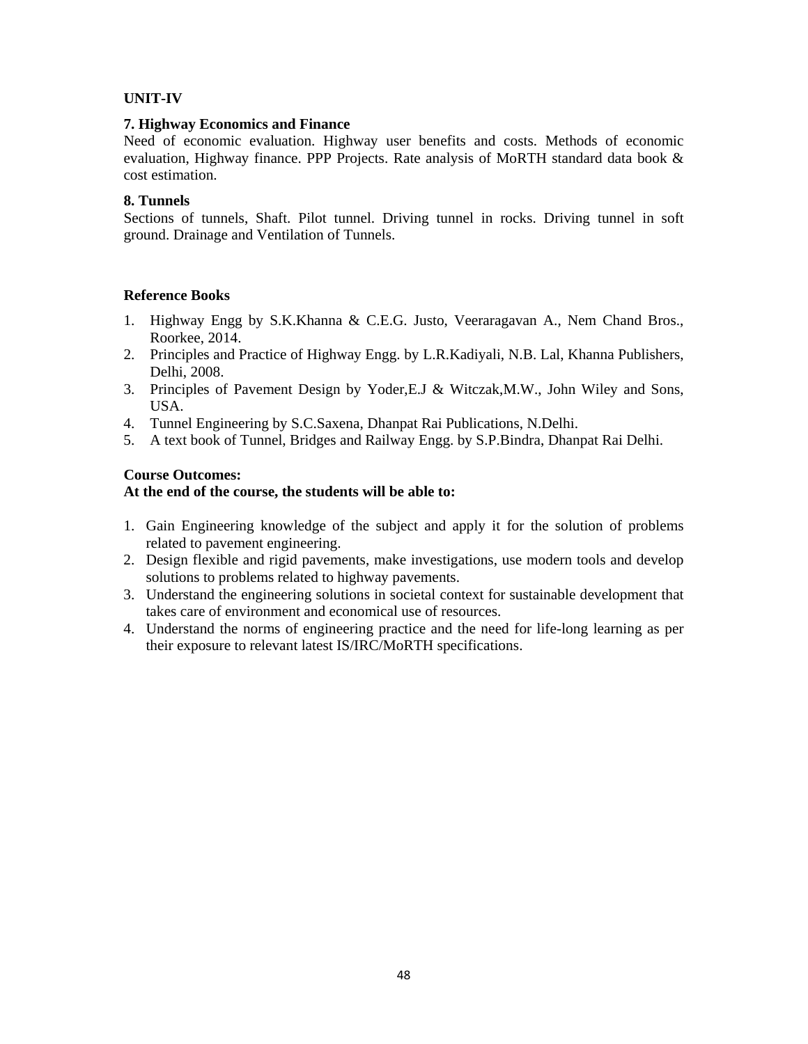**UNIT-IV**

**7. Highway Economics and Finance**

Need of economic evaluation. Highway user benefits and costs. Methods of economic evaluation, Highway finance. PPP Projects. Rate analysis of MoRTH standard data book & cost estimation.

**8. Tunnels**

Sections of tunnels, Shaft. Pilot tunnel. Driving tunnel in rocks. Driving tunnel in soft ground. Drainage and Ventilation of Tunnels.

**Reference Books**

1. Highway Engg by S.K.Khanna & C.E.G. Justo, Veeraragavan A., Nem Chand Bros., Roorkee, 2014.
2. Principles and Practice of Highway Engg. by L.R.Kadiyali, N.B. Lal, Khanna Publishers, Delhi, 2008.
3. Principles of Pavement Design by Yoder,E.J & Witczak,M.W., John Wiley and Sons, USA.
4. Tunnel Engineering by S.C.Saxena, Dhanpat Rai Publications, N.Delhi.
5. A text book of Tunnel, Bridges and Railway Engg. by S.P.Bindra, Dhanpat Rai Delhi.

**Course Outcomes:**
**At the end of the course, the students will be able to:**

1. Gain Engineering knowledge of the subject and apply it for the solution of problems related to pavement engineering.
2. Design flexible and rigid pavements, make investigations, use modern tools and develop solutions to problems related to highway pavements.
3. Understand the engineering solutions in societal context for sustainable development that takes care of environment and economical use of resources.
4. Understand the norms of engineering practice and the need for life-long learning as per their exposure to relevant latest IS/IRC/MoRTH specifications.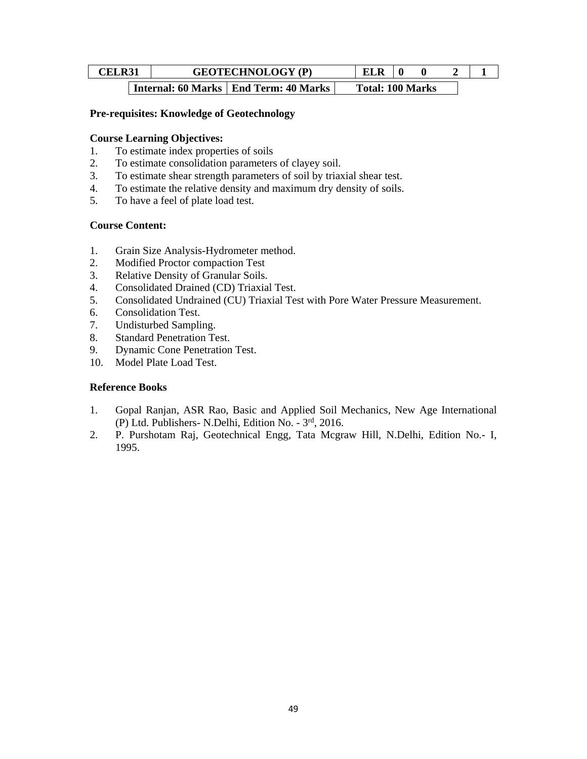| CELR31 | GEOTECHNOLOGY (P) | ELR | 0 | 0 | 2 | 1 |
|---|---|---|---|---|---|---|

| Internal: 60 Marks | End Term: 40 Marks | Total: 100 Marks |
|---|---|---|

**Pre-requisites: Knowledge of Geotechnology**

**Course Learning Objectives:**

1. To estimate index properties of soils
2. To estimate consolidation parameters of clayey soil.
3. To estimate shear strength parameters of soil by triaxial shear test.
4. To estimate the relative density and maximum dry density of soils.
5. To have a feel of plate load test.

**Course Content:**

1. Grain Size Analysis-Hydrometer method.
2. Modified Proctor compaction Test
3. Relative Density of Granular Soils.
4. Consolidated Drained (CD) Triaxial Test.
5. Consolidated Undrained (CU) Triaxial Test with Pore Water Pressure Measurement.
6. Consolidation Test.
7. Undisturbed Sampling.
8. Standard Penetration Test.
9. Dynamic Cone Penetration Test.
10. Model Plate Load Test.

**Reference Books**

1. Gopal Ranjan, ASR Rao, Basic and Applied Soil Mechanics, New Age International (P) Ltd. Publishers- N.Delhi, Edition No. - 3rd, 2016.
2. P. Purshotam Raj, Geotechnical Engg, Tata Mcgraw Hill, N.Delhi, Edition No.- I, 1995.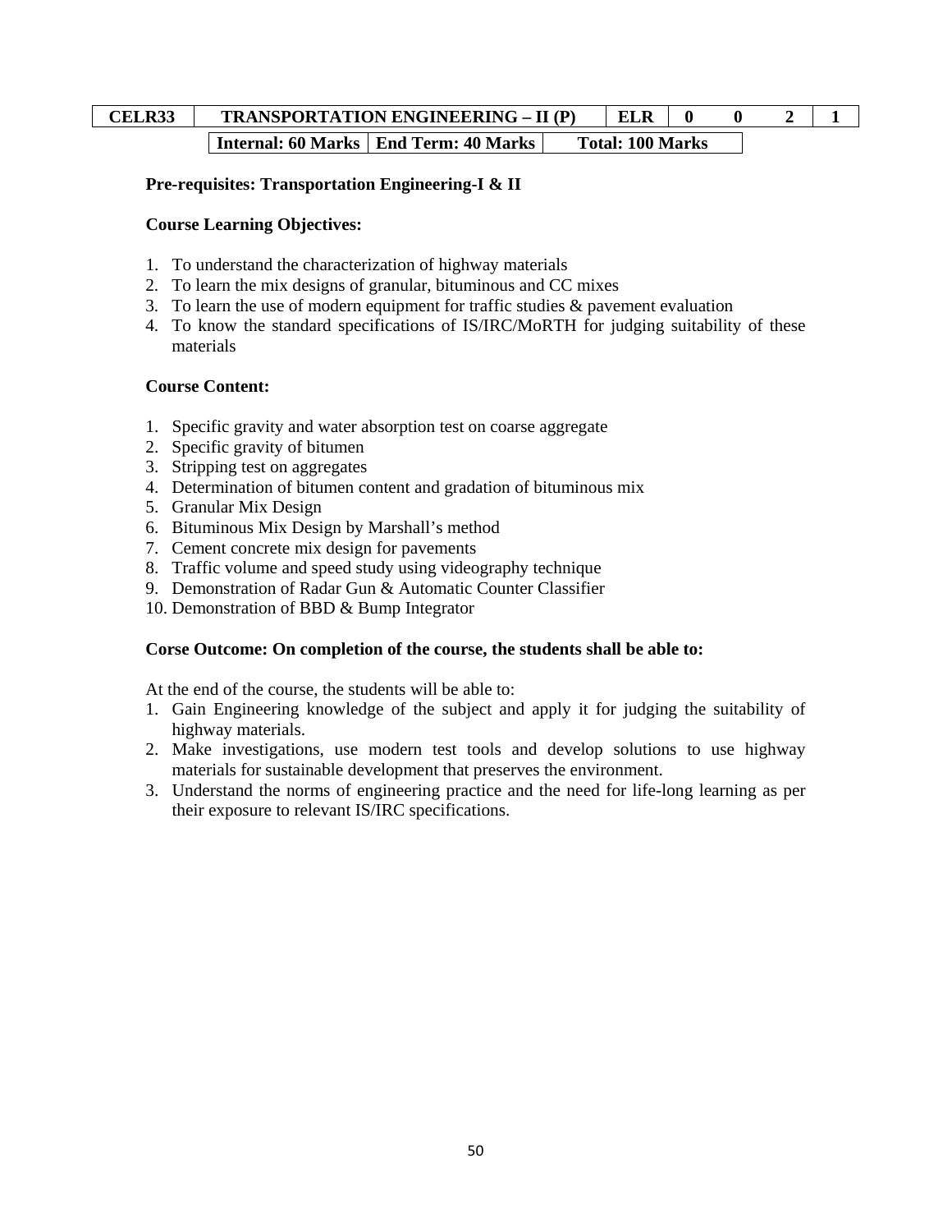| CELR33 | TRANSPORTATION ENGINEERING – II (P) | ELR | 0 | 0 | 2 | 1 |
|---|---|---|---|---|---|---|

| Internal: 60 Marks | End Term: 40 Marks | Total: 100 Marks |
|---|---|---|

**Pre-requisites: Transportation Engineering-I & II**

**Course Learning Objectives:**

1. To understand the characterization of highway materials
2. To learn the mix designs of granular, bituminous and CC mixes
3. To learn the use of modern equipment for traffic studies & pavement evaluation
4. To know the standard specifications of IS/IRC/MoRTH for judging suitability of these materials

**Course Content:**

1. Specific gravity and water absorption test on coarse aggregate
2. Specific gravity of bitumen
3. Stripping test on aggregates
4. Determination of bitumen content and gradation of bituminous mix
5. Granular Mix Design
6. Bituminous Mix Design by Marshall's method
7. Cement concrete mix design for pavements
8. Traffic volume and speed study using videography technique
9. Demonstration of Radar Gun & Automatic Counter Classifier
10. Demonstration of BBD & Bump Integrator

**Corse Outcome: On completion of the course, the students shall be able to:**

At the end of the course, the students will be able to:

1. Gain Engineering knowledge of the subject and apply it for judging the suitability of highway materials.
2. Make investigations, use modern test tools and develop solutions to use highway materials for sustainable development that preserves the environment.
3. Understand the norms of engineering practice and the need for life-long learning as per their exposure to relevant IS/IRC specifications.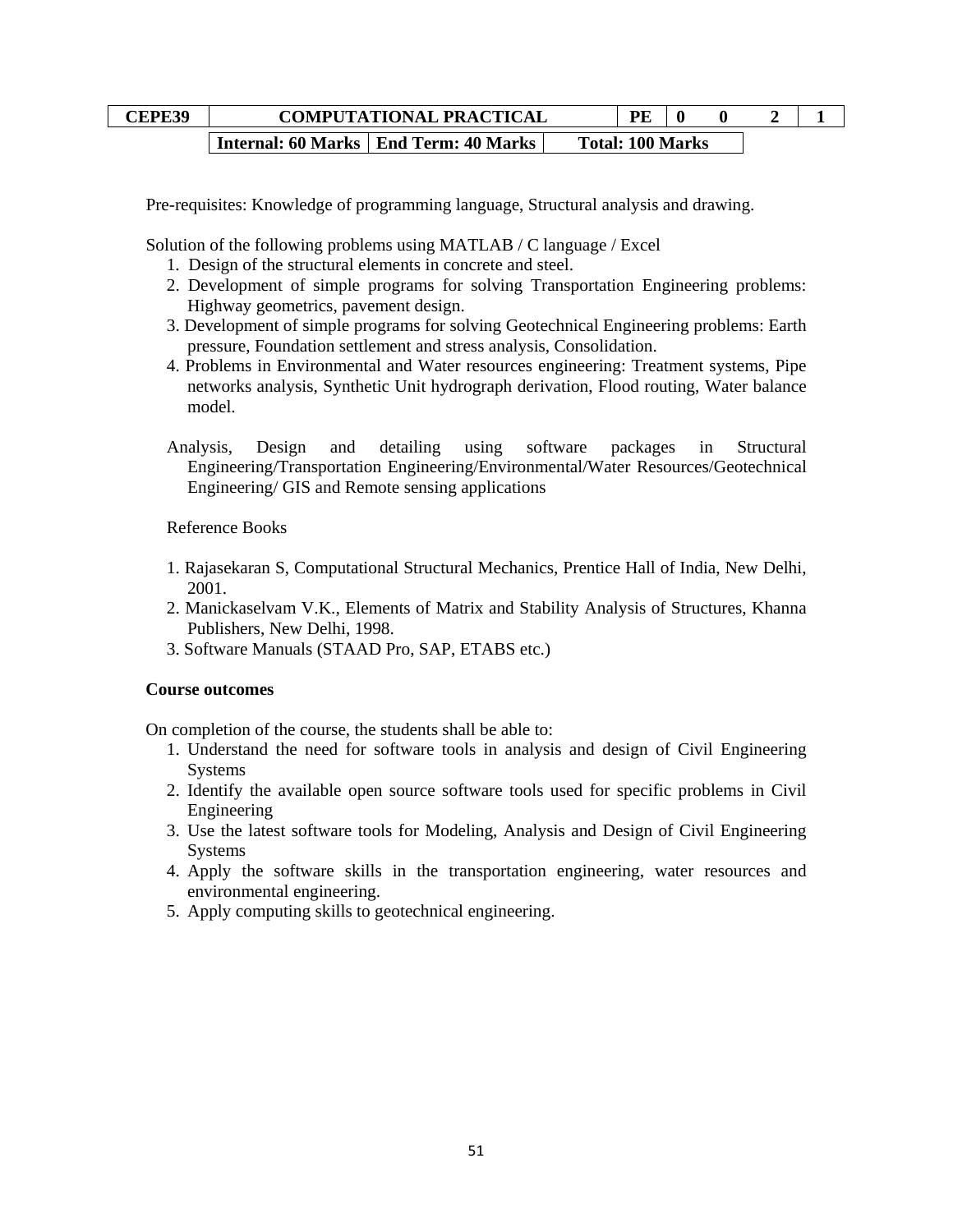| CEPE39 | COMPUTATIONAL PRACTICAL | PE | 0 | 0 | 2 | 1 |
|---|---|---|---|---|---|---|

| Internal: 60 Marks | End Term: 40 Marks | Total: 100 Marks |
|---|---|---|

Pre-requisites: Knowledge of programming language, Structural analysis and drawing.

Solution of the following problems using MATLAB / C language / Excel

1. Design of the structural elements in concrete and steel.
2. Development of simple programs for solving Transportation Engineering problems: Highway geometrics, pavement design.
3. Development of simple programs for solving Geotechnical Engineering problems: Earth pressure, Foundation settlement and stress analysis, Consolidation.
4. Problems in Environmental and Water resources engineering: Treatment systems, Pipe networks analysis, Synthetic Unit hydrograph derivation, Flood routing, Water balance model.

Analysis, Design and detailing using software packages in Structural Engineering/Transportation Engineering/Environmental/Water Resources/Geotechnical Engineering/ GIS and Remote sensing applications

Reference Books

1. Rajasekaran S, Computational Structural Mechanics, Prentice Hall of India, New Delhi, 2001.
2. Manickaselvam V.K., Elements of Matrix and Stability Analysis of Structures, Khanna Publishers, New Delhi, 1998.
3. Software Manuals (STAAD Pro, SAP, ETABS etc.)

**Course outcomes**

On completion of the course, the students shall be able to:

1. Understand the need for software tools in analysis and design of Civil Engineering Systems
2. Identify the available open source software tools used for specific problems in Civil Engineering
3. Use the latest software tools for Modeling, Analysis and Design of Civil Engineering Systems
4. Apply the software skills in the transportation engineering, water resources and environmental engineering.
5. Apply computing skills to geotechnical engineering.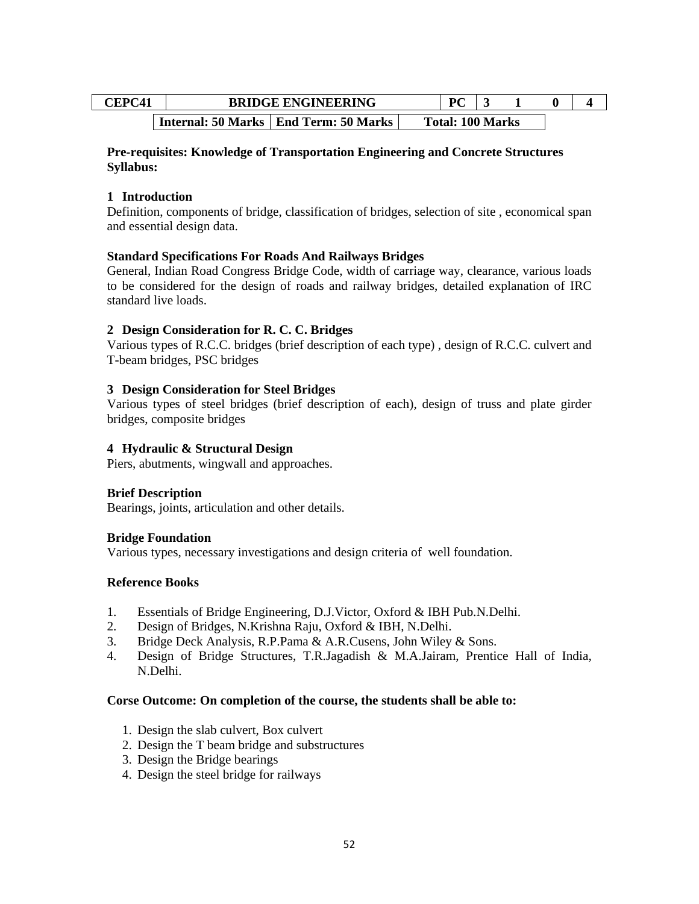| CEPC41 | BRIDGE ENGINEERING | | PC | 3 | 1 | 0 | 4 |
|---|---|---|---|---|---|---|---|
| | Internal: 50 Marks | End Term: 50 Marks | Total: 100 Marks | | | | |

**Pre-requisites: Knowledge of Transportation Engineering and Concrete Structures**
**Syllabus:**

**1 Introduction**
Definition, components of bridge, classification of bridges, selection of site , economical span and essential design data.

**Standard Specifications For Roads And Railways Bridges**
General, Indian Road Congress Bridge Code, width of carriage way, clearance, various loads to be considered for the design of roads and railway bridges, detailed explanation of IRC standard live loads.

**2 Design Consideration for R. C. C. Bridges**
Various types of R.C.C. bridges (brief description of each type) , design of R.C.C. culvert and T-beam bridges, PSC bridges

**3 Design Consideration for Steel Bridges**
Various types of steel bridges (brief description of each), design of truss and plate girder bridges, composite bridges

**4 Hydraulic & Structural Design**
Piers, abutments, wingwall and approaches.

**Brief Description**
Bearings, joints, articulation and other details.

**Bridge Foundation**
Various types, necessary investigations and design criteria of well foundation.

**Reference Books**

1. Essentials of Bridge Engineering, D.J.Victor, Oxford & IBH Pub.N.Delhi.
2. Design of Bridges, N.Krishna Raju, Oxford & IBH, N.Delhi.
3. Bridge Deck Analysis, R.P.Pama & A.R.Cusens, John Wiley & Sons.
4. Design of Bridge Structures, T.R.Jagadish & M.A.Jairam, Prentice Hall of India, N.Delhi.

**Corse Outcome: On completion of the course, the students shall be able to:**

1. Design the slab culvert, Box culvert
2. Design the T beam bridge and substructures
3. Design the Bridge bearings
4. Design the steel bridge for railways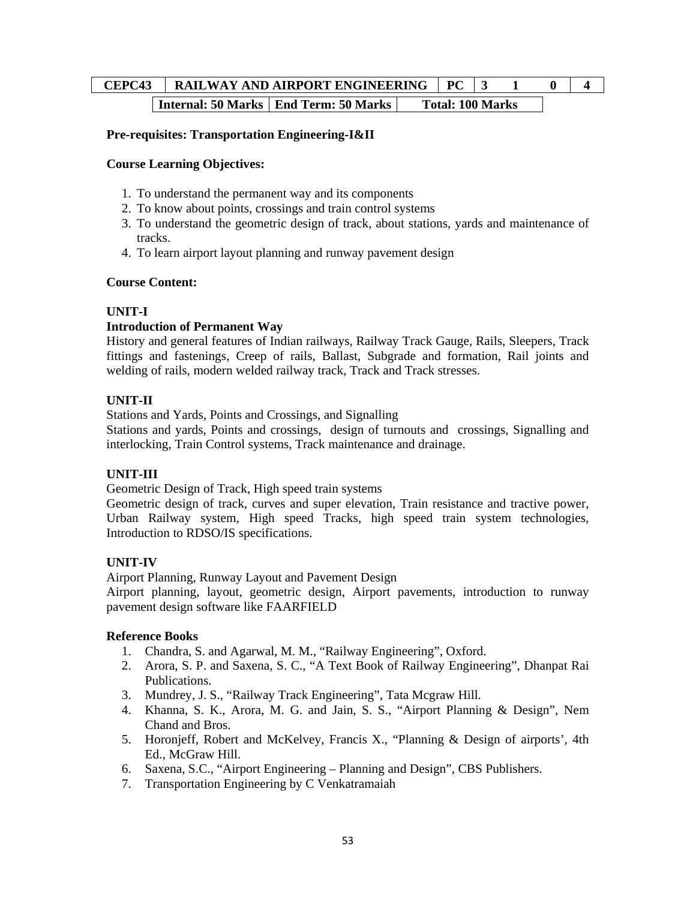| CEPC43 | RAILWAY AND AIRPORT ENGINEERING | PC | 3 | 1 | 0 | 4 |
|---|---|---|---|---|---|---|
| | Internal: 50 Marks | End Term: 50 Marks | Total: 100 Marks | | | |

**Pre-requisites: Transportation Engineering-I&II**

**Course Learning Objectives:**

1. To understand the permanent way and its components
2. To know about points, crossings and train control systems
3. To understand the geometric design of track, about stations, yards and maintenance of tracks.
4. To learn airport layout planning and runway pavement design

**Course Content:**

**UNIT-I**

**Introduction of Permanent Way**

History and general features of Indian railways, Railway Track Gauge, Rails, Sleepers, Track fittings and fastenings, Creep of rails, Ballast, Subgrade and formation, Rail joints and welding of rails, modern welded railway track, Track and Track stresses.

**UNIT-II**

Stations and Yards, Points and Crossings, and Signalling

Stations and yards, Points and crossings, design of turnouts and crossings, Signalling and interlocking, Train Control systems, Track maintenance and drainage.

**UNIT-III**

Geometric Design of Track, High speed train systems

Geometric design of track, curves and super elevation, Train resistance and tractive power, Urban Railway system, High speed Tracks, high speed train system technologies, Introduction to RDSO/IS specifications.

**UNIT-IV**

Airport Planning, Runway Layout and Pavement Design

Airport planning, layout, geometric design, Airport pavements, introduction to runway pavement design software like FAARFIELD

**Reference Books**

1. Chandra, S. and Agarwal, M. M., "Railway Engineering", Oxford.
2. Arora, S. P. and Saxena, S. C., "A Text Book of Railway Engineering", Dhanpat Rai Publications.
3. Mundrey, J. S., "Railway Track Engineering", Tata Mcgraw Hill.
4. Khanna, S. K., Arora, M. G. and Jain, S. S., "Airport Planning & Design", Nem Chand and Bros.
5. Horonjeff, Robert and McKelvey, Francis X., "Planning & Design of airports', 4th Ed., McGraw Hill.
6. Saxena, S.C., "Airport Engineering – Planning and Design", CBS Publishers.
7. Transportation Engineering by C Venkatramaiah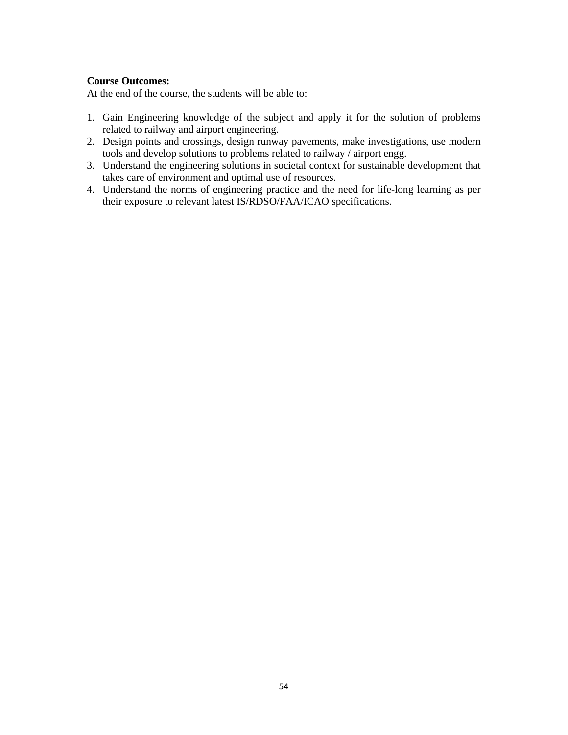**Course Outcomes:**

At the end of the course, the students will be able to:

1. Gain Engineering knowledge of the subject and apply it for the solution of problems related to railway and airport engineering.
2. Design points and crossings, design runway pavements, make investigations, use modern tools and develop solutions to problems related to railway / airport engg.
3. Understand the engineering solutions in societal context for sustainable development that takes care of environment and optimal use of resources.
4. Understand the norms of engineering practice and the need for life-long learning as per their exposure to relevant latest IS/RDSO/FAA/ICAO specifications.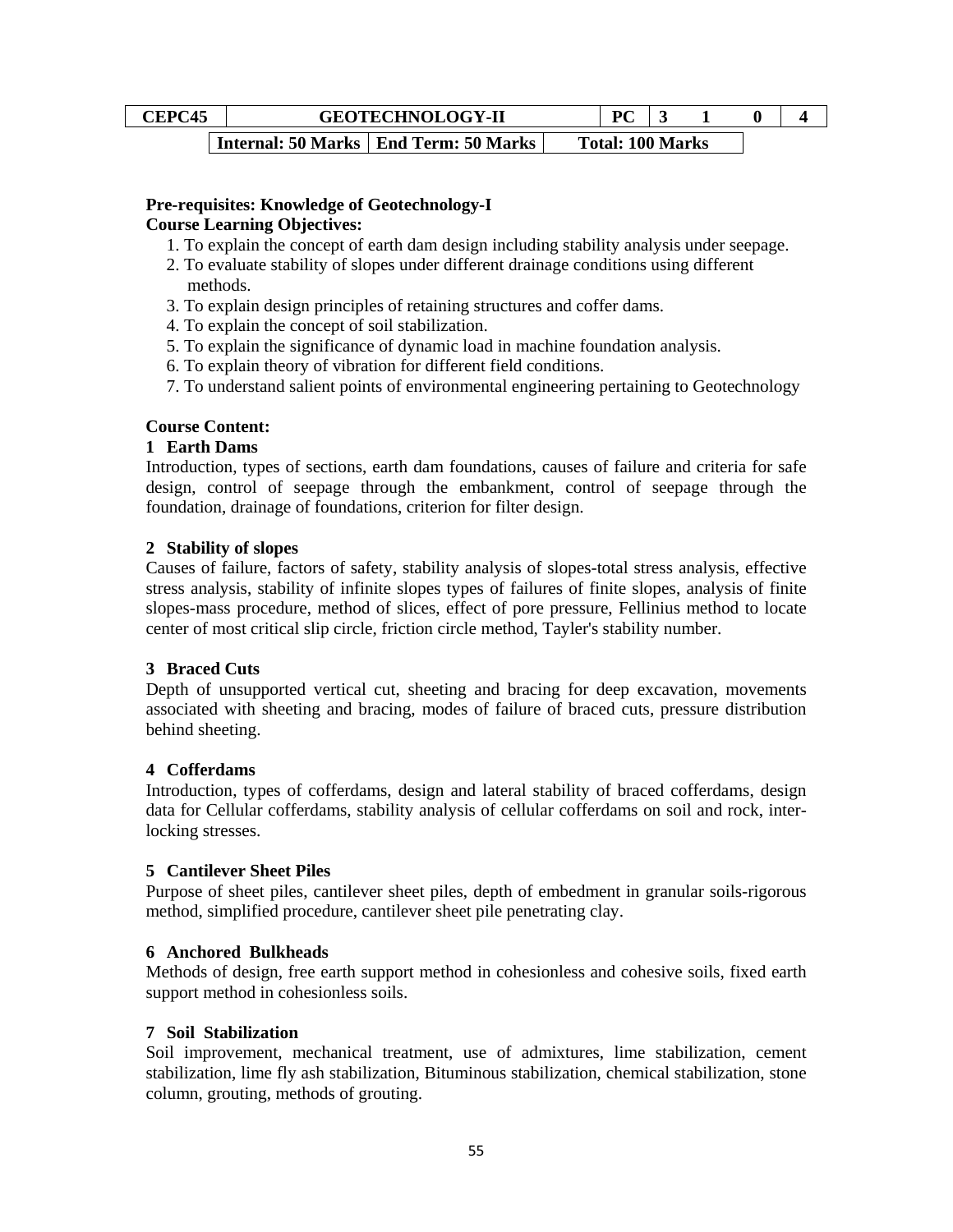| CEPC45 | GEOTECHNOLOGY-II | | PC | 3 | 1 | 0 | 4 |
|---|---|---|---|---|---|---|---|
| | Internal: 50 Marks | End Term: 50 Marks | Total: 100 Marks | | | | |

**Pre-requisites: Knowledge of Geotechnology-I**

**Course Learning Objectives:**

1. To explain the concept of earth dam design including stability analysis under seepage.
2. To evaluate stability of slopes under different drainage conditions using different methods.
3. To explain design principles of retaining structures and coffer dams.
4. To explain the concept of soil stabilization.
5. To explain the significance of dynamic load in machine foundation analysis.
6. To explain theory of vibration for different field conditions.
7. To understand salient points of environmental engineering pertaining to Geotechnology

**Course Content:**

**1 Earth Dams**

Introduction, types of sections, earth dam foundations, causes of failure and criteria for safe design, control of seepage through the embankment, control of seepage through the foundation, drainage of foundations, criterion for filter design.

**2 Stability of slopes**

Causes of failure, factors of safety, stability analysis of slopes-total stress analysis, effective stress analysis, stability of infinite slopes types of failures of finite slopes, analysis of finite slopes-mass procedure, method of slices, effect of pore pressure, Fellinius method to locate center of most critical slip circle, friction circle method, Tayler's stability number.

**3 Braced Cuts**

Depth of unsupported vertical cut, sheeting and bracing for deep excavation, movements associated with sheeting and bracing, modes of failure of braced cuts, pressure distribution behind sheeting.

**4 Cofferdams**

Introduction, types of cofferdams, design and lateral stability of braced cofferdams, design data for Cellular cofferdams, stability analysis of cellular cofferdams on soil and rock, inter-locking stresses.

**5 Cantilever Sheet Piles**

Purpose of sheet piles, cantilever sheet piles, depth of embedment in granular soils-rigorous method, simplified procedure, cantilever sheet pile penetrating clay.

**6 Anchored Bulkheads**

Methods of design, free earth support method in cohesionless and cohesive soils, fixed earth support method in cohesionless soils.

**7 Soil Stabilization**

Soil improvement, mechanical treatment, use of admixtures, lime stabilization, cement stabilization, lime fly ash stabilization, Bituminous stabilization, chemical stabilization, stone column, grouting, methods of grouting.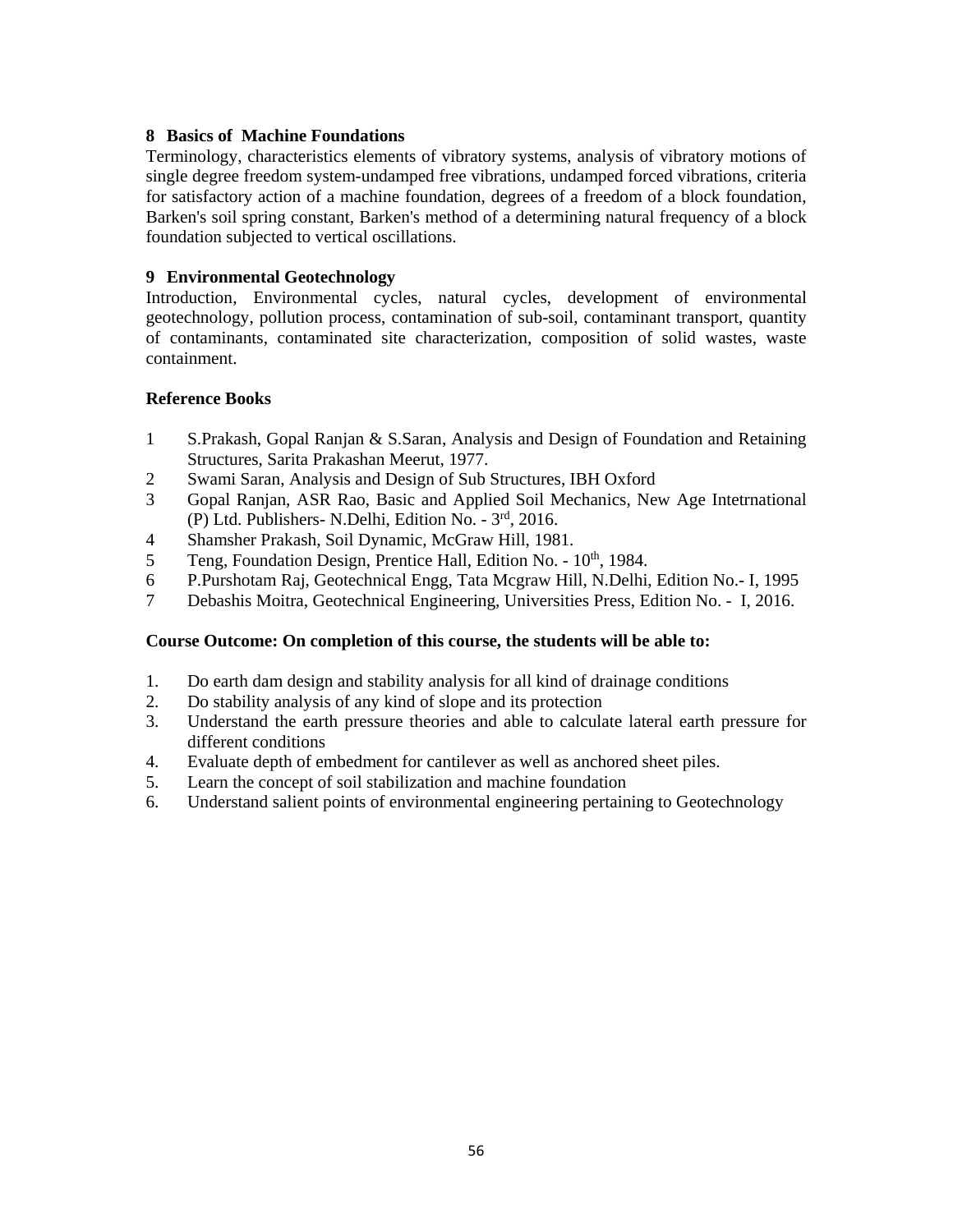**8 Basics of Machine Foundations**

Terminology, characteristics elements of vibratory systems, analysis of vibratory motions of single degree freedom system-undamped free vibrations, undamped forced vibrations, criteria for satisfactory action of a machine foundation, degrees of a freedom of a block foundation, Barken's soil spring constant, Barken's method of a determining natural frequency of a block foundation subjected to vertical oscillations.

**9 Environmental Geotechnology**

Introduction, Environmental cycles, natural cycles, development of environmental geotechnology, pollution process, contamination of sub-soil, contaminant transport, quantity of contaminants, contaminated site characterization, composition of solid wastes, waste containment.

**Reference Books**

1. S.Prakash, Gopal Ranjan & S.Saran, Analysis and Design of Foundation and Retaining Structures, Sarita Prakashan Meerut, 1977.
2. Swami Saran, Analysis and Design of Sub Structures, IBH Oxford
3. Gopal Ranjan, ASR Rao, Basic and Applied Soil Mechanics, New Age Intetrnational (P) Ltd. Publishers- N.Delhi, Edition No. - 3rd, 2016.
4. Shamsher Prakash, Soil Dynamic, McGraw Hill, 1981.
5. Teng, Foundation Design, Prentice Hall, Edition No. - 10th, 1984.
6. P.Purshotam Raj, Geotechnical Engg, Tata Mcgraw Hill, N.Delhi, Edition No.- I, 1995
7. Debashis Moitra, Geotechnical Engineering, Universities Press, Edition No. - I, 2016.

**Course Outcome: On completion of this course, the students will be able to:**

1. Do earth dam design and stability analysis for all kind of drainage conditions
2. Do stability analysis of any kind of slope and its protection
3. Understand the earth pressure theories and able to calculate lateral earth pressure for different conditions
4. Evaluate depth of embedment for cantilever as well as anchored sheet piles.
5. Learn the concept of soil stabilization and machine foundation
6. Understand salient points of environmental engineering pertaining to Geotechnology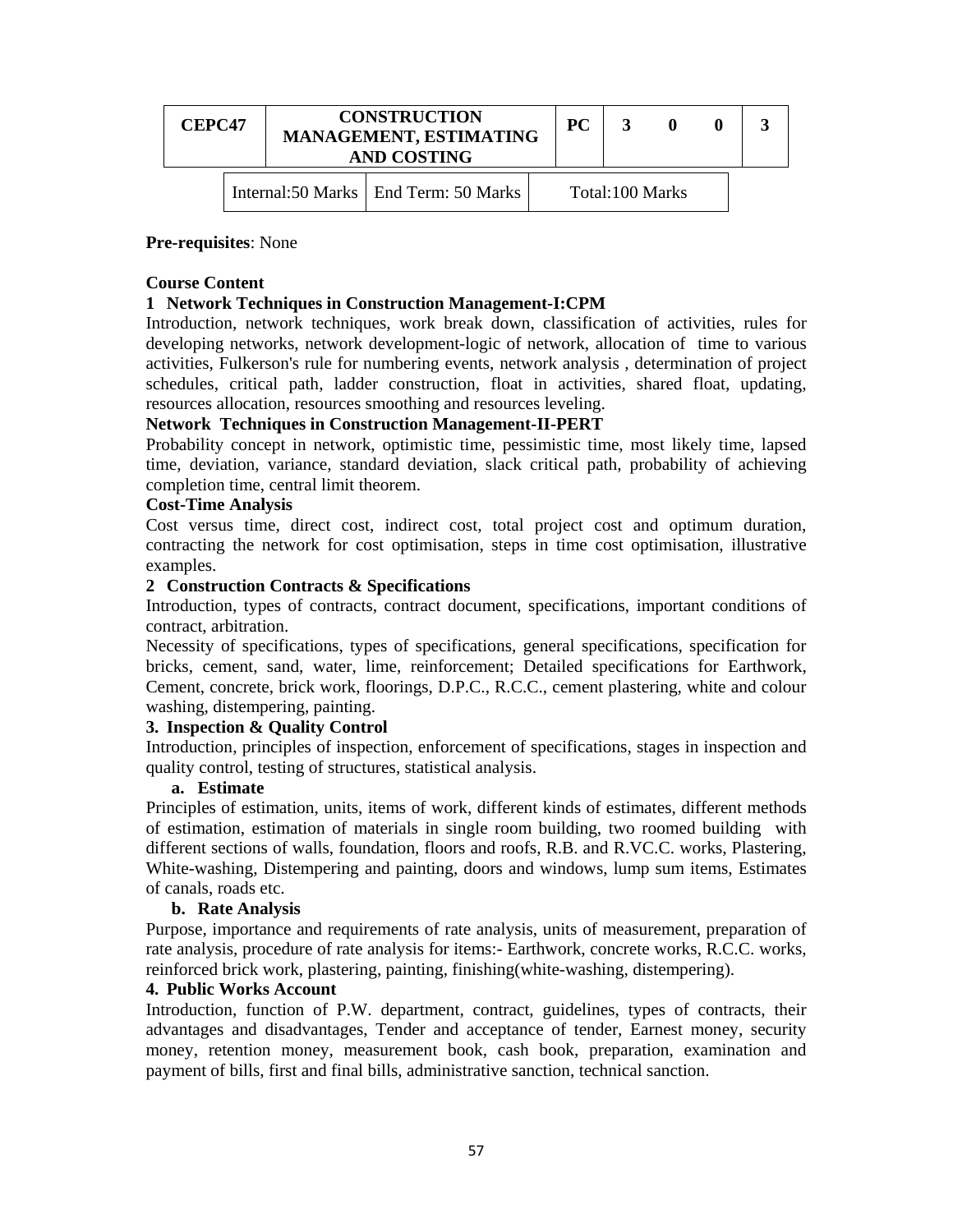| CEPC47 | CONSTRUCTION MANAGEMENT, ESTIMATING AND COSTING | PC | 3 | 0 | 0 | 3 |
|---|---|---|---|---|---|---|

| Internal:50 Marks | End Term: 50 Marks | Total:100 Marks |
|---|---|---|

**Pre-requisites**: None

**Course Content**

**1 Network Techniques in Construction Management-I:CPM**

Introduction, network techniques, work break down, classification of activities, rules for developing networks, network development-logic of network, allocation of time to various activities, Fulkerson's rule for numbering events, network analysis , determination of project schedules, critical path, ladder construction, float in activities, shared float, updating, resources allocation, resources smoothing and resources leveling.

**Network Techniques in Construction Management-II-PERT**

Probability concept in network, optimistic time, pessimistic time, most likely time, lapsed time, deviation, variance, standard deviation, slack critical path, probability of achieving completion time, central limit theorem.

**Cost-Time Analysis**

Cost versus time, direct cost, indirect cost, total project cost and optimum duration, contracting the network for cost optimisation, steps in time cost optimisation, illustrative examples.

**2 Construction Contracts & Specifications**

Introduction, types of contracts, contract document, specifications, important conditions of contract, arbitration.

Necessity of specifications, types of specifications, general specifications, specification for bricks, cement, sand, water, lime, reinforcement; Detailed specifications for Earthwork, Cement, concrete, brick work, floorings, D.P.C., R.C.C., cement plastering, white and colour washing, distempering, painting.

**3. Inspection & Quality Control**

Introduction, principles of inspection, enforcement of specifications, stages in inspection and quality control, testing of structures, statistical analysis.

**a. Estimate**

Principles of estimation, units, items of work, different kinds of estimates, different methods of estimation, estimation of materials in single room building, two roomed building with different sections of walls, foundation, floors and roofs, R.B. and R.VC.C. works, Plastering, White-washing, Distempering and painting, doors and windows, lump sum items, Estimates of canals, roads etc.

**b. Rate Analysis**

Purpose, importance and requirements of rate analysis, units of measurement, preparation of rate analysis, procedure of rate analysis for items:- Earthwork, concrete works, R.C.C. works, reinforced brick work, plastering, painting, finishing(white-washing, distempering).

**4. Public Works Account**

Introduction, function of P.W. department, contract, guidelines, types of contracts, their advantages and disadvantages, Tender and acceptance of tender, Earnest money, security money, retention money, measurement book, cash book, preparation, examination and payment of bills, first and final bills, administrative sanction, technical sanction.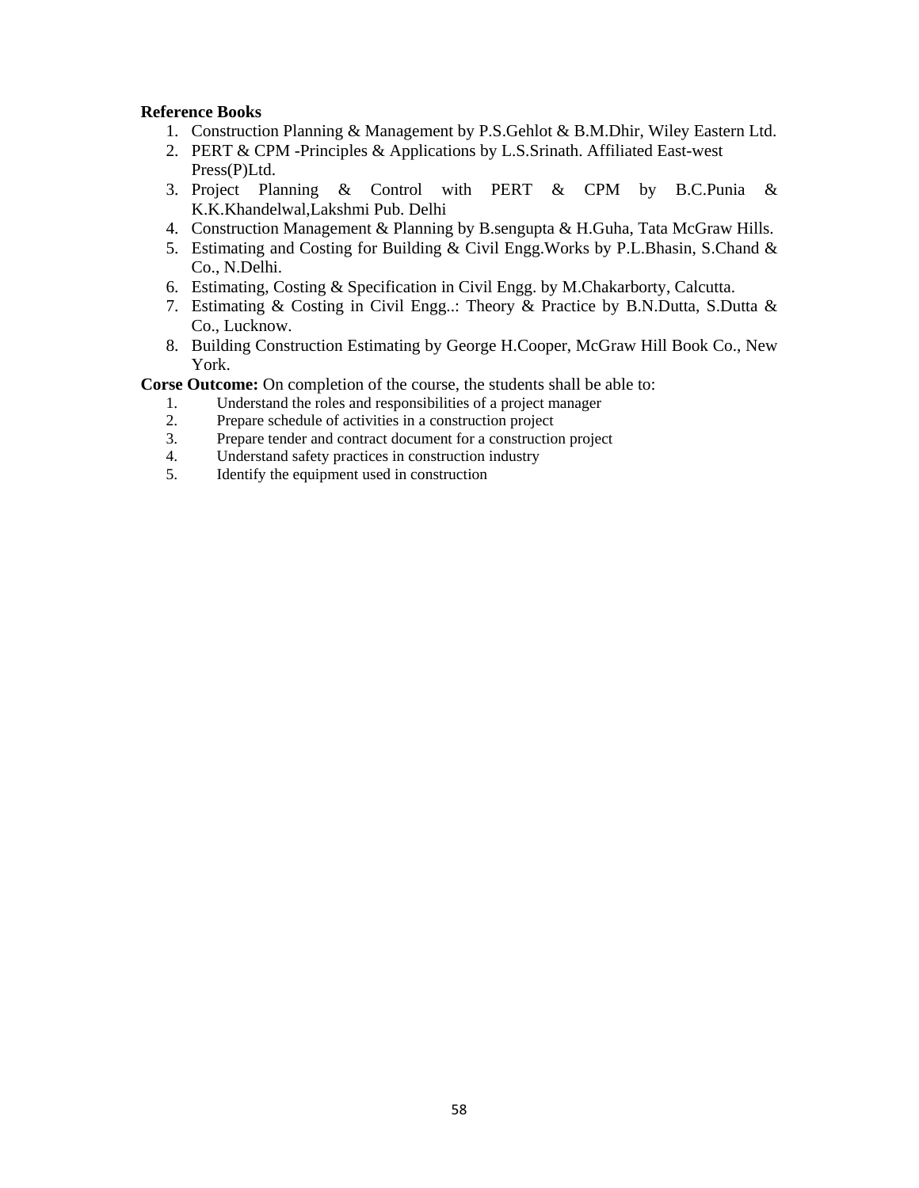**Reference Books**

1. Construction Planning & Management by P.S.Gehlot & B.M.Dhir, Wiley Eastern Ltd.
2. PERT & CPM -Principles & Applications by L.S.Srinath. Affiliated East-west Press(P)Ltd.
3. Project Planning & Control with PERT & CPM by B.C.Punia & K.K.Khandelwal,Lakshmi Pub. Delhi
4. Construction Management & Planning by B.sengupta & H.Guha, Tata McGraw Hills.
5. Estimating and Costing for Building & Civil Engg.Works by P.L.Bhasin, S.Chand & Co., N.Delhi.
6. Estimating, Costing & Specification in Civil Engg. by M.Chakarborty, Calcutta.
7. Estimating & Costing in Civil Engg..: Theory & Practice by B.N.Dutta, S.Dutta & Co., Lucknow.
8. Building Construction Estimating by George H.Cooper, McGraw Hill Book Co., New York.

**Corse Outcome:** On completion of the course, the students shall be able to:

1. Understand the roles and responsibilities of a project manager
2. Prepare schedule of activities in a construction project
3. Prepare tender and contract document for a construction project
4. Understand safety practices in construction industry
5. Identify the equipment used in construction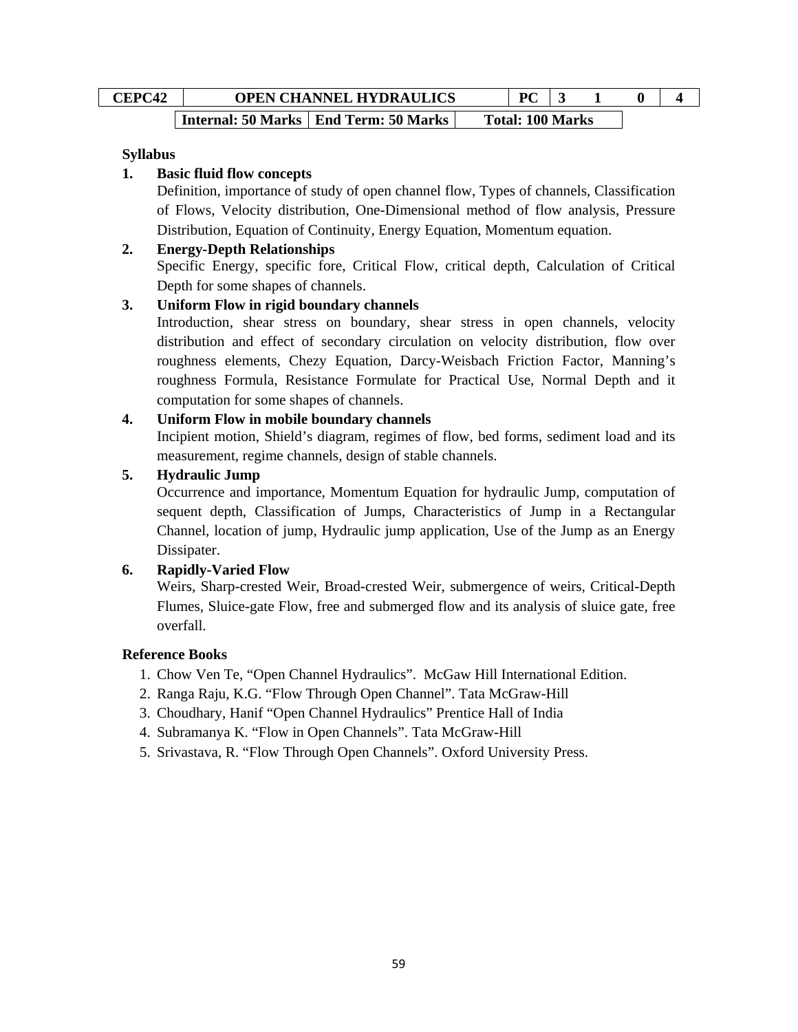| CEPC42 | OPEN CHANNEL HYDRAULICS | | PC | 3 | 1 | 0 | 4 |
|---|---|---|---|---|---|---|---|
| | Internal: 50 Marks | End Term: 50 Marks | Total: 100 Marks | | | | |

**Syllabus**

1. **Basic fluid flow concepts**
   Definition, importance of study of open channel flow, Types of channels, Classification of Flows, Velocity distribution, One-Dimensional method of flow analysis, Pressure Distribution, Equation of Continuity, Energy Equation, Momentum equation.

2. **Energy-Depth Relationships**
   Specific Energy, specific fore, Critical Flow, critical depth, Calculation of Critical Depth for some shapes of channels.

3. **Uniform Flow in rigid boundary channels**
   Introduction, shear stress on boundary, shear stress in open channels, velocity distribution and effect of secondary circulation on velocity distribution, flow over roughness elements, Chezy Equation, Darcy-Weisbach Friction Factor, Manning's roughness Formula, Resistance Formulate for Practical Use, Normal Depth and it computation for some shapes of channels.

4. **Uniform Flow in mobile boundary channels**
   Incipient motion, Shield's diagram, regimes of flow, bed forms, sediment load and its measurement, regime channels, design of stable channels.

5. **Hydraulic Jump**
   Occurrence and importance, Momentum Equation for hydraulic Jump, computation of sequent depth, Classification of Jumps, Characteristics of Jump in a Rectangular Channel, location of jump, Hydraulic jump application, Use of the Jump as an Energy Dissipater.

6. **Rapidly-Varied Flow**
   Weirs, Sharp-crested Weir, Broad-crested Weir, submergence of weirs, Critical-Depth Flumes, Sluice-gate Flow, free and submerged flow and its analysis of sluice gate, free overfall.

**Reference Books**

1. Chow Ven Te, "Open Channel Hydraulics". McGaw Hill International Edition.
2. Ranga Raju, K.G. "Flow Through Open Channel". Tata McGraw-Hill
3. Choudhary, Hanif "Open Channel Hydraulics" Prentice Hall of India
4. Subramanya K. "Flow in Open Channels". Tata McGraw-Hill
5. Srivastava, R. "Flow Through Open Channels". Oxford University Press.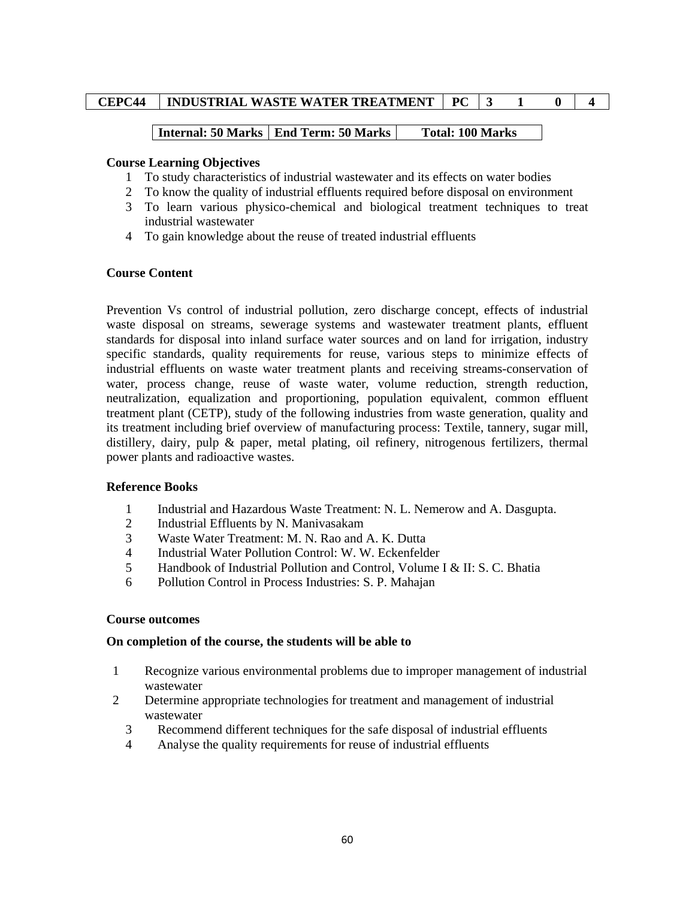| CEPC44 | INDUSTRIAL WASTE WATER TREATMENT | PC | 3 | 1 | 0 | 4 |
|---|---|---|---|---|---|---|

| Internal: 50 Marks | End Term: 50 Marks | Total: 100 Marks |
|---|---|---|

**Course Learning Objectives**

1. To study characteristics of industrial wastewater and its effects on water bodies
2. To know the quality of industrial effluents required before disposal on environment
3. To learn various physico-chemical and biological treatment techniques to treat industrial wastewater
4. To gain knowledge about the reuse of treated industrial effluents

**Course Content**

Prevention Vs control of industrial pollution, zero discharge concept, effects of industrial waste disposal on streams, sewerage systems and wastewater treatment plants, effluent standards for disposal into inland surface water sources and on land for irrigation, industry specific standards, quality requirements for reuse, various steps to minimize effects of industrial effluents on waste water treatment plants and receiving streams-conservation of water, process change, reuse of waste water, volume reduction, strength reduction, neutralization, equalization and proportioning, population equivalent, common effluent treatment plant (CETP), study of the following industries from waste generation, quality and its treatment including brief overview of manufacturing process: Textile, tannery, sugar mill, distillery, dairy, pulp & paper, metal plating, oil refinery, nitrogenous fertilizers, thermal power plants and radioactive wastes.

**Reference Books**

1. Industrial and Hazardous Waste Treatment: N. L. Nemerow and A. Dasgupta.
2. Industrial Effluents by N. Manivasakam
3. Waste Water Treatment: M. N. Rao and A. K. Dutta
4. Industrial Water Pollution Control: W. W. Eckenfelder
5. Handbook of Industrial Pollution and Control, Volume I & II: S. C. Bhatia
6. Pollution Control in Process Industries: S. P. Mahajan

**Course outcomes**

**On completion of the course, the students will be able to**

1. Recognize various environmental problems due to improper management of industrial wastewater
2. Determine appropriate technologies for treatment and management of industrial wastewater
3. Recommend different techniques for the safe disposal of industrial effluents
4. Analyse the quality requirements for reuse of industrial effluents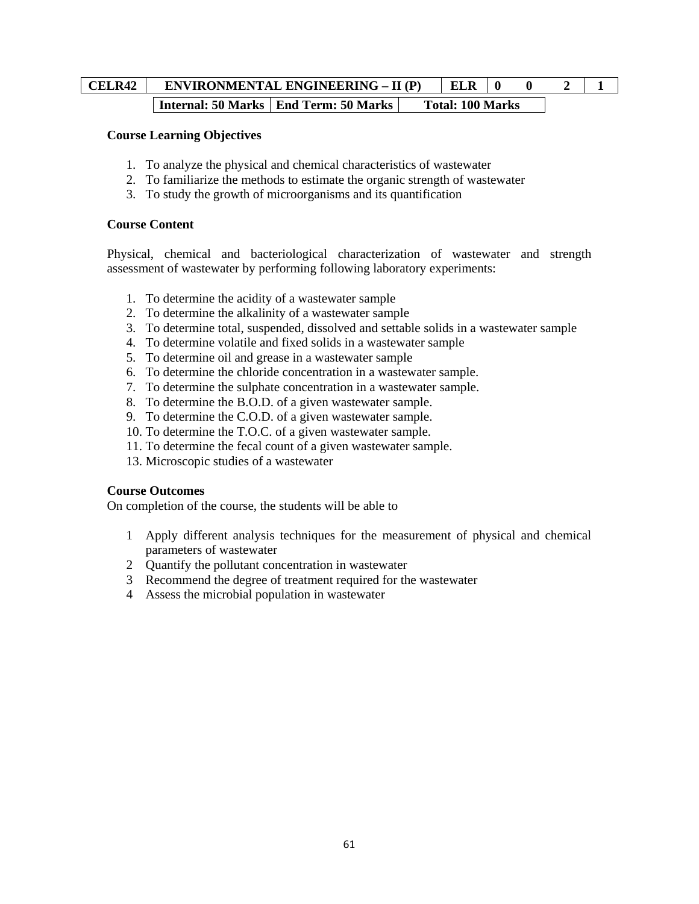| CELR42 | ENVIRONMENTAL ENGINEERING – II (P) | | ELR | 0 | 0 | 2 | 1 |
|---|---|---|---|---|---|---|---|
| | **Internal: 50 Marks** | **End Term: 50 Marks** | **Total: 100 Marks** | | | | |

**Course Learning Objectives**

1. To analyze the physical and chemical characteristics of wastewater
2. To familiarize the methods to estimate the organic strength of wastewater
3. To study the growth of microorganisms and its quantification

**Course Content**

Physical, chemical and bacteriological characterization of wastewater and strength assessment of wastewater by performing following laboratory experiments:

1. To determine the acidity of a wastewater sample
2. To determine the alkalinity of a wastewater sample
3. To determine total, suspended, dissolved and settable solids in a wastewater sample
4. To determine volatile and fixed solids in a wastewater sample
5. To determine oil and grease in a wastewater sample
6. To determine the chloride concentration in a wastewater sample.
7. To determine the sulphate concentration in a wastewater sample.
8. To determine the B.O.D. of a given wastewater sample.
9. To determine the C.O.D. of a given wastewater sample.
10. To determine the T.O.C. of a given wastewater sample.
11. To determine the fecal count of a given wastewater sample.

13. Microscopic studies of a wastewater

**Course Outcomes**

On completion of the course, the students will be able to

1 Apply different analysis techniques for the measurement of physical and chemical parameters of wastewater

2 Quantify the pollutant concentration in wastewater

3 Recommend the degree of treatment required for the wastewater

4 Assess the microbial population in wastewater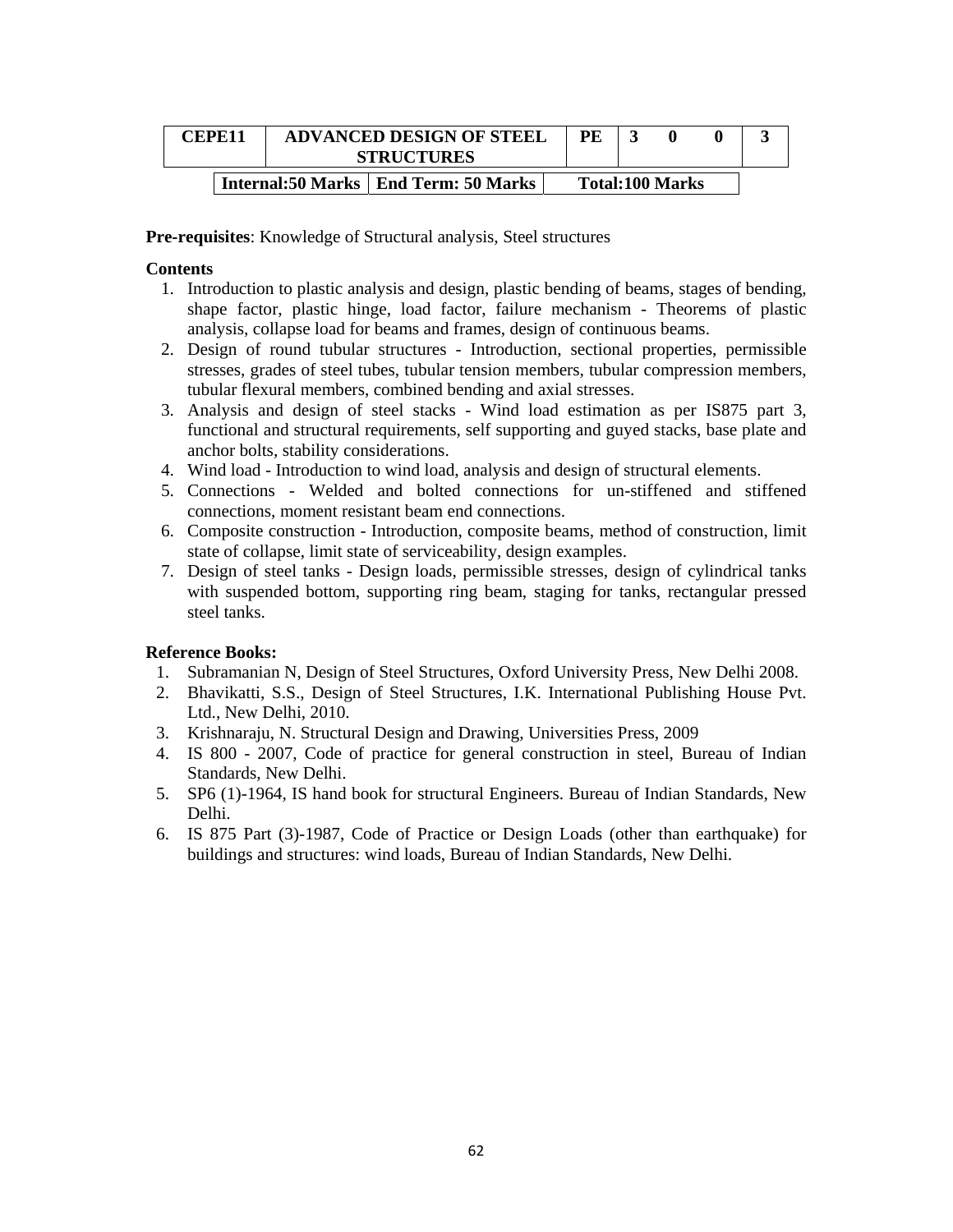| CEPE11 | ADVANCED DESIGN OF STEEL STRUCTURES | PE | 3 | 0 | 0 | 3 |
|---|---|---|---|---|---|---|

| Internal:50 Marks | End Term: 50 Marks | Total:100 Marks |
|---|---|---|

**Pre-requisites**: Knowledge of Structural analysis, Steel structures

**Contents**

1. Introduction to plastic analysis and design, plastic bending of beams, stages of bending, shape factor, plastic hinge, load factor, failure mechanism - Theorems of plastic analysis, collapse load for beams and frames, design of continuous beams.
2. Design of round tubular structures - Introduction, sectional properties, permissible stresses, grades of steel tubes, tubular tension members, tubular compression members, tubular flexural members, combined bending and axial stresses.
3. Analysis and design of steel stacks - Wind load estimation as per IS875 part 3, functional and structural requirements, self supporting and guyed stacks, base plate and anchor bolts, stability considerations.
4. Wind load - Introduction to wind load, analysis and design of structural elements.
5. Connections - Welded and bolted connections for un-stiffened and stiffened connections, moment resistant beam end connections.
6. Composite construction - Introduction, composite beams, method of construction, limit state of collapse, limit state of serviceability, design examples.
7. Design of steel tanks - Design loads, permissible stresses, design of cylindrical tanks with suspended bottom, supporting ring beam, staging for tanks, rectangular pressed steel tanks.

**Reference Books:**

1. Subramanian N, Design of Steel Structures, Oxford University Press, New Delhi 2008.
2. Bhavikatti, S.S., Design of Steel Structures, I.K. International Publishing House Pvt. Ltd., New Delhi, 2010.
3. Krishnaraju, N. Structural Design and Drawing, Universities Press, 2009
4. IS 800 - 2007, Code of practice for general construction in steel, Bureau of Indian Standards, New Delhi.
5. SP6 (1)-1964, IS hand book for structural Engineers. Bureau of Indian Standards, New Delhi.
6. IS 875 Part (3)-1987, Code of Practice or Design Loads (other than earthquake) for buildings and structures: wind loads, Bureau of Indian Standards, New Delhi.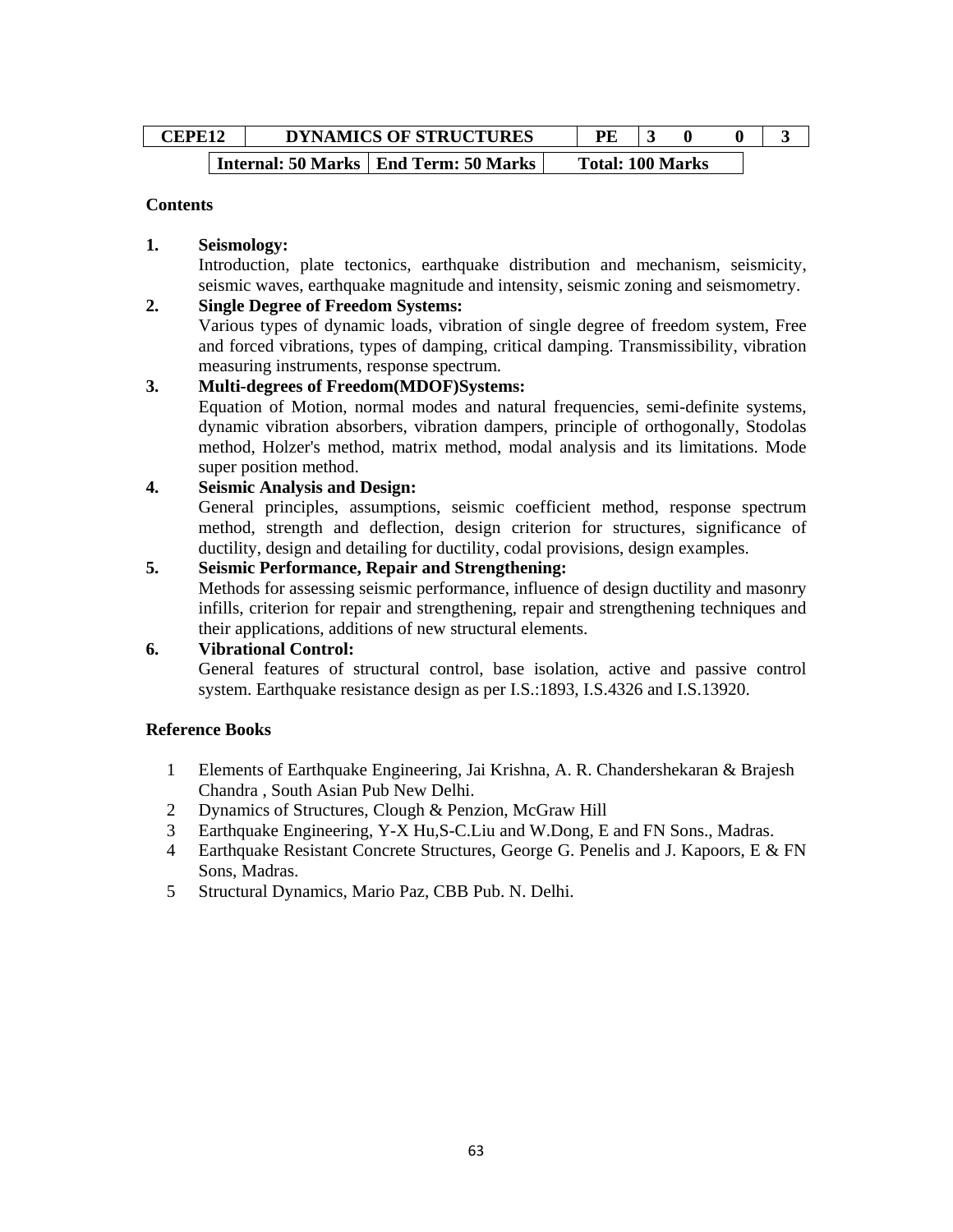| CEPE12 | DYNAMICS OF STRUCTURES | PE | 3 | 0 | 0 | 3 |
|---|---|---|---|---|---|---|

| Internal: 50 Marks | End Term: 50 Marks | Total: 100 Marks |
|---|---|---|

**Contents**

1. **Seismology:**
   Introduction, plate tectonics, earthquake distribution and mechanism, seismicity, seismic waves, earthquake magnitude and intensity, seismic zoning and seismometry.
2. **Single Degree of Freedom Systems:**
   Various types of dynamic loads, vibration of single degree of freedom system, Free and forced vibrations, types of damping, critical damping. Transmissibility, vibration measuring instruments, response spectrum.
3. **Multi-degrees of Freedom(MDOF)Systems:**
   Equation of Motion, normal modes and natural frequencies, semi-definite systems, dynamic vibration absorbers, vibration dampers, principle of orthogonally, Stodolas method, Holzer's method, matrix method, modal analysis and its limitations. Mode super position method.
4. **Seismic Analysis and Design:**
   General principles, assumptions, seismic coefficient method, response spectrum method, strength and deflection, design criterion for structures, significance of ductility, design and detailing for ductility, codal provisions, design examples.
5. **Seismic Performance, Repair and Strengthening:**
   Methods for assessing seismic performance, influence of design ductility and masonry infills, criterion for repair and strengthening, repair and strengthening techniques and their applications, additions of new structural elements.
6. **Vibrational Control:**
   General features of structural control, base isolation, active and passive control system. Earthquake resistance design as per I.S.:1893, I.S.4326 and I.S.13920.

**Reference Books**

1. Elements of Earthquake Engineering, Jai Krishna, A. R. Chandershekaran & Brajesh Chandra , South Asian Pub New Delhi.
2. Dynamics of Structures, Clough & Penzion, McGraw Hill
3. Earthquake Engineering, Y-X Hu,S-C.Liu and W.Dong, E and FN Sons., Madras.
4. Earthquake Resistant Concrete Structures, George G. Penelis and J. Kapoors, E & FN Sons, Madras.
5. Structural Dynamics, Mario Paz, CBB Pub. N. Delhi.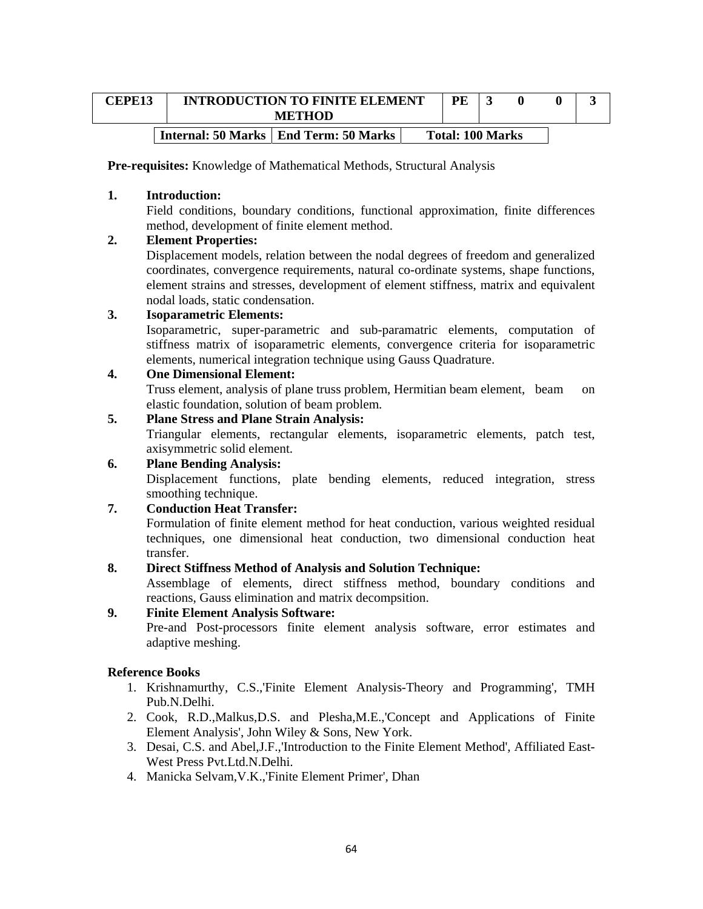| CEPE13 | INTRODUCTION TO FINITE ELEMENT METHOD | PE | 3 | 0 | 0 | 3 |
|---|---|---|---|---|---|---|

| Internal: 50 Marks | End Term: 50 Marks | Total: 100 Marks |
|---|---|---|

**Pre-requisites:** Knowledge of Mathematical Methods, Structural Analysis

**1. Introduction:**

Field conditions, boundary conditions, functional approximation, finite differences method, development of finite element method.

**2. Element Properties:**

Displacement models, relation between the nodal degrees of freedom and generalized coordinates, convergence requirements, natural co-ordinate systems, shape functions, element strains and stresses, development of element stiffness, matrix and equivalent nodal loads, static condensation.

**3. Isoparametric Elements:**

Isoparametric, super-parametric and sub-paramatric elements, computation of stiffness matrix of isoparametric elements, convergence criteria for isoparametric elements, numerical integration technique using Gauss Quadrature.

**4. One Dimensional Element:**

Truss element, analysis of plane truss problem, Hermitian beam element, beam on elastic foundation, solution of beam problem.

**5. Plane Stress and Plane Strain Analysis:**

Triangular elements, rectangular elements, isoparametric elements, patch test, axisymmetric solid element.

**6. Plane Bending Analysis:**

Displacement functions, plate bending elements, reduced integration, stress smoothing technique.

**7. Conduction Heat Transfer:**

Formulation of finite element method for heat conduction, various weighted residual techniques, one dimensional heat conduction, two dimensional conduction heat transfer.

**8. Direct Stiffness Method of Analysis and Solution Technique:**

Assemblage of elements, direct stiffness method, boundary conditions and reactions, Gauss elimination and matrix decompsition.

**9. Finite Element Analysis Software:**

Pre-and Post-processors finite element analysis software, error estimates and adaptive meshing.

**Reference Books**

1. Krishnamurthy, C.S.,'Finite Element Analysis-Theory and Programming', TMH Pub.N.Delhi.
2. Cook, R.D.,Malkus,D.S. and Plesha,M.E.,'Concept and Applications of Finite Element Analysis', John Wiley & Sons, New York.
3. Desai, C.S. and Abel,J.F.,'Introduction to the Finite Element Method', Affiliated East-West Press Pvt.Ltd.N.Delhi.
4. Manicka Selvam,V.K.,'Finite Element Primer', Dhan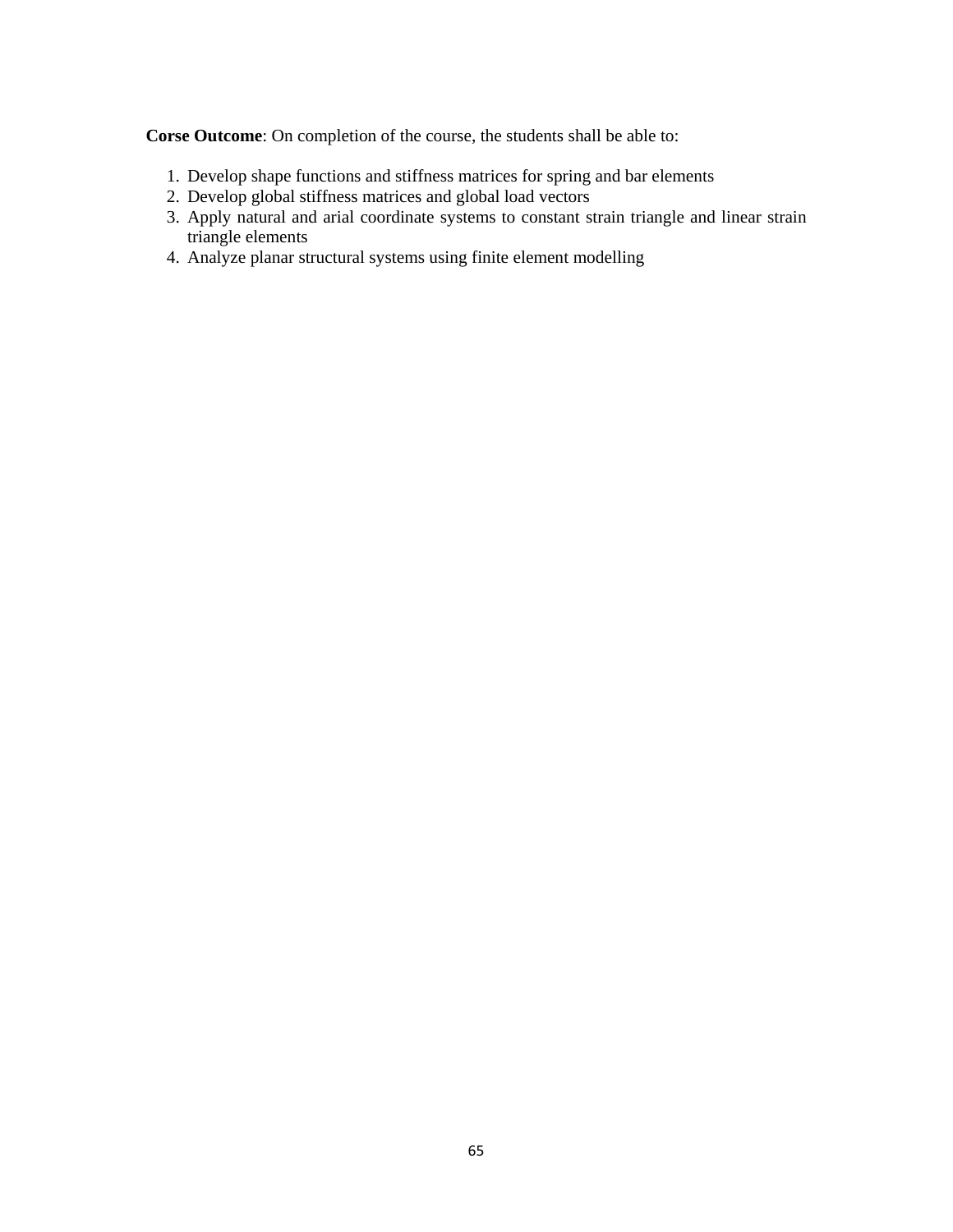**Corse Outcome**: On completion of the course, the students shall be able to:

1. Develop shape functions and stiffness matrices for spring and bar elements
2. Develop global stiffness matrices and global load vectors
3. Apply natural and arial coordinate systems to constant strain triangle and linear strain triangle elements
4. Analyze planar structural systems using finite element modelling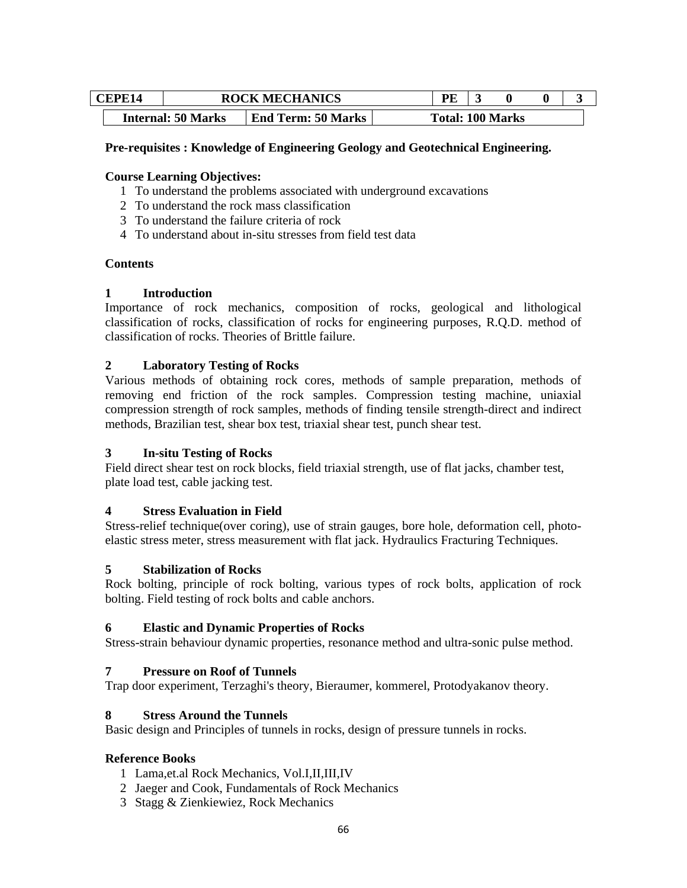| CEPE14 | ROCK MECHANICS | PE | 3 | 0 | 0 | 3 |
|---|---|---|---|---|---|---|

| Internal: 50 Marks | End Term: 50 Marks | Total: 100 Marks |
|---|---|---|

**Pre-requisites : Knowledge of Engineering Geology and Geotechnical Engineering.**

**Course Learning Objectives:**

1. To understand the problems associated with underground excavations
2. To understand the rock mass classification
3. To understand the failure criteria of rock
4. To understand about in-situ stresses from field test data

**Contents**

**1 Introduction**

Importance of rock mechanics, composition of rocks, geological and lithological classification of rocks, classification of rocks for engineering purposes, R.Q.D. method of classification of rocks. Theories of Brittle failure.

**2 Laboratory Testing of Rocks**

Various methods of obtaining rock cores, methods of sample preparation, methods of removing end friction of the rock samples. Compression testing machine, uniaxial compression strength of rock samples, methods of finding tensile strength-direct and indirect methods, Brazilian test, shear box test, triaxial shear test, punch shear test.

**3 In-situ Testing of Rocks**

Field direct shear test on rock blocks, field triaxial strength, use of flat jacks, chamber test, plate load test, cable jacking test.

**4 Stress Evaluation in Field**

Stress-relief technique(over coring), use of strain gauges, bore hole, deformation cell, photo-elastic stress meter, stress measurement with flat jack. Hydraulics Fracturing Techniques.

**5 Stabilization of Rocks**

Rock bolting, principle of rock bolting, various types of rock bolts, application of rock bolting. Field testing of rock bolts and cable anchors.

**6 Elastic and Dynamic Properties of Rocks**

Stress-strain behaviour dynamic properties, resonance method and ultra-sonic pulse method.

**7 Pressure on Roof of Tunnels**

Trap door experiment, Terzaghi's theory, Bieraumer, kommerel, Protodyakanov theory.

**8 Stress Around the Tunnels**

Basic design and Principles of tunnels in rocks, design of pressure tunnels in rocks.

**Reference Books**

1. Lama,et.al Rock Mechanics, Vol.I,II,III,IV
2. Jaeger and Cook, Fundamentals of Rock Mechanics
3. Stagg & Zienkiewiez, Rock Mechanics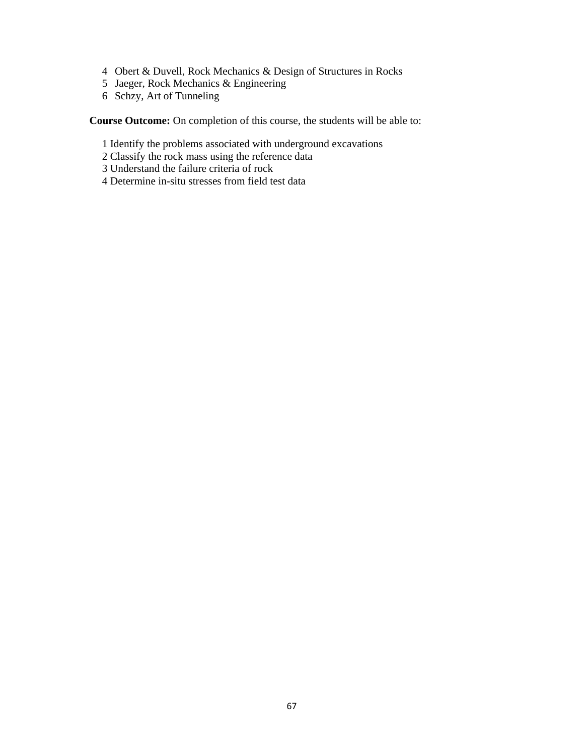4. Obert & Duvell, Rock Mechanics & Design of Structures in Rocks
5. Jaeger, Rock Mechanics & Engineering
6. Schzy, Art of Tunneling

**Course Outcome:** On completion of this course, the students will be able to:

1. Identify the problems associated with underground excavations
2. Classify the rock mass using the reference data
3. Understand the failure criteria of rock
4. Determine in-situ stresses from field test data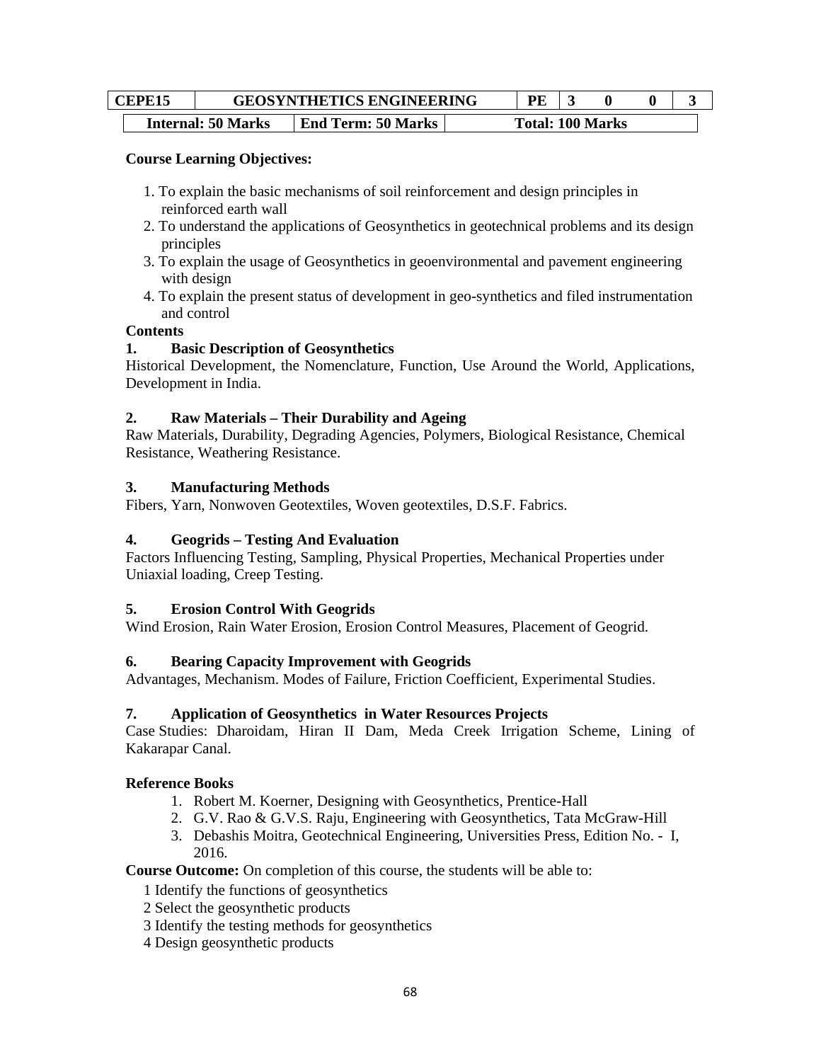| CEPE15 | GEOSYNTHETICS ENGINEERING | PE | 3 | 0 | 0 | 3 |
|---|---|---|---|---|---|---|

| Internal: 50 Marks | End Term: 50 Marks | Total: 100 Marks |
|---|---|---|

**Course Learning Objectives:**

1. To explain the basic mechanisms of soil reinforcement and design principles in reinforced earth wall
2. To understand the applications of Geosynthetics in geotechnical problems and its design principles
3. To explain the usage of Geosynthetics in geoenvironmental and pavement engineering with design
4. To explain the present status of development in geo-synthetics and filed instrumentation and control

**Contents**

**1. Basic Description of Geosynthetics**

Historical Development, the Nomenclature, Function, Use Around the World, Applications, Development in India.

**2. Raw Materials – Their Durability and Ageing**

Raw Materials, Durability, Degrading Agencies, Polymers, Biological Resistance, Chemical Resistance, Weathering Resistance.

**3. Manufacturing Methods**

Fibers, Yarn, Nonwoven Geotextiles, Woven geotextiles, D.S.F. Fabrics.

**4. Geogrids – Testing And Evaluation**

Factors Influencing Testing, Sampling, Physical Properties, Mechanical Properties under Uniaxial loading, Creep Testing.

**5. Erosion Control With Geogrids**

Wind Erosion, Rain Water Erosion, Erosion Control Measures, Placement of Geogrid.

**6. Bearing Capacity Improvement with Geogrids**

Advantages, Mechanism. Modes of Failure, Friction Coefficient, Experimental Studies.

**7. Application of Geosynthetics in Water Resources Projects**

Case Studies: Dharoidam, Hiran II Dam, Meda Creek Irrigation Scheme, Lining of Kakarapar Canal.

**Reference Books**

1. Robert M. Koerner, Designing with Geosynthetics, Prentice-Hall
2. G.V. Rao & G.V.S. Raju, Engineering with Geosynthetics, Tata McGraw-Hill
3. Debashis Moitra, Geotechnical Engineering, Universities Press, Edition No. - I, 2016.

**Course Outcome:** On completion of this course, the students will be able to:

1 Identify the functions of geosynthetics
2 Select the geosynthetic products
3 Identify the testing methods for geosynthetics
4 Design geosynthetic products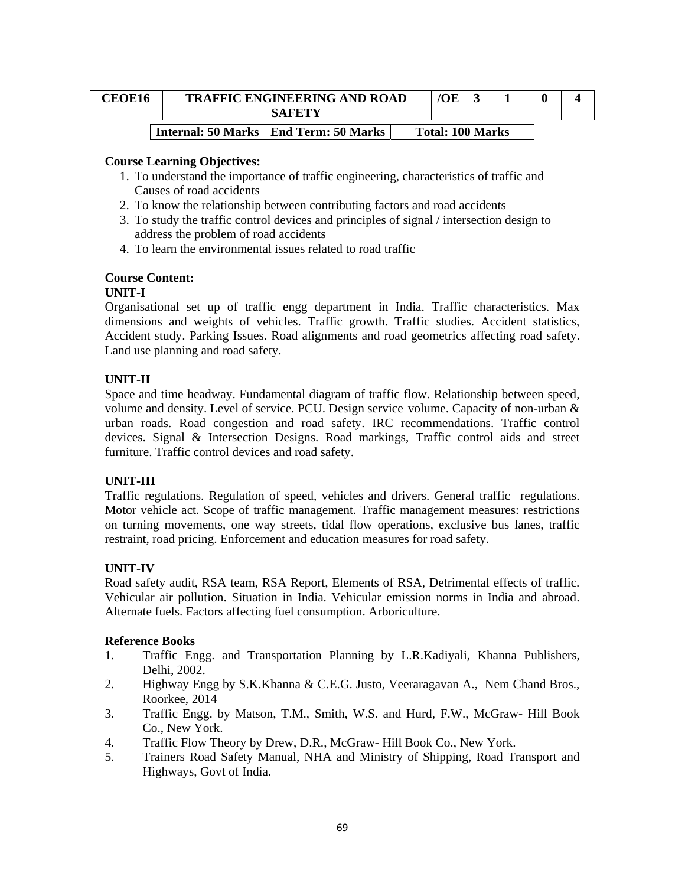| CEOE16 | TRAFFIC ENGINEERING AND ROAD SAFETY | /OE | 3 | 1 | 0 | 4 |
|---|---|---|---|---|---|---|

| Internal: 50 Marks | End Term: 50 Marks | Total: 100 Marks |
|---|---|---|

**Course Learning Objectives:**

1. To understand the importance of traffic engineering, characteristics of traffic and Causes of road accidents
2. To know the relationship between contributing factors and road accidents
3. To study the traffic control devices and principles of signal / intersection design to address the problem of road accidents
4. To learn the environmental issues related to road traffic

**Course Content:**

**UNIT-I**

Organisational set up of traffic engg department in India. Traffic characteristics. Max dimensions and weights of vehicles. Traffic growth. Traffic studies. Accident statistics, Accident study. Parking Issues. Road alignments and road geometrics affecting road safety. Land use planning and road safety.

**UNIT-II**

Space and time headway. Fundamental diagram of traffic flow. Relationship between speed, volume and density. Level of service. PCU. Design service volume. Capacity of non-urban & urban roads. Road congestion and road safety. IRC recommendations. Traffic control devices. Signal & Intersection Designs. Road markings, Traffic control aids and street furniture. Traffic control devices and road safety.

**UNIT-III**

Traffic regulations. Regulation of speed, vehicles and drivers. General traffic regulations. Motor vehicle act. Scope of traffic management. Traffic management measures: restrictions on turning movements, one way streets, tidal flow operations, exclusive bus lanes, traffic restraint, road pricing. Enforcement and education measures for road safety.

**UNIT-IV**

Road safety audit, RSA team, RSA Report, Elements of RSA, Detrimental effects of traffic. Vehicular air pollution. Situation in India. Vehicular emission norms in India and abroad. Alternate fuels. Factors affecting fuel consumption. Arboriculture.

**Reference Books**

1. Traffic Engg. and Transportation Planning by L.R.Kadiyali, Khanna Publishers, Delhi, 2002.
2. Highway Engg by S.K.Khanna & C.E.G. Justo, Veeraragavan A., Nem Chand Bros., Roorkee, 2014
3. Traffic Engg. by Matson, T.M., Smith, W.S. and Hurd, F.W., McGraw- Hill Book Co., New York.
4. Traffic Flow Theory by Drew, D.R., McGraw- Hill Book Co., New York.
5. Trainers Road Safety Manual, NHA and Ministry of Shipping, Road Transport and Highways, Govt of India.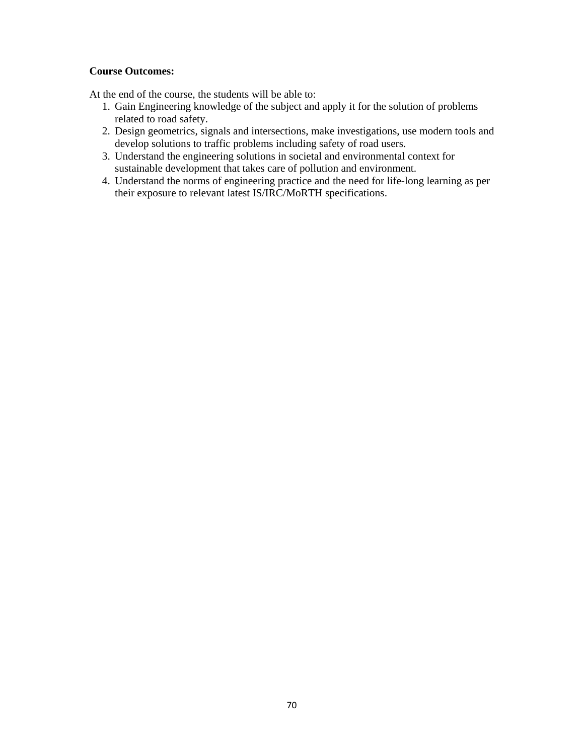**Course Outcomes:**

At the end of the course, the students will be able to:

1. Gain Engineering knowledge of the subject and apply it for the solution of problems related to road safety.
2. Design geometrics, signals and intersections, make investigations, use modern tools and develop solutions to traffic problems including safety of road users.
3. Understand the engineering solutions in societal and environmental context for sustainable development that takes care of pollution and environment.
4. Understand the norms of engineering practice and the need for life-long learning as per their exposure to relevant latest IS/IRC/MoRTH specifications.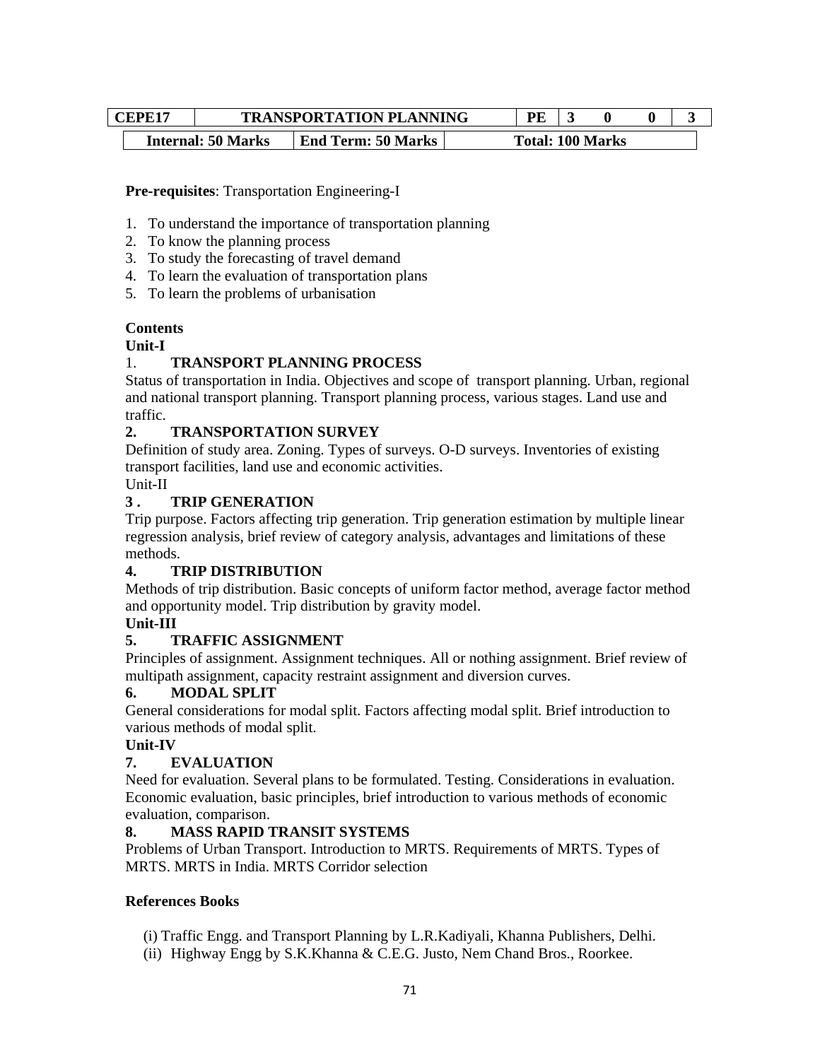| CEPE17 | TRANSPORTATION PLANNING | PE | 3 | 0 | 0 | 3 |
|---|---|---|---|---|---|---|
| Internal: 50 Marks | End Term: 50 Marks | Total: 100 Marks | | | | |

**Pre-requisites**: Transportation Engineering-I

1. To understand the importance of transportation planning
2. To know the planning process
3. To study the forecasting of travel demand
4. To learn the evaluation of transportation plans
5. To learn the problems of urbanisation

**Contents**

**Unit-I**

**1. TRANSPORT PLANNING PROCESS**

Status of transportation in India. Objectives and scope of transport planning. Urban, regional and national transport planning. Transport planning process, various stages. Land use and traffic.

**2. TRANSPORTATION SURVEY**

Definition of study area. Zoning. Types of surveys. O-D surveys. Inventories of existing transport facilities, land use and economic activities.

Unit-II

**3 . TRIP GENERATION**

Trip purpose. Factors affecting trip generation. Trip generation estimation by multiple linear regression analysis, brief review of category analysis, advantages and limitations of these methods.

**4. TRIP DISTRIBUTION**

Methods of trip distribution. Basic concepts of uniform factor method, average factor method and opportunity model. Trip distribution by gravity model.

**Unit-III**

**5. TRAFFIC ASSIGNMENT**

Principles of assignment. Assignment techniques. All or nothing assignment. Brief review of multipath assignment, capacity restraint assignment and diversion curves.

**6. MODAL SPLIT**

General considerations for modal split. Factors affecting modal split. Brief introduction to various methods of modal split.

**Unit-IV**

**7. EVALUATION**

Need for evaluation. Several plans to be formulated. Testing. Considerations in evaluation. Economic evaluation, basic principles, brief introduction to various methods of economic evaluation, comparison.

**8. MASS RAPID TRANSIT SYSTEMS**

Problems of Urban Transport. Introduction to MRTS. Requirements of MRTS. Types of MRTS. MRTS in India. MRTS Corridor selection

**References Books**

(i) Traffic Engg. and Transport Planning by L.R.Kadiyali, Khanna Publishers, Delhi.

(ii) Highway Engg by S.K.Khanna & C.E.G. Justo, Nem Chand Bros., Roorkee.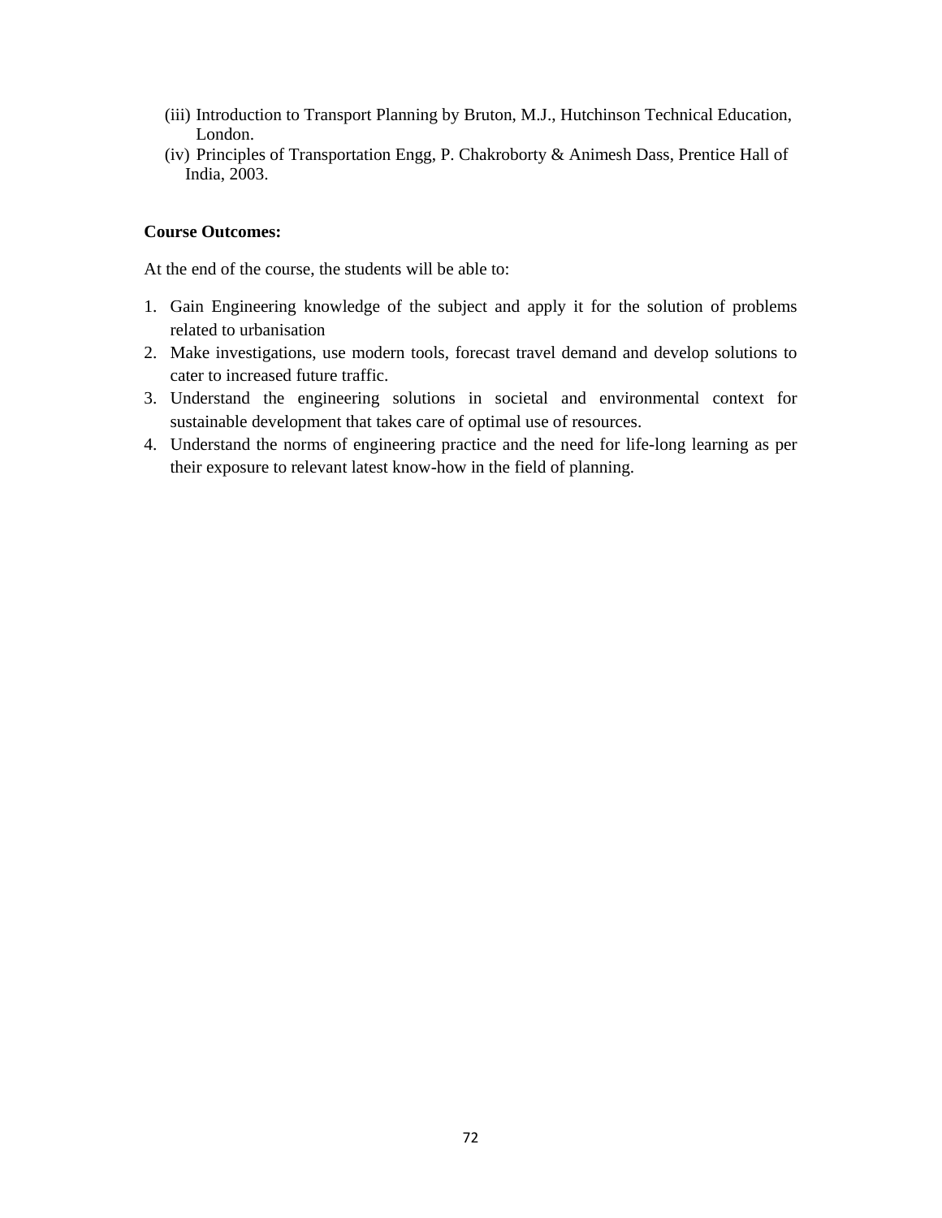(iii) Introduction to Transport Planning by Bruton, M.J., Hutchinson Technical Education, London.
(iv) Principles of Transportation Engg, P. Chakroborty & Animesh Dass, Prentice Hall of India, 2003.

**Course Outcomes:**

At the end of the course, the students will be able to:

1. Gain Engineering knowledge of the subject and apply it for the solution of problems related to urbanisation
2. Make investigations, use modern tools, forecast travel demand and develop solutions to cater to increased future traffic.
3. Understand the engineering solutions in societal and environmental context for sustainable development that takes care of optimal use of resources.
4. Understand the norms of engineering practice and the need for life-long learning as per their exposure to relevant latest know-how in the field of planning.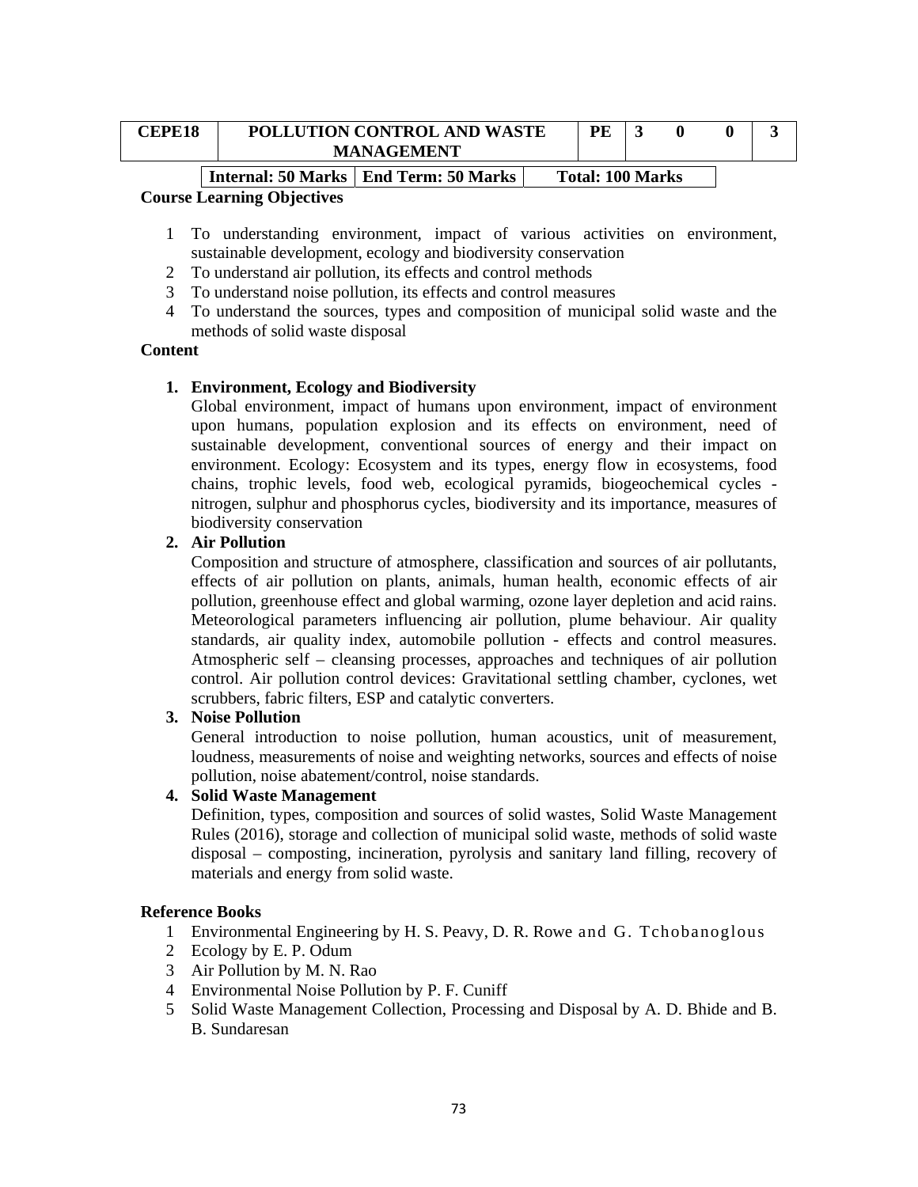| CEPE18 | POLLUTION CONTROL AND WASTE MANAGEMENT | PE | 3 | 0 | 0 | 3 |
|---|---|---|---|---|---|---|

| Internal: 50 Marks | End Term: 50 Marks | Total: 100 Marks |
|---|---|---|

**Course Learning Objectives**

1. To understanding environment, impact of various activities on environment, sustainable development, ecology and biodiversity conservation
2. To understand air pollution, its effects and control methods
3. To understand noise pollution, its effects and control measures
4. To understand the sources, types and composition of municipal solid waste and the methods of solid waste disposal

**Content**

1. **Environment, Ecology and Biodiversity**
   Global environment, impact of humans upon environment, impact of environment upon humans, population explosion and its effects on environment, need of sustainable development, conventional sources of energy and their impact on environment. Ecology: Ecosystem and its types, energy flow in ecosystems, food chains, trophic levels, food web, ecological pyramids, biogeochemical cycles - nitrogen, sulphur and phosphorus cycles, biodiversity and its importance, measures of biodiversity conservation
2. **Air Pollution**
   Composition and structure of atmosphere, classification and sources of air pollutants, effects of air pollution on plants, animals, human health, economic effects of air pollution, greenhouse effect and global warming, ozone layer depletion and acid rains. Meteorological parameters influencing air pollution, plume behaviour. Air quality standards, air quality index, automobile pollution - effects and control measures. Atmospheric self – cleansing processes, approaches and techniques of air pollution control. Air pollution control devices: Gravitational settling chamber, cyclones, wet scrubbers, fabric filters, ESP and catalytic converters.
3. **Noise Pollution**
   General introduction to noise pollution, human acoustics, unit of measurement, loudness, measurements of noise and weighting networks, sources and effects of noise pollution, noise abatement/control, noise standards.
4. **Solid Waste Management**
   Definition, types, composition and sources of solid wastes, Solid Waste Management Rules (2016), storage and collection of municipal solid waste, methods of solid waste disposal – composting, incineration, pyrolysis and sanitary land filling, recovery of materials and energy from solid waste.

**Reference Books**

1. Environmental Engineering by H. S. Peavy, D. R. Rowe and G. Tchobanoglous
2. Ecology by E. P. Odum
3. Air Pollution by M. N. Rao
4. Environmental Noise Pollution by P. F. Cuniff
5. Solid Waste Management Collection, Processing and Disposal by A. D. Bhide and B. B. Sundaresan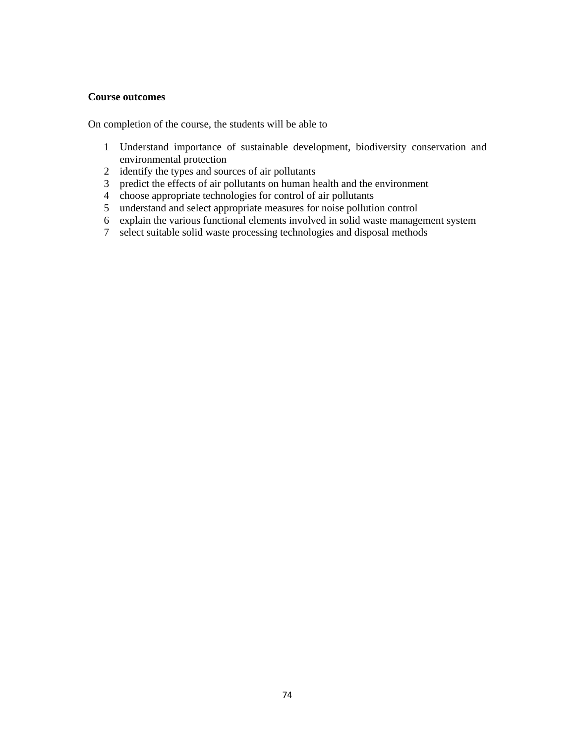**Course outcomes**

On completion of the course, the students will be able to

1. Understand importance of sustainable development, biodiversity conservation and environmental protection
2. identify the types and sources of air pollutants
3. predict the effects of air pollutants on human health and the environment
4. choose appropriate technologies for control of air pollutants
5. understand and select appropriate measures for noise pollution control
6. explain the various functional elements involved in solid waste management system
7. select suitable solid waste processing technologies and disposal methods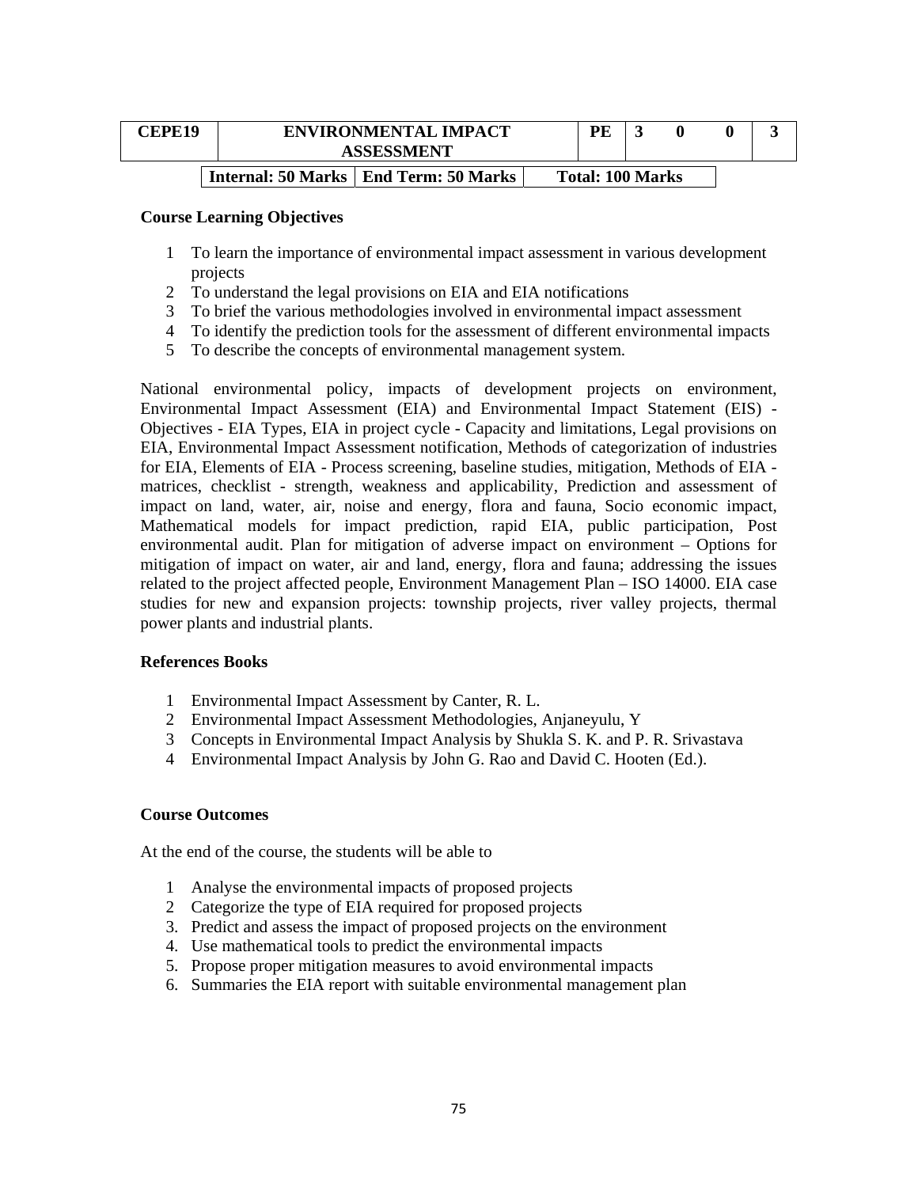| CEPE19 | ENVIRONMENTAL IMPACT ASSESSMENT | PE | 3 | 0 | 0 | 3 |
|---|---|---|---|---|---|---|

| Internal: 50 Marks | End Term: 50 Marks | Total: 100 Marks |
|---|---|---|

**Course Learning Objectives**

1. To learn the importance of environmental impact assessment in various development projects
2. To understand the legal provisions on EIA and EIA notifications
3. To brief the various methodologies involved in environmental impact assessment
4. To identify the prediction tools for the assessment of different environmental impacts
5. To describe the concepts of environmental management system.

National environmental policy, impacts of development projects on environment, Environmental Impact Assessment (EIA) and Environmental Impact Statement (EIS) - Objectives - EIA Types, EIA in project cycle - Capacity and limitations, Legal provisions on EIA, Environmental Impact Assessment notification, Methods of categorization of industries for EIA, Elements of EIA - Process screening, baseline studies, mitigation, Methods of EIA - matrices, checklist - strength, weakness and applicability, Prediction and assessment of impact on land, water, air, noise and energy, flora and fauna, Socio economic impact, Mathematical models for impact prediction, rapid EIA, public participation, Post environmental audit. Plan for mitigation of adverse impact on environment – Options for mitigation of impact on water, air and land, energy, flora and fauna; addressing the issues related to the project affected people, Environment Management Plan – ISO 14000. EIA case studies for new and expansion projects: township projects, river valley projects, thermal power plants and industrial plants.

**References Books**

1. Environmental Impact Assessment by Canter, R. L.
2. Environmental Impact Assessment Methodologies, Anjaneyulu, Y
3. Concepts in Environmental Impact Analysis by Shukla S. K. and P. R. Srivastava
4. Environmental Impact Analysis by John G. Rao and David C. Hooten (Ed.).

**Course Outcomes**

At the end of the course, the students will be able to

1. Analyse the environmental impacts of proposed projects
2. Categorize the type of EIA required for proposed projects
3. Predict and assess the impact of proposed projects on the environment
4. Use mathematical tools to predict the environmental impacts
5. Propose proper mitigation measures to avoid environmental impacts
6. Summaries the EIA report with suitable environmental management plan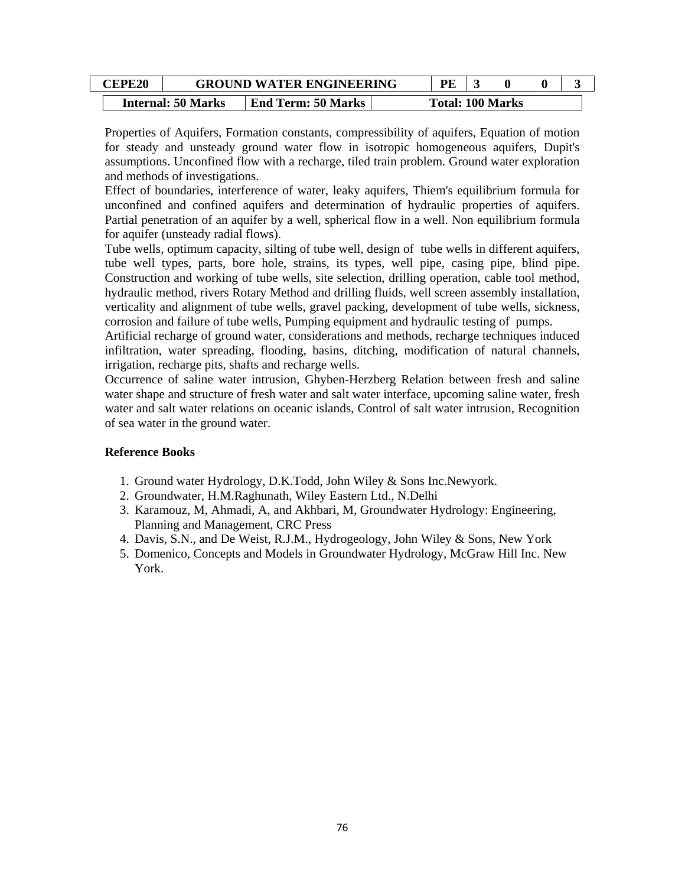| CEPE20 | GROUND WATER ENGINEERING | | PE | 3 | 0 | 0 | 3 |
|---|---|---|---|---|---|---|---|
| Internal: 50 Marks | | End Term: 50 Marks | Total: 100 Marks | | | | |

Properties of Aquifers, Formation constants, compressibility of aquifers, Equation of motion for steady and unsteady ground water flow in isotropic homogeneous aquifers, Dupit's assumptions. Unconfined flow with a recharge, tiled train problem. Ground water exploration and methods of investigations.

Effect of boundaries, interference of water, leaky aquifers, Thiem's equilibrium formula for unconfined and confined aquifers and determination of hydraulic properties of aquifers. Partial penetration of an aquifer by a well, spherical flow in a well. Non equilibrium formula for aquifer (unsteady radial flows).

Tube wells, optimum capacity, silting of tube well, design of tube wells in different aquifers, tube well types, parts, bore hole, strains, its types, well pipe, casing pipe, blind pipe. Construction and working of tube wells, site selection, drilling operation, cable tool method, hydraulic method, rivers Rotary Method and drilling fluids, well screen assembly installation, verticality and alignment of tube wells, gravel packing, development of tube wells, sickness, corrosion and failure of tube wells, Pumping equipment and hydraulic testing of pumps.

Artificial recharge of ground water, considerations and methods, recharge techniques induced infiltration, water spreading, flooding, basins, ditching, modification of natural channels, irrigation, recharge pits, shafts and recharge wells.

Occurrence of saline water intrusion, Ghyben-Herzberg Relation between fresh and saline water shape and structure of fresh water and salt water interface, upcoming saline water, fresh water and salt water relations on oceanic islands, Control of salt water intrusion, Recognition of sea water in the ground water.

**Reference Books**

1. Ground water Hydrology, D.K.Todd, John Wiley & Sons Inc.Newyork.
2. Groundwater, H.M.Raghunath, Wiley Eastern Ltd., N.Delhi
3. Karamouz, M, Ahmadi, A, and Akhbari, M, Groundwater Hydrology: Engineering, Planning and Management, CRC Press
4. Davis, S.N., and De Weist, R.J.M., Hydrogeology, John Wiley & Sons, New York
5. Domenico, Concepts and Models in Groundwater Hydrology, McGraw Hill Inc. New York.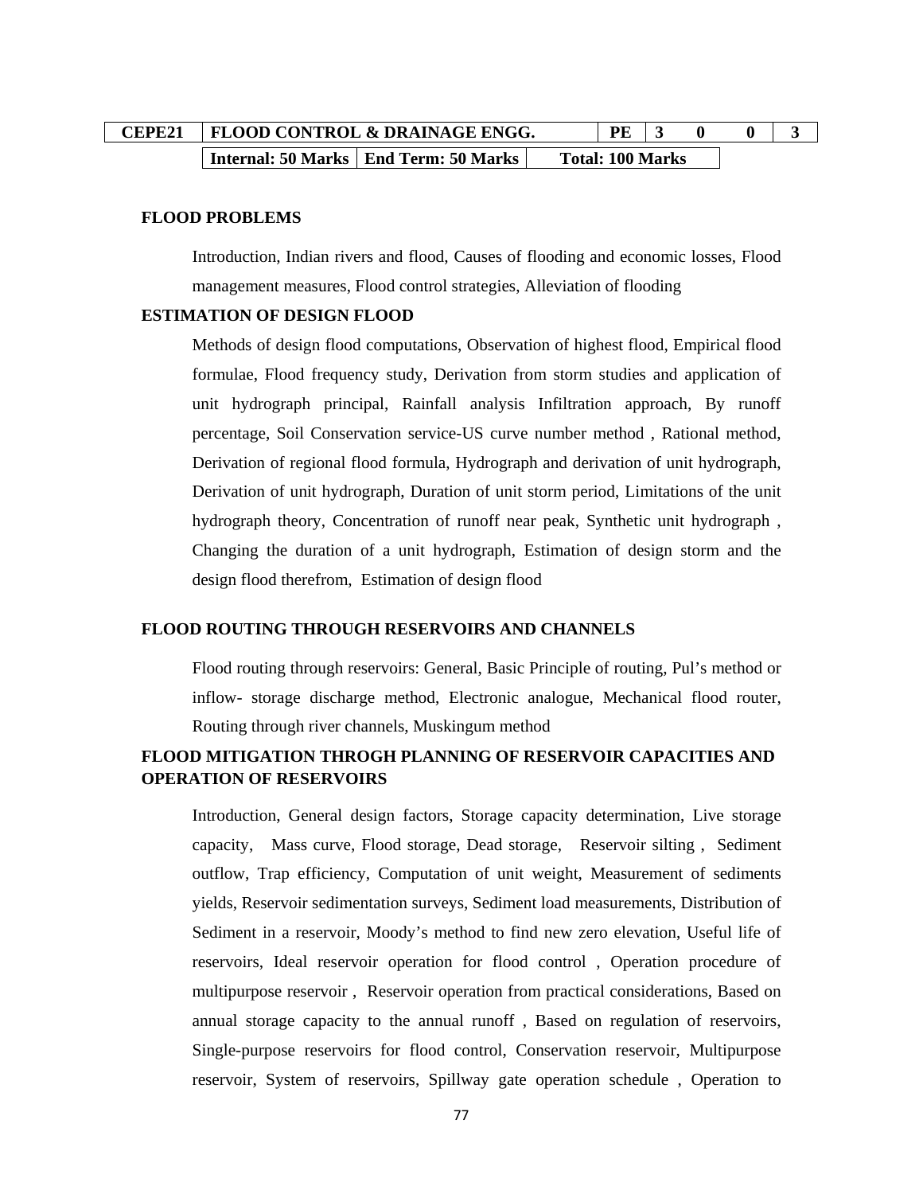| CEPE21 | FLOOD CONTROL & DRAINAGE ENGG. | | | PE | 3 | 0 | 0 | 3 |
|---|---|---|---|---|---|---|---|---|
| | Internal: 50 Marks | End Term: 50 Marks | Total: 100 Marks | | | | | |

**FLOOD PROBLEMS**

Introduction, Indian rivers and flood, Causes of flooding and economic losses, Flood management measures, Flood control strategies, Alleviation of flooding

**ESTIMATION OF DESIGN FLOOD**

Methods of design flood computations, Observation of highest flood, Empirical flood formulae, Flood frequency study, Derivation from storm studies and application of unit hydrograph principal, Rainfall analysis Infiltration approach, By runoff percentage, Soil Conservation service-US curve number method , Rational method, Derivation of regional flood formula, Hydrograph and derivation of unit hydrograph, Derivation of unit hydrograph, Duration of unit storm period, Limitations of the unit hydrograph theory, Concentration of runoff near peak, Synthetic unit hydrograph , Changing the duration of a unit hydrograph, Estimation of design storm and the design flood therefrom, Estimation of design flood

**FLOOD ROUTING THROUGH RESERVOIRS AND CHANNELS**

Flood routing through reservoirs: General, Basic Principle of routing, Pul's method or inflow- storage discharge method, Electronic analogue, Mechanical flood router, Routing through river channels, Muskingum method

**FLOOD MITIGATION THROGH PLANNING OF RESERVOIR CAPACITIES AND OPERATION OF RESERVOIRS**

Introduction, General design factors, Storage capacity determination, Live storage capacity, Mass curve, Flood storage, Dead storage, Reservoir silting , Sediment outflow, Trap efficiency, Computation of unit weight, Measurement of sediments yields, Reservoir sedimentation surveys, Sediment load measurements, Distribution of Sediment in a reservoir, Moody's method to find new zero elevation, Useful life of reservoirs, Ideal reservoir operation for flood control , Operation procedure of multipurpose reservoir , Reservoir operation from practical considerations, Based on annual storage capacity to the annual runoff , Based on regulation of reservoirs, Single-purpose reservoirs for flood control, Conservation reservoir, Multipurpose reservoir, System of reservoirs, Spillway gate operation schedule , Operation to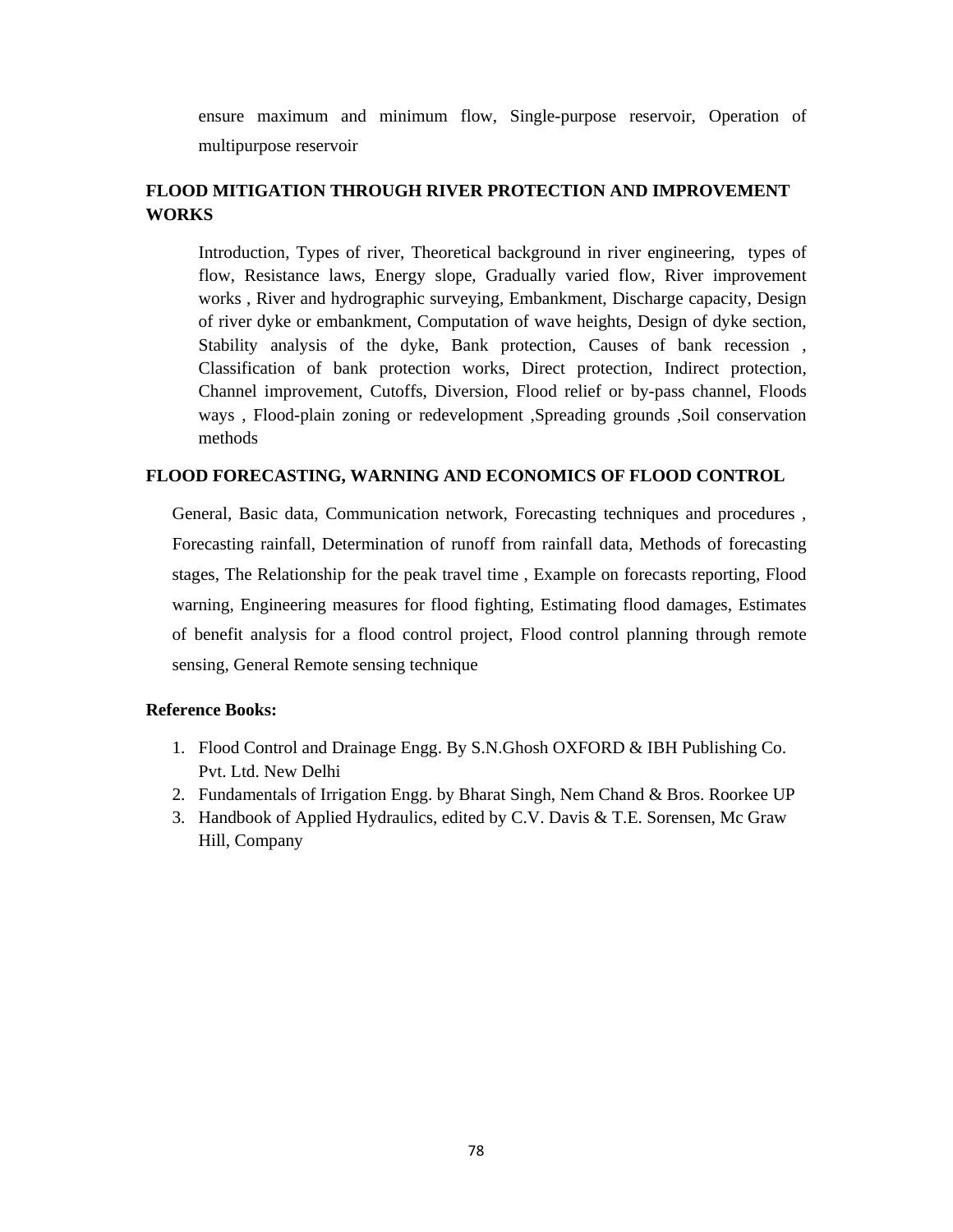ensure maximum and minimum flow, Single-purpose reservoir, Operation of multipurpose reservoir

## FLOOD MITIGATION THROUGH RIVER PROTECTION AND IMPROVEMENT WORKS

Introduction, Types of river, Theoretical background in river engineering, types of flow, Resistance laws, Energy slope, Gradually varied flow, River improvement works , River and hydrographic surveying, Embankment, Discharge capacity, Design of river dyke or embankment, Computation of wave heights, Design of dyke section, Stability analysis of the dyke, Bank protection, Causes of bank recession , Classification of bank protection works, Direct protection, Indirect protection, Channel improvement, Cutoffs, Diversion, Flood relief or by-pass channel, Floods ways , Flood-plain zoning or redevelopment ,Spreading grounds ,Soil conservation methods

## FLOOD FORECASTING, WARNING AND ECONOMICS OF FLOOD CONTROL

General, Basic data, Communication network, Forecasting techniques and procedures , Forecasting rainfall, Determination of runoff from rainfall data, Methods of forecasting stages, The Relationship for the peak travel time , Example on forecasts reporting, Flood warning, Engineering measures for flood fighting, Estimating flood damages, Estimates of benefit analysis for a flood control project, Flood control planning through remote sensing, General Remote sensing technique

**Reference Books:**

1. Flood Control and Drainage Engg. By S.N.Ghosh OXFORD & IBH Publishing Co. Pvt. Ltd. New Delhi
2. Fundamentals of Irrigation Engg. by Bharat Singh, Nem Chand & Bros. Roorkee UP
3. Handbook of Applied Hydraulics, edited by C.V. Davis & T.E. Sorensen, Mc Graw Hill, Company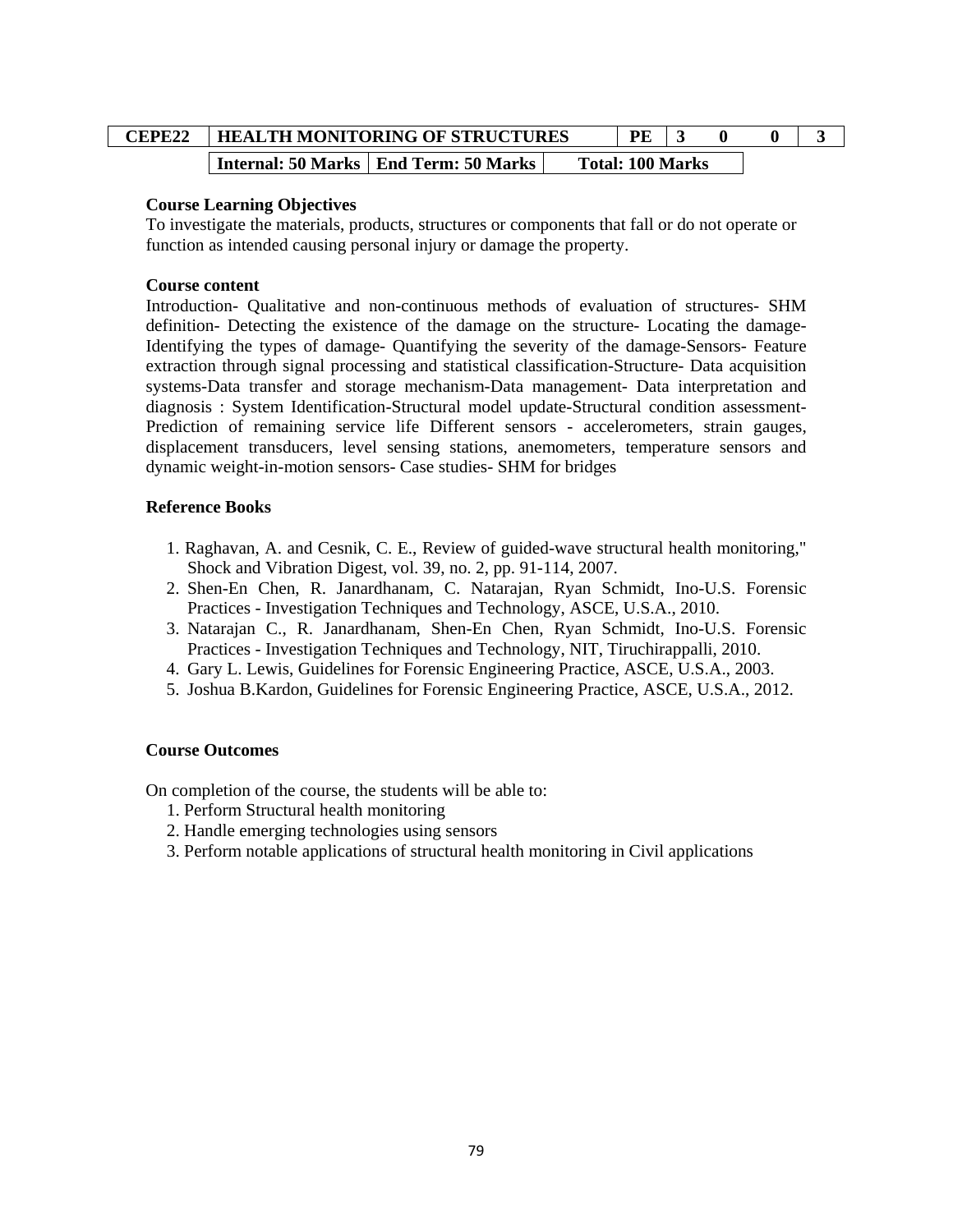| CEPE22 | HEALTH MONITORING OF STRUCTURES | | PE | 3 | 0 | 0 | 3 |
|---|---|---|---|---|---|---|---|
| | Internal: 50 Marks | End Term: 50 Marks | Total: 100 Marks | | | | |

**Course Learning Objectives**

To investigate the materials, products, structures or components that fall or do not operate or function as intended causing personal injury or damage the property.

**Course content**

Introduction- Qualitative and non-continuous methods of evaluation of structures- SHM definition- Detecting the existence of the damage on the structure- Locating the damage- Identifying the types of damage- Quantifying the severity of the damage-Sensors- Feature extraction through signal processing and statistical classification-Structure- Data acquisition systems-Data transfer and storage mechanism-Data management- Data interpretation and diagnosis : System Identification-Structural model update-Structural condition assessment- Prediction of remaining service life Different sensors - accelerometers, strain gauges, displacement transducers, level sensing stations, anemometers, temperature sensors and dynamic weight-in-motion sensors- Case studies- SHM for bridges

**Reference Books**

1. Raghavan, A. and Cesnik, C. E., Review of guided-wave structural health monitoring," Shock and Vibration Digest, vol. 39, no. 2, pp. 91-114, 2007.
2. Shen-En Chen, R. Janardhanam, C. Natarajan, Ryan Schmidt, Ino-U.S. Forensic Practices - Investigation Techniques and Technology, ASCE, U.S.A., 2010.
3. Natarajan C., R. Janardhanam, Shen-En Chen, Ryan Schmidt, Ino-U.S. Forensic Practices - Investigation Techniques and Technology, NIT, Tiruchirappalli, 2010.
4. Gary L. Lewis, Guidelines for Forensic Engineering Practice, ASCE, U.S.A., 2003.
5. Joshua B.Kardon, Guidelines for Forensic Engineering Practice, ASCE, U.S.A., 2012.

**Course Outcomes**

On completion of the course, the students will be able to:

1. Perform Structural health monitoring
2. Handle emerging technologies using sensors
3. Perform notable applications of structural health monitoring in Civil applications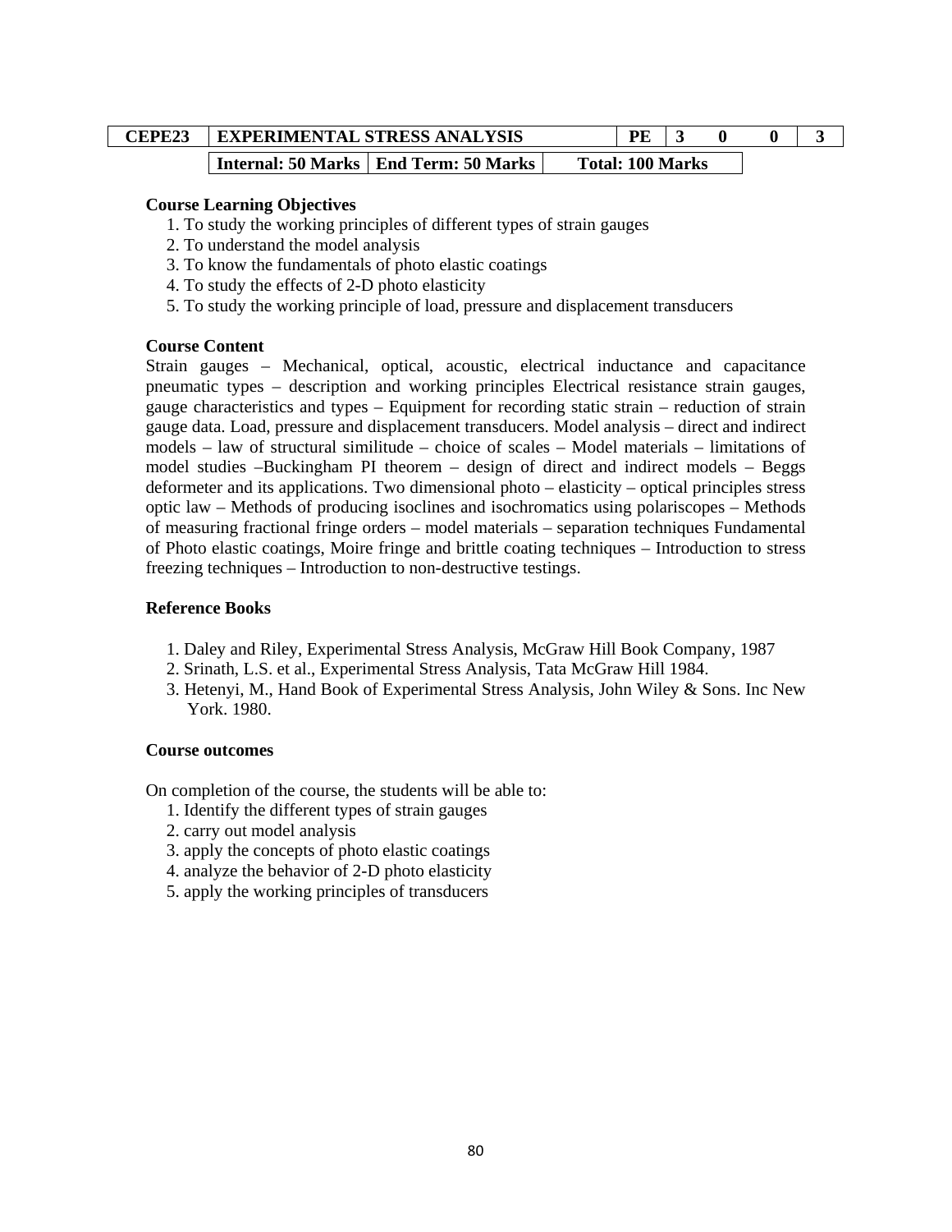| CEPE23 | EXPERIMENTAL STRESS ANALYSIS | | PE | 3 | 0 | 0 | 3 |
|---|---|---|---|---|---|---|---|
| | Internal: 50 Marks | End Term: 50 Marks | Total: 100 Marks | | | | |

**Course Learning Objectives**

1. To study the working principles of different types of strain gauges
2. To understand the model analysis
3. To know the fundamentals of photo elastic coatings
4. To study the effects of 2-D photo elasticity
5. To study the working principle of load, pressure and displacement transducers

**Course Content**

Strain gauges – Mechanical, optical, acoustic, electrical inductance and capacitance pneumatic types – description and working principles Electrical resistance strain gauges, gauge characteristics and types – Equipment for recording static strain – reduction of strain gauge data. Load, pressure and displacement transducers. Model analysis – direct and indirect models – law of structural similitude – choice of scales – Model materials – limitations of model studies –Buckingham PI theorem – design of direct and indirect models – Beggs deformeter and its applications. Two dimensional photo – elasticity – optical principles stress optic law – Methods of producing isoclines and isochromatics using polariscopes – Methods of measuring fractional fringe orders – model materials – separation techniques Fundamental of Photo elastic coatings, Moire fringe and brittle coating techniques – Introduction to stress freezing techniques – Introduction to non-destructive testings.

**Reference Books**

1. Daley and Riley, Experimental Stress Analysis, McGraw Hill Book Company, 1987
2. Srinath, L.S. et al., Experimental Stress Analysis, Tata McGraw Hill 1984.
3. Hetenyi, M., Hand Book of Experimental Stress Analysis, John Wiley & Sons. Inc New York. 1980.

**Course outcomes**

On completion of the course, the students will be able to:

1. Identify the different types of strain gauges
2. carry out model analysis
3. apply the concepts of photo elastic coatings
4. analyze the behavior of 2-D photo elasticity
5. apply the working principles of transducers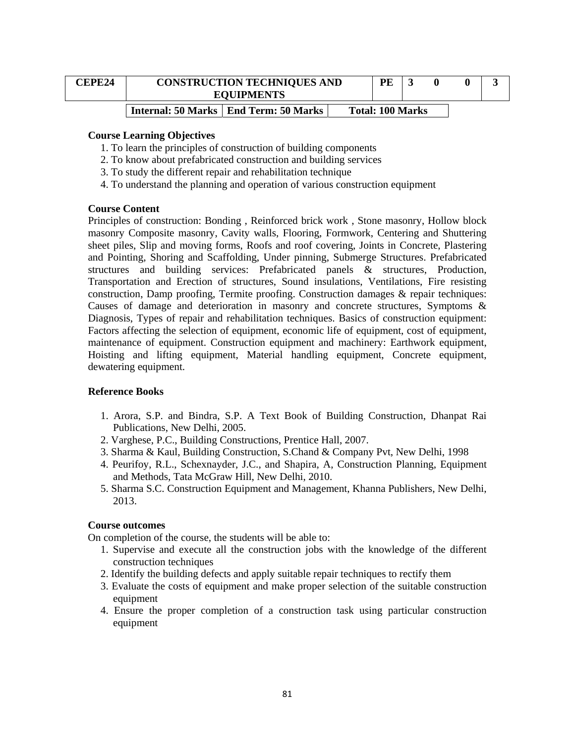| CEPE24 | CONSTRUCTION TECHNIQUES AND EQUIPMENTS | PE | 3 | 0 | 0 | 3 |
|---|---|---|---|---|---|---|

| Internal: 50 Marks | End Term: 50 Marks | Total: 100 Marks |
|---|---|---|

**Course Learning Objectives**

1. To learn the principles of construction of building components
2. To know about prefabricated construction and building services
3. To study the different repair and rehabilitation technique
4. To understand the planning and operation of various construction equipment

**Course Content**

Principles of construction: Bonding , Reinforced brick work , Stone masonry, Hollow block masonry Composite masonry, Cavity walls, Flooring, Formwork, Centering and Shuttering sheet piles, Slip and moving forms, Roofs and roof covering, Joints in Concrete, Plastering and Pointing, Shoring and Scaffolding, Under pinning, Submerge Structures. Prefabricated structures and building services: Prefabricated panels & structures, Production, Transportation and Erection of structures, Sound insulations, Ventilations, Fire resisting construction, Damp proofing, Termite proofing. Construction damages & repair techniques: Causes of damage and deterioration in masonry and concrete structures, Symptoms & Diagnosis, Types of repair and rehabilitation techniques. Basics of construction equipment: Factors affecting the selection of equipment, economic life of equipment, cost of equipment, maintenance of equipment. Construction equipment and machinery: Earthwork equipment, Hoisting and lifting equipment, Material handling equipment, Concrete equipment, dewatering equipment.

**Reference Books**

1. Arora, S.P. and Bindra, S.P. A Text Book of Building Construction, Dhanpat Rai Publications, New Delhi, 2005.
2. Varghese, P.C., Building Constructions, Prentice Hall, 2007.
3. Sharma & Kaul, Building Construction, S.Chand & Company Pvt, New Delhi, 1998
4. Peurifoy, R.L., Schexnayder, J.C., and Shapira, A, Construction Planning, Equipment and Methods, Tata McGraw Hill, New Delhi, 2010.
5. Sharma S.C. Construction Equipment and Management, Khanna Publishers, New Delhi, 2013.

**Course outcomes**

On completion of the course, the students will be able to:

1. Supervise and execute all the construction jobs with the knowledge of the different construction techniques
2. Identify the building defects and apply suitable repair techniques to rectify them
3. Evaluate the costs of equipment and make proper selection of the suitable construction equipment
4. Ensure the proper completion of a construction task using particular construction equipment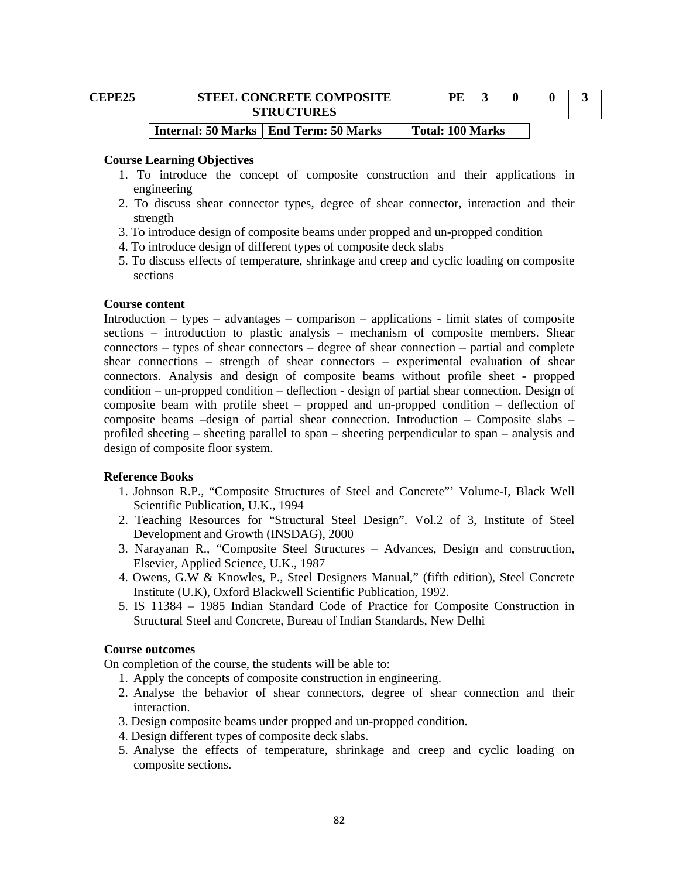| CEPE25 | STEEL CONCRETE COMPOSITE STRUCTURES | PE | 3 | 0 | 0 | 3 |
|---|---|---|---|---|---|---|

| Internal: 50 Marks | End Term: 50 Marks | Total: 100 Marks |
|---|---|---|

**Course Learning Objectives**

1. To introduce the concept of composite construction and their applications in engineering
2. To discuss shear connector types, degree of shear connector, interaction and their strength
3. To introduce design of composite beams under propped and un-propped condition
4. To introduce design of different types of composite deck slabs
5. To discuss effects of temperature, shrinkage and creep and cyclic loading on composite sections

**Course content**

Introduction – types – advantages – comparison – applications - limit states of composite sections – introduction to plastic analysis – mechanism of composite members. Shear connectors – types of shear connectors – degree of shear connection – partial and complete shear connections – strength of shear connectors – experimental evaluation of shear connectors. Analysis and design of composite beams without profile sheet - propped condition – un-propped condition – deflection - design of partial shear connection. Design of composite beam with profile sheet – propped and un-propped condition – deflection of composite beams –design of partial shear connection. Introduction – Composite slabs – profiled sheeting – sheeting parallel to span – sheeting perpendicular to span – analysis and design of composite floor system.

**Reference Books**

1. Johnson R.P., "Composite Structures of Steel and Concrete"' Volume-I, Black Well Scientific Publication, U.K., 1994
2. Teaching Resources for "Structural Steel Design". Vol.2 of 3, Institute of Steel Development and Growth (INSDAG), 2000
3. Narayanan R., "Composite Steel Structures – Advances, Design and construction, Elsevier, Applied Science, U.K., 1987
4. Owens, G.W & Knowles, P., Steel Designers Manual," (fifth edition), Steel Concrete Institute (U.K), Oxford Blackwell Scientific Publication, 1992.
5. IS 11384 – 1985 Indian Standard Code of Practice for Composite Construction in Structural Steel and Concrete, Bureau of Indian Standards, New Delhi

**Course outcomes**

On completion of the course, the students will be able to:

1. Apply the concepts of composite construction in engineering.
2. Analyse the behavior of shear connectors, degree of shear connection and their interaction.
3. Design composite beams under propped and un-propped condition.
4. Design different types of composite deck slabs.
5. Analyse the effects of temperature, shrinkage and creep and cyclic loading on composite sections.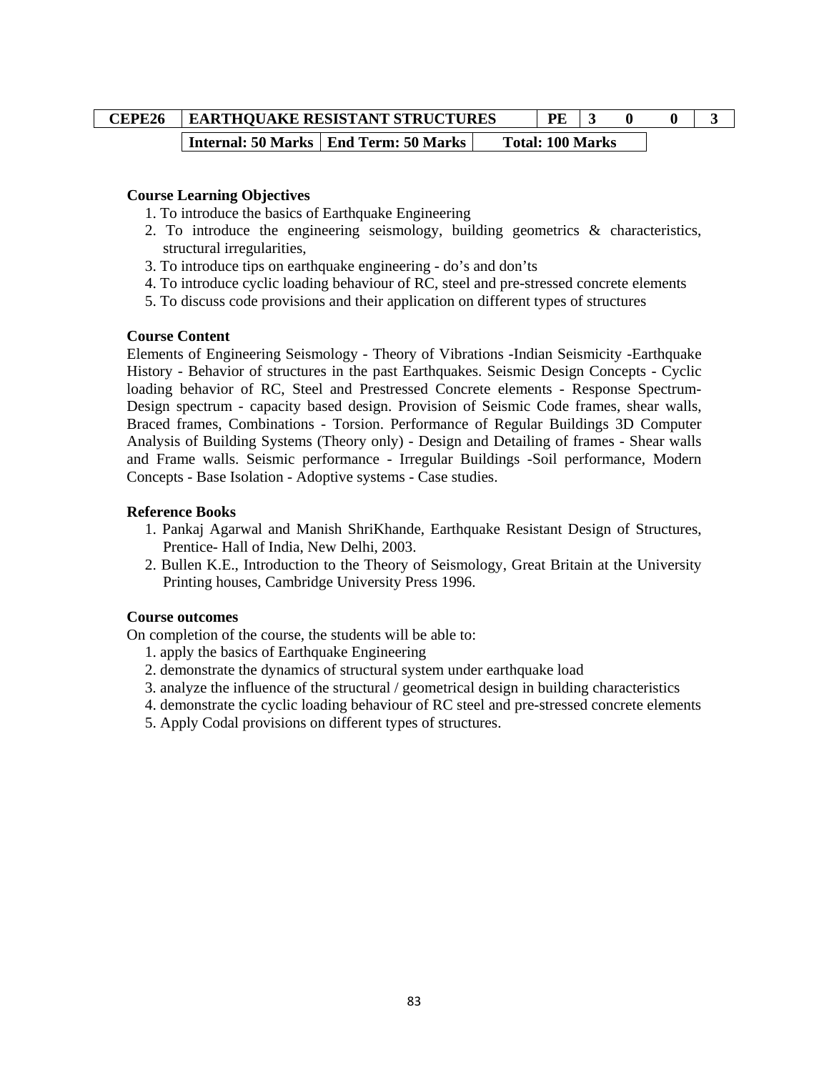| CEPE26 | EARTHQUAKE RESISTANT STRUCTURES | | PE | 3 | 0 | 0 | 3 |
|---|---|---|---|---|---|---|---|
| | Internal: 50 Marks | End Term: 50 Marks | Total: 100 Marks | | | | |

**Course Learning Objectives**

1. To introduce the basics of Earthquake Engineering
2. To introduce the engineering seismology, building geometrics & characteristics, structural irregularities,
3. To introduce tips on earthquake engineering - do's and don'ts
4. To introduce cyclic loading behaviour of RC, steel and pre-stressed concrete elements
5. To discuss code provisions and their application on different types of structures

**Course Content**

Elements of Engineering Seismology - Theory of Vibrations -Indian Seismicity -Earthquake History - Behavior of structures in the past Earthquakes. Seismic Design Concepts - Cyclic loading behavior of RC, Steel and Prestressed Concrete elements - Response Spectrum-Design spectrum - capacity based design. Provision of Seismic Code frames, shear walls, Braced frames, Combinations - Torsion. Performance of Regular Buildings 3D Computer Analysis of Building Systems (Theory only) - Design and Detailing of frames - Shear walls and Frame walls. Seismic performance - Irregular Buildings -Soil performance, Modern Concepts - Base Isolation - Adoptive systems - Case studies.

**Reference Books**

1. Pankaj Agarwal and Manish ShriKhande, Earthquake Resistant Design of Structures, Prentice- Hall of India, New Delhi, 2003.
2. Bullen K.E., Introduction to the Theory of Seismology, Great Britain at the University Printing houses, Cambridge University Press 1996.

**Course outcomes**

On completion of the course, the students will be able to:

1. apply the basics of Earthquake Engineering
2. demonstrate the dynamics of structural system under earthquake load
3. analyze the influence of the structural / geometrical design in building characteristics
4. demonstrate the cyclic loading behaviour of RC steel and pre-stressed concrete elements
5. Apply Codal provisions on different types of structures.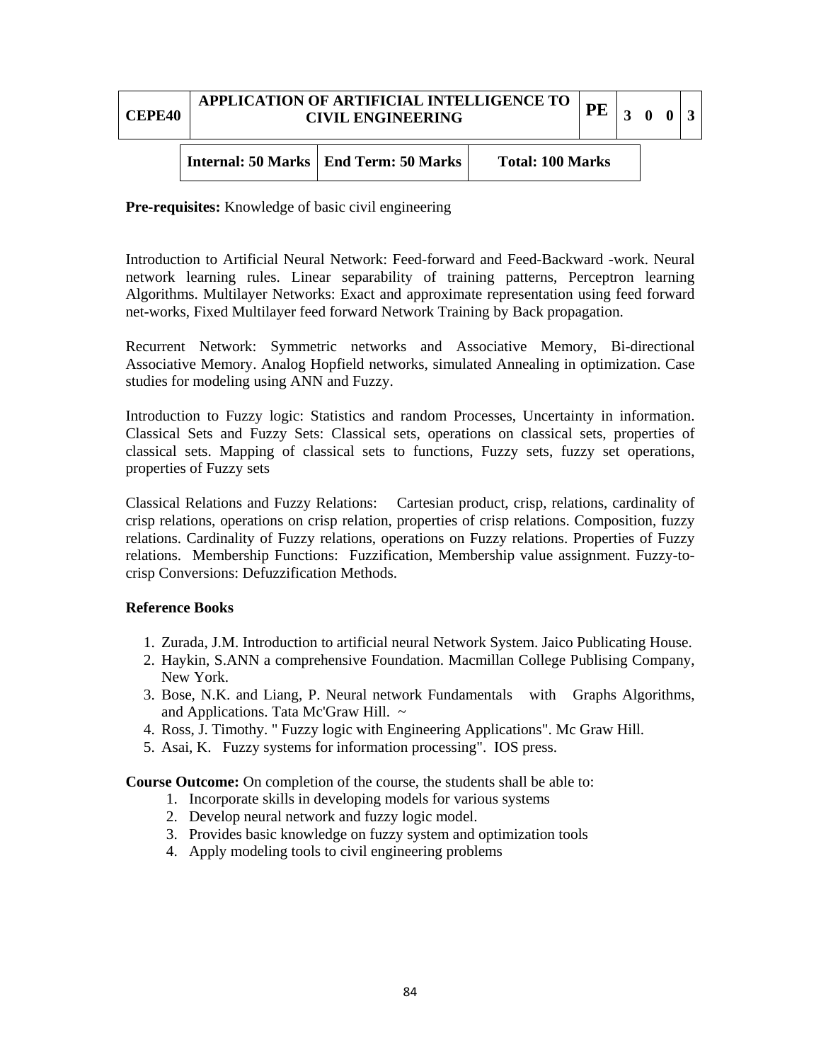| CEPE40 | APPLICATION OF ARTIFICIAL INTELLIGENCE TO CIVIL ENGINEERING | PE | 3 0 0 | 3 |
|---|---|---|---|---|

| Internal: 50 Marks | End Term: 50 Marks | Total: 100 Marks |
|---|---|---|

**Pre-requisites:** Knowledge of basic civil engineering

Introduction to Artificial Neural Network: Feed-forward and Feed-Backward -work. Neural network learning rules. Linear separability of training patterns, Perceptron learning Algorithms. Multilayer Networks: Exact and approximate representation using feed forward net-works, Fixed Multilayer feed forward Network Training by Back propagation.

Recurrent Network: Symmetric networks and Associative Memory, Bi-directional Associative Memory. Analog Hopfield networks, simulated Annealing in optimization. Case studies for modeling using ANN and Fuzzy.

Introduction to Fuzzy logic: Statistics and random Processes, Uncertainty in information. Classical Sets and Fuzzy Sets: Classical sets, operations on classical sets, properties of classical sets. Mapping of classical sets to functions, Fuzzy sets, fuzzy set operations, properties of Fuzzy sets

Classical Relations and Fuzzy Relations: Cartesian product, crisp, relations, cardinality of crisp relations, operations on crisp relation, properties of crisp relations. Composition, fuzzy relations. Cardinality of Fuzzy relations, operations on Fuzzy relations. Properties of Fuzzy relations. Membership Functions: Fuzzification, Membership value assignment. Fuzzy-to-crisp Conversions: Defuzzification Methods.

**Reference Books**

1. Zurada, J.M. Introduction to artificial neural Network System. Jaico Publicating House.
2. Haykin, S.ANN a comprehensive Foundation. Macmillan College Publising Company, New York.
3. Bose, N.K. and Liang, P. Neural network Fundamentals with Graphs Algorithms, and Applications. Tata Mc'Graw Hill. ~
4. Ross, J. Timothy. " Fuzzy logic with Engineering Applications". Mc Graw Hill.
5. Asai, K. Fuzzy systems for information processing". IOS press.

**Course Outcome:** On completion of the course, the students shall be able to:

1. Incorporate skills in developing models for various systems
2. Develop neural network and fuzzy logic model.
3. Provides basic knowledge on fuzzy system and optimization tools
4. Apply modeling tools to civil engineering problems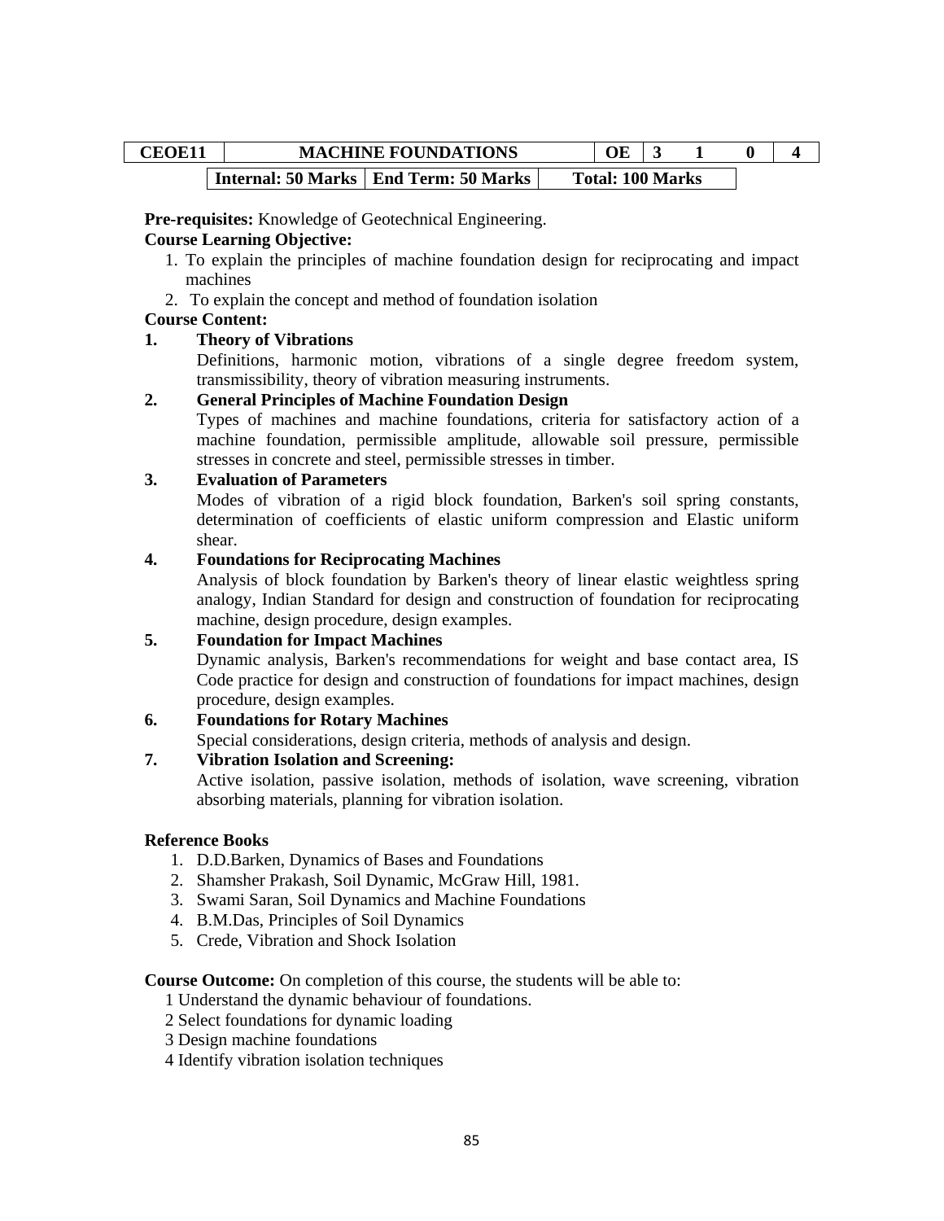| CEOE11 | MACHINE FOUNDATIONS | OE | 3 | 1 | 0 | 4 |
|---|---|---|---|---|---|---|
| | Internal: 50 Marks | End Term: 50 Marks | Total: 100 Marks | | | |

**Pre-requisites:** Knowledge of Geotechnical Engineering.

**Course Learning Objective:**

1. To explain the principles of machine foundation design for reciprocating and impact machines
2. To explain the concept and method of foundation isolation

**Course Content:**

**1. Theory of Vibrations**

Definitions, harmonic motion, vibrations of a single degree freedom system, transmissibility, theory of vibration measuring instruments.

**2. General Principles of Machine Foundation Design**

Types of machines and machine foundations, criteria for satisfactory action of a machine foundation, permissible amplitude, allowable soil pressure, permissible stresses in concrete and steel, permissible stresses in timber.

**3. Evaluation of Parameters**

Modes of vibration of a rigid block foundation, Barken's soil spring constants, determination of coefficients of elastic uniform compression and Elastic uniform shear.

**4. Foundations for Reciprocating Machines**

Analysis of block foundation by Barken's theory of linear elastic weightless spring analogy, Indian Standard for design and construction of foundation for reciprocating machine, design procedure, design examples.

**5. Foundation for Impact Machines**

Dynamic analysis, Barken's recommendations for weight and base contact area, IS Code practice for design and construction of foundations for impact machines, design procedure, design examples.

**6. Foundations for Rotary Machines**

Special considerations, design criteria, methods of analysis and design.

**7. Vibration Isolation and Screening:**

Active isolation, passive isolation, methods of isolation, wave screening, vibration absorbing materials, planning for vibration isolation.

**Reference Books**

1. D.D.Barken, Dynamics of Bases and Foundations
2. Shamsher Prakash, Soil Dynamic, McGraw Hill, 1981.
3. Swami Saran, Soil Dynamics and Machine Foundations
4. B.M.Das, Principles of Soil Dynamics
5. Crede, Vibration and Shock Isolation

**Course Outcome:** On completion of this course, the students will be able to:

1 Understand the dynamic behaviour of foundations.
2 Select foundations for dynamic loading
3 Design machine foundations
4 Identify vibration isolation techniques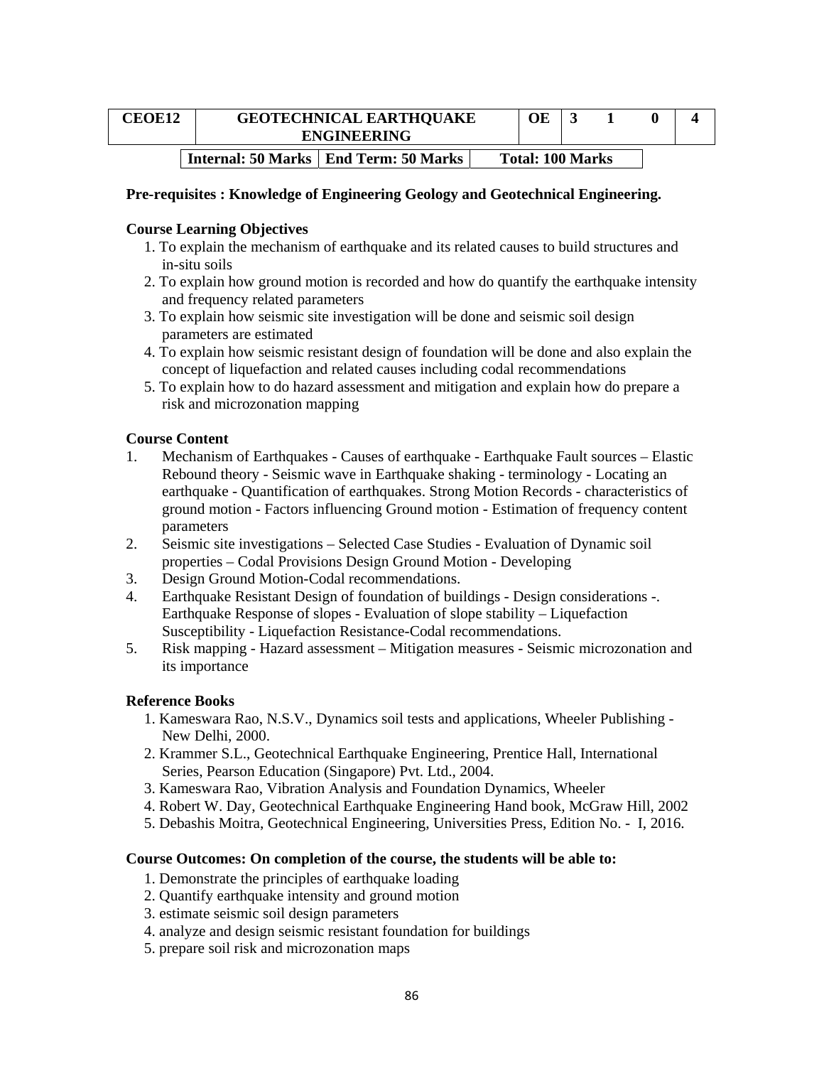| CEOE12 | GEOTECHNICAL EARTHQUAKE ENGINEERING | OE | 3 | 1 | 0 | 4 |
|---|---|---|---|---|---|---|

| Internal: 50 Marks | End Term: 50 Marks | Total: 100 Marks |
|---|---|---|

**Pre-requisites : Knowledge of Engineering Geology and Geotechnical Engineering.**

**Course Learning Objectives**

1. To explain the mechanism of earthquake and its related causes to build structures and in-situ soils
2. To explain how ground motion is recorded and how do quantify the earthquake intensity and frequency related parameters
3. To explain how seismic site investigation will be done and seismic soil design parameters are estimated
4. To explain how seismic resistant design of foundation will be done and also explain the concept of liquefaction and related causes including codal recommendations
5. To explain how to do hazard assessment and mitigation and explain how do prepare a risk and microzonation mapping

**Course Content**

1. Mechanism of Earthquakes - Causes of earthquake - Earthquake Fault sources – Elastic Rebound theory - Seismic wave in Earthquake shaking - terminology - Locating an earthquake - Quantification of earthquakes. Strong Motion Records - characteristics of ground motion - Factors influencing Ground motion - Estimation of frequency content parameters
2. Seismic site investigations – Selected Case Studies - Evaluation of Dynamic soil properties – Codal Provisions Design Ground Motion - Developing
3. Design Ground Motion-Codal recommendations.
4. Earthquake Resistant Design of foundation of buildings - Design considerations -. Earthquake Response of slopes - Evaluation of slope stability – Liquefaction Susceptibility - Liquefaction Resistance-Codal recommendations.
5. Risk mapping - Hazard assessment – Mitigation measures - Seismic microzonation and its importance

**Reference Books**

1. Kameswara Rao, N.S.V., Dynamics soil tests and applications, Wheeler Publishing - New Delhi, 2000.
2. Krammer S.L., Geotechnical Earthquake Engineering, Prentice Hall, International Series, Pearson Education (Singapore) Pvt. Ltd., 2004.
3. Kameswara Rao, Vibration Analysis and Foundation Dynamics, Wheeler
4. Robert W. Day, Geotechnical Earthquake Engineering Hand book, McGraw Hill, 2002
5. Debashis Moitra, Geotechnical Engineering, Universities Press, Edition No. - I, 2016.

**Course Outcomes: On completion of the course, the students will be able to:**

1. Demonstrate the principles of earthquake loading
2. Quantify earthquake intensity and ground motion
3. estimate seismic soil design parameters
4. analyze and design seismic resistant foundation for buildings
5. prepare soil risk and microzonation maps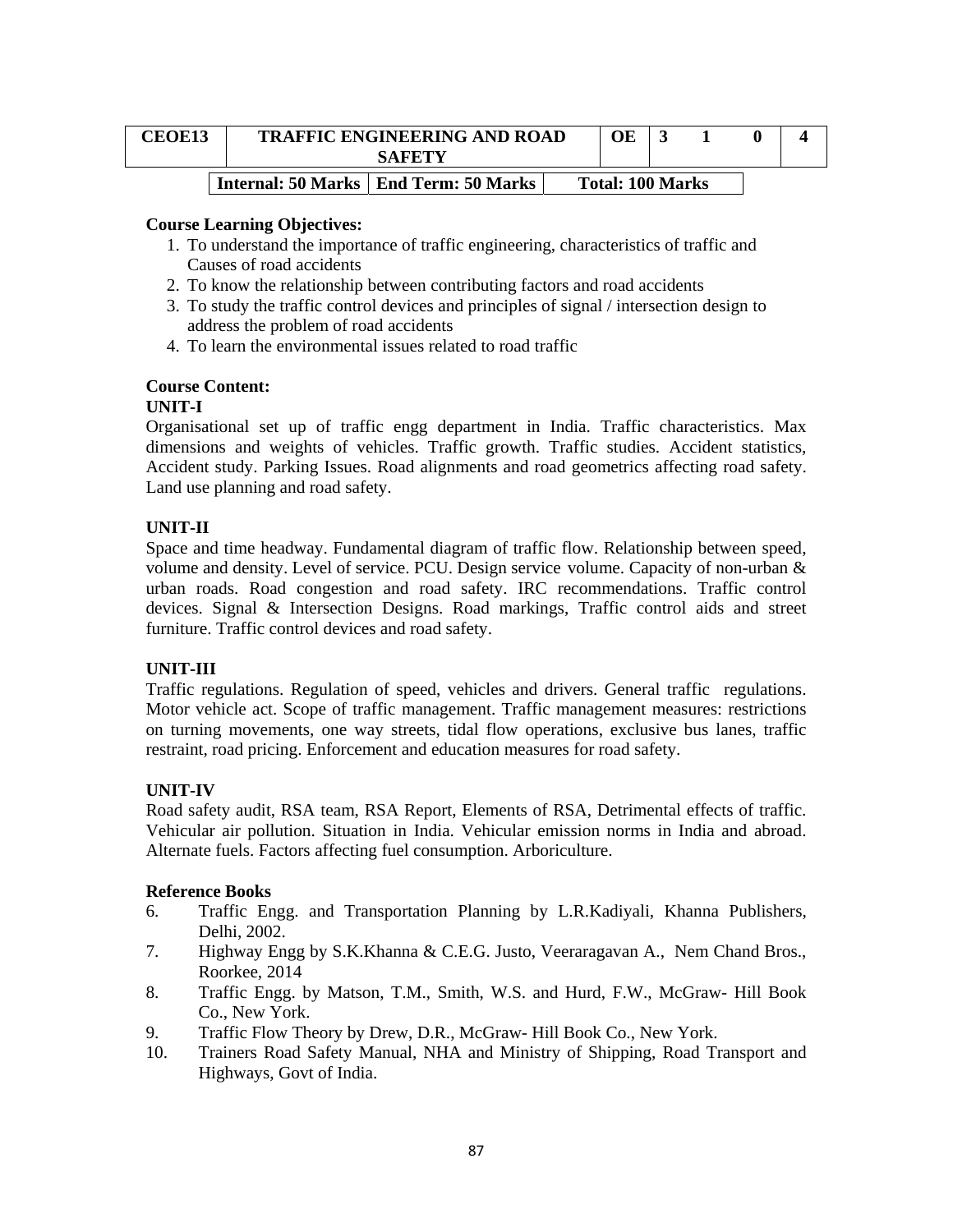| CEOE13 | TRAFFIC ENGINEERING AND ROAD SAFETY | OE | 3 | 1 | 0 | 4 |
|---|---|---|---|---|---|---|

| Internal: 50 Marks | End Term: 50 Marks | Total: 100 Marks |
|---|---|---|

**Course Learning Objectives:**

1. To understand the importance of traffic engineering, characteristics of traffic and Causes of road accidents
2. To know the relationship between contributing factors and road accidents
3. To study the traffic control devices and principles of signal / intersection design to address the problem of road accidents
4. To learn the environmental issues related to road traffic

**Course Content:**

**UNIT-I**

Organisational set up of traffic engg department in India. Traffic characteristics. Max dimensions and weights of vehicles. Traffic growth. Traffic studies. Accident statistics, Accident study. Parking Issues. Road alignments and road geometrics affecting road safety. Land use planning and road safety.

**UNIT-II**

Space and time headway. Fundamental diagram of traffic flow. Relationship between speed, volume and density. Level of service. PCU. Design service volume. Capacity of non-urban & urban roads. Road congestion and road safety. IRC recommendations. Traffic control devices. Signal & Intersection Designs. Road markings, Traffic control aids and street furniture. Traffic control devices and road safety.

**UNIT-III**

Traffic regulations. Regulation of speed, vehicles and drivers. General traffic regulations. Motor vehicle act. Scope of traffic management. Traffic management measures: restrictions on turning movements, one way streets, tidal flow operations, exclusive bus lanes, traffic restraint, road pricing. Enforcement and education measures for road safety.

**UNIT-IV**

Road safety audit, RSA team, RSA Report, Elements of RSA, Detrimental effects of traffic. Vehicular air pollution. Situation in India. Vehicular emission norms in India and abroad. Alternate fuels. Factors affecting fuel consumption. Arboriculture.

**Reference Books**

6. Traffic Engg. and Transportation Planning by L.R.Kadiyali, Khanna Publishers, Delhi, 2002.
7. Highway Engg by S.K.Khanna & C.E.G. Justo, Veeraragavan A., Nem Chand Bros., Roorkee, 2014
8. Traffic Engg. by Matson, T.M., Smith, W.S. and Hurd, F.W., McGraw- Hill Book Co., New York.
9. Traffic Flow Theory by Drew, D.R., McGraw- Hill Book Co., New York.
10. Trainers Road Safety Manual, NHA and Ministry of Shipping, Road Transport and Highways, Govt of India.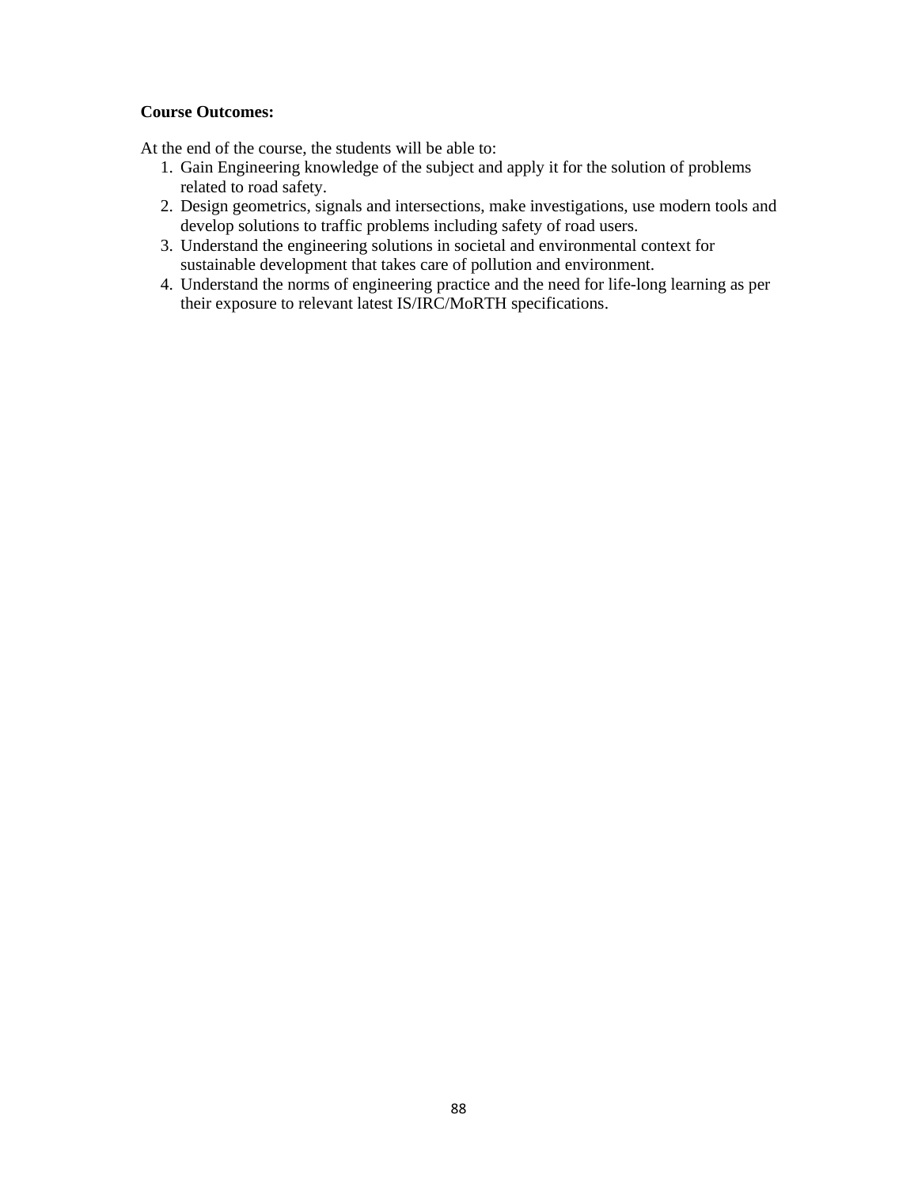**Course Outcomes:**

At the end of the course, the students will be able to:

1. Gain Engineering knowledge of the subject and apply it for the solution of problems related to road safety.
2. Design geometrics, signals and intersections, make investigations, use modern tools and develop solutions to traffic problems including safety of road users.
3. Understand the engineering solutions in societal and environmental context for sustainable development that takes care of pollution and environment.
4. Understand the norms of engineering practice and the need for life-long learning as per their exposure to relevant latest IS/IRC/MoRTH specifications.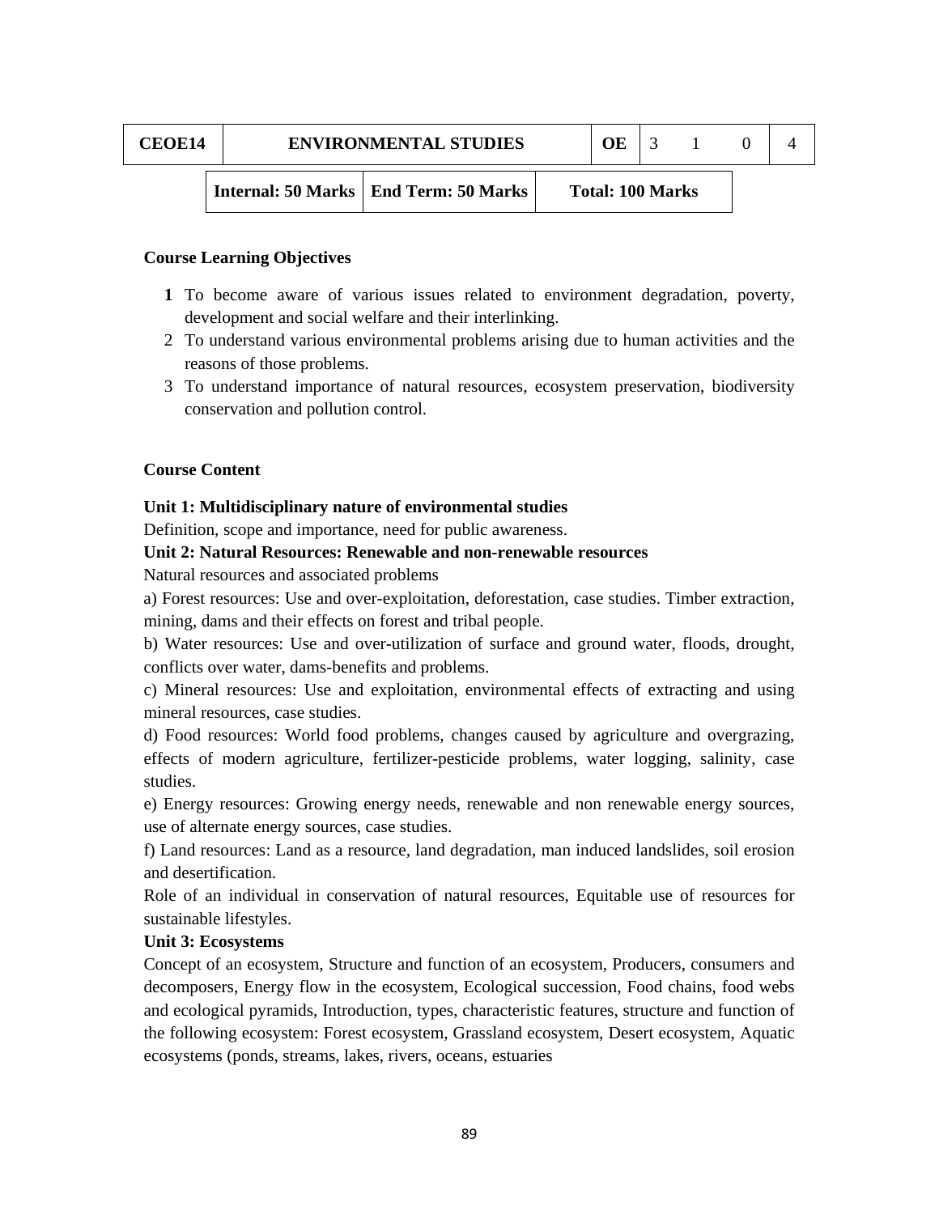| CEOE14 | ENVIRONMENTAL STUDIES | OE | 3 | 1 | 0 | 4 |
|---|---|---|---|---|---|---|

| Internal: 50 Marks | End Term: 50 Marks | Total: 100 Marks |
|---|---|---|

**Course Learning Objectives**

1. To become aware of various issues related to environment degradation, poverty, development and social welfare and their interlinking.
2. To understand various environmental problems arising due to human activities and the reasons of those problems.
3. To understand importance of natural resources, ecosystem preservation, biodiversity conservation and pollution control.

**Course Content**

**Unit 1: Multidisciplinary nature of environmental studies**

Definition, scope and importance, need for public awareness.

**Unit 2: Natural Resources: Renewable and non-renewable resources**

Natural resources and associated problems

a) Forest resources: Use and over-exploitation, deforestation, case studies. Timber extraction, mining, dams and their effects on forest and tribal people.

b) Water resources: Use and over-utilization of surface and ground water, floods, drought, conflicts over water, dams-benefits and problems.

c) Mineral resources: Use and exploitation, environmental effects of extracting and using mineral resources, case studies.

d) Food resources: World food problems, changes caused by agriculture and overgrazing, effects of modern agriculture, fertilizer-pesticide problems, water logging, salinity, case studies.

e) Energy resources: Growing energy needs, renewable and non renewable energy sources, use of alternate energy sources, case studies.

f) Land resources: Land as a resource, land degradation, man induced landslides, soil erosion and desertification.

Role of an individual in conservation of natural resources, Equitable use of resources for sustainable lifestyles.

**Unit 3: Ecosystems**

Concept of an ecosystem, Structure and function of an ecosystem, Producers, consumers and decomposers, Energy flow in the ecosystem, Ecological succession, Food chains, food webs and ecological pyramids, Introduction, types, characteristic features, structure and function of the following ecosystem: Forest ecosystem, Grassland ecosystem, Desert ecosystem, Aquatic ecosystems (ponds, streams, lakes, rivers, oceans, estuaries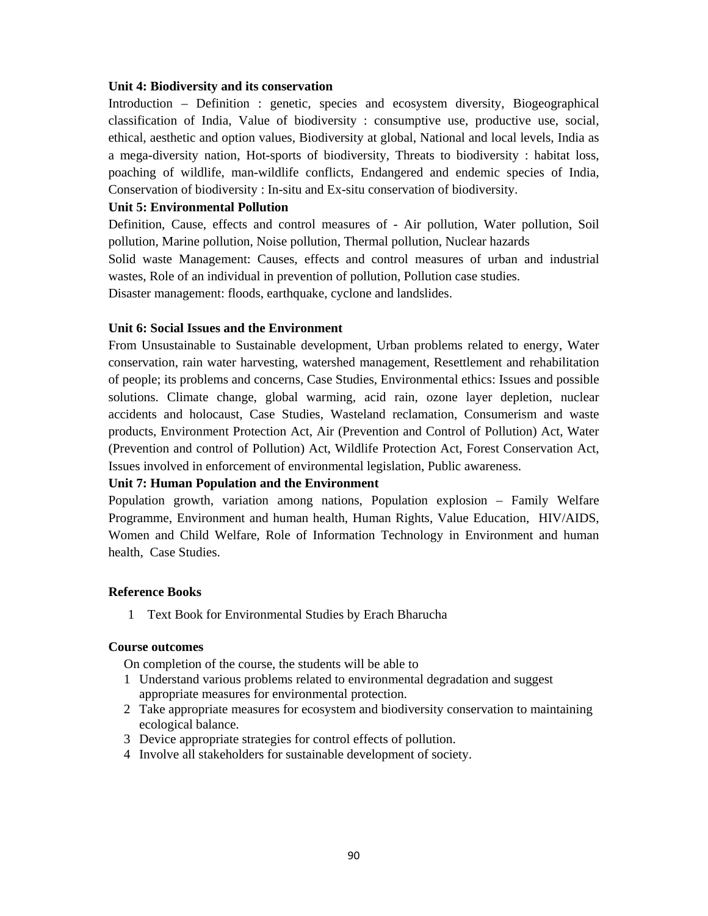**Unit 4: Biodiversity and its conservation**

Introduction – Definition : genetic, species and ecosystem diversity, Biogeographical classification of India, Value of biodiversity : consumptive use, productive use, social, ethical, aesthetic and option values, Biodiversity at global, National and local levels, India as a mega-diversity nation, Hot-sports of biodiversity, Threats to biodiversity : habitat loss, poaching of wildlife, man-wildlife conflicts, Endangered and endemic species of India, Conservation of biodiversity : In-situ and Ex-situ conservation of biodiversity.

**Unit 5: Environmental Pollution**

Definition, Cause, effects and control measures of - Air pollution, Water pollution, Soil pollution, Marine pollution, Noise pollution, Thermal pollution, Nuclear hazards

Solid waste Management: Causes, effects and control measures of urban and industrial wastes, Role of an individual in prevention of pollution, Pollution case studies.

Disaster management: floods, earthquake, cyclone and landslides.

**Unit 6: Social Issues and the Environment**

From Unsustainable to Sustainable development, Urban problems related to energy, Water conservation, rain water harvesting, watershed management, Resettlement and rehabilitation of people; its problems and concerns, Case Studies, Environmental ethics: Issues and possible solutions. Climate change, global warming, acid rain, ozone layer depletion, nuclear accidents and holocaust, Case Studies, Wasteland reclamation, Consumerism and waste products, Environment Protection Act, Air (Prevention and Control of Pollution) Act, Water (Prevention and control of Pollution) Act, Wildlife Protection Act, Forest Conservation Act, Issues involved in enforcement of environmental legislation, Public awareness.

**Unit 7: Human Population and the Environment**

Population growth, variation among nations, Population explosion – Family Welfare Programme, Environment and human health, Human Rights, Value Education, HIV/AIDS, Women and Child Welfare, Role of Information Technology in Environment and human health, Case Studies.

**Reference Books**

1. Text Book for Environmental Studies by Erach Bharucha

**Course outcomes**

On completion of the course, the students will be able to

1. Understand various problems related to environmental degradation and suggest appropriate measures for environmental protection.
2. Take appropriate measures for ecosystem and biodiversity conservation to maintaining ecological balance.
3. Device appropriate strategies for control effects of pollution.
4. Involve all stakeholders for sustainable development of society.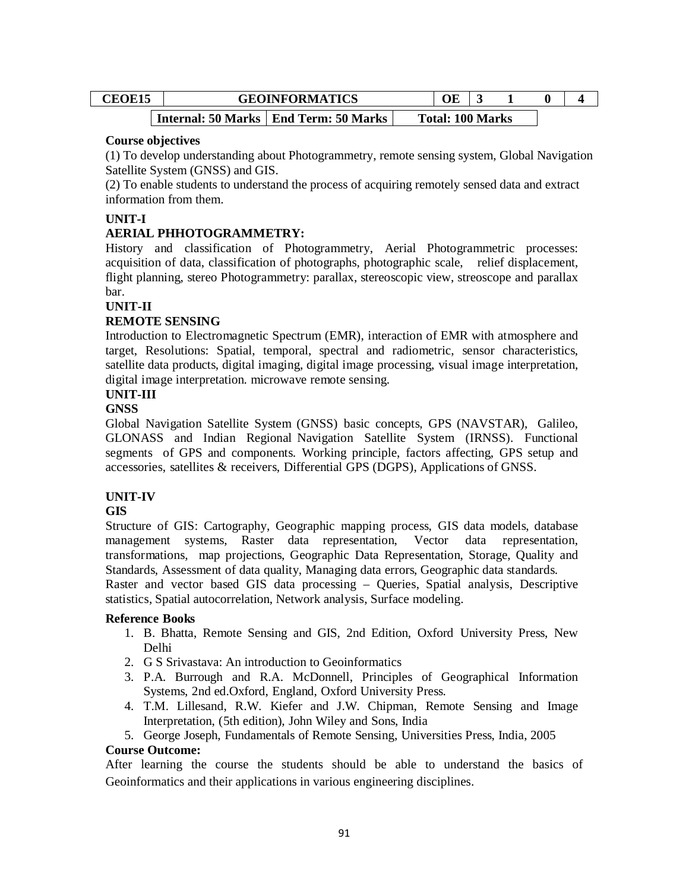| CEOE15 | GEOINFORMATICS | OE | 3 | 1 | 0 | 4 |
|---|---|---|---|---|---|---|
| | Internal: 50 Marks | End Term: 50 Marks | Total: 100 Marks | | | |

**Course objectives**

(1) To develop understanding about Photogrammetry, remote sensing system, Global Navigation Satellite System (GNSS) and GIS.

(2) To enable students to understand the process of acquiring remotely sensed data and extract information from them.

**UNIT-I**

**AERIAL PHHOTOGRAMMETRY:**

History and classification of Photogrammetry, Aerial Photogrammetric processes: acquisition of data, classification of photographs, photographic scale, relief displacement, flight planning, stereo Photogrammetry: parallax, stereoscopic view, streoscope and parallax bar.

**UNIT-II**

**REMOTE SENSING**

Introduction to Electromagnetic Spectrum (EMR), interaction of EMR with atmosphere and target, Resolutions: Spatial, temporal, spectral and radiometric, sensor characteristics, satellite data products, digital imaging, digital image processing, visual image interpretation, digital image interpretation. microwave remote sensing.

**UNIT-III**

**GNSS**

Global Navigation Satellite System (GNSS) basic concepts, GPS (NAVSTAR), Galileo, GLONASS and Indian Regional Navigation Satellite System (IRNSS). Functional segments of GPS and components. Working principle, factors affecting, GPS setup and accessories, satellites & receivers, Differential GPS (DGPS), Applications of GNSS.

**UNIT-IV**

**GIS**

Structure of GIS: Cartography, Geographic mapping process, GIS data models, database management systems, Raster data representation, Vector data representation, transformations, map projections, Geographic Data Representation, Storage, Quality and Standards, Assessment of data quality, Managing data errors, Geographic data standards.

Raster and vector based GIS data processing – Queries, Spatial analysis, Descriptive statistics, Spatial autocorrelation, Network analysis, Surface modeling.

**Reference Books**

1. B. Bhatta, Remote Sensing and GIS, 2nd Edition, Oxford University Press, New Delhi
2. G S Srivastava: An introduction to Geoinformatics
3. P.A. Burrough and R.A. McDonnell, Principles of Geographical Information Systems, 2nd ed.Oxford, England, Oxford University Press.
4. T.M. Lillesand, R.W. Kiefer and J.W. Chipman, Remote Sensing and Image Interpretation, (5th edition), John Wiley and Sons, India
5. George Joseph, Fundamentals of Remote Sensing, Universities Press, India, 2005

**Course Outcome:**

After learning the course the students should be able to understand the basics of Geoinformatics and their applications in various engineering disciplines.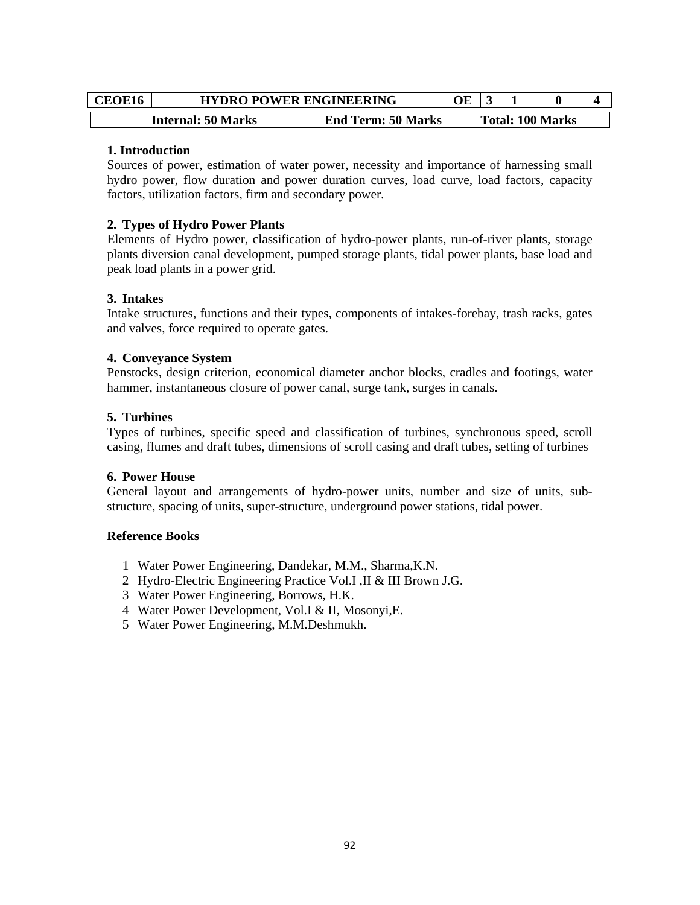| CEOE16 | HYDRO POWER ENGINEERING | OE | 3 | 1 | 0 | 4 |
|---|---|---|---|---|---|---|
| **Internal: 50 Marks** | **End Term: 50 Marks** | **Total: 100 Marks** | | | | |

**1. Introduction**

Sources of power, estimation of water power, necessity and importance of harnessing small hydro power, flow duration and power duration curves, load curve, load factors, capacity factors, utilization factors, firm and secondary power.

**2. Types of Hydro Power Plants**

Elements of Hydro power, classification of hydro-power plants, run-of-river plants, storage plants diversion canal development, pumped storage plants, tidal power plants, base load and peak load plants in a power grid.

**3. Intakes**

Intake structures, functions and their types, components of intakes-forebay, trash racks, gates and valves, force required to operate gates.

**4. Conveyance System**

Penstocks, design criterion, economical diameter anchor blocks, cradles and footings, water hammer, instantaneous closure of power canal, surge tank, surges in canals.

**5. Turbines**

Types of turbines, specific speed and classification of turbines, synchronous speed, scroll casing, flumes and draft tubes, dimensions of scroll casing and draft tubes, setting of turbines

**6. Power House**

General layout and arrangements of hydro-power units, number and size of units, sub-structure, spacing of units, super-structure, underground power stations, tidal power.

**Reference Books**

1. Water Power Engineering, Dandekar, M.M., Sharma,K.N.
2. Hydro-Electric Engineering Practice Vol.I ,II & III Brown J.G.
3. Water Power Engineering, Borrows, H.K.
4. Water Power Development, Vol.I & II, Mosonyi,E.
5. Water Power Engineering, M.M.Deshmukh.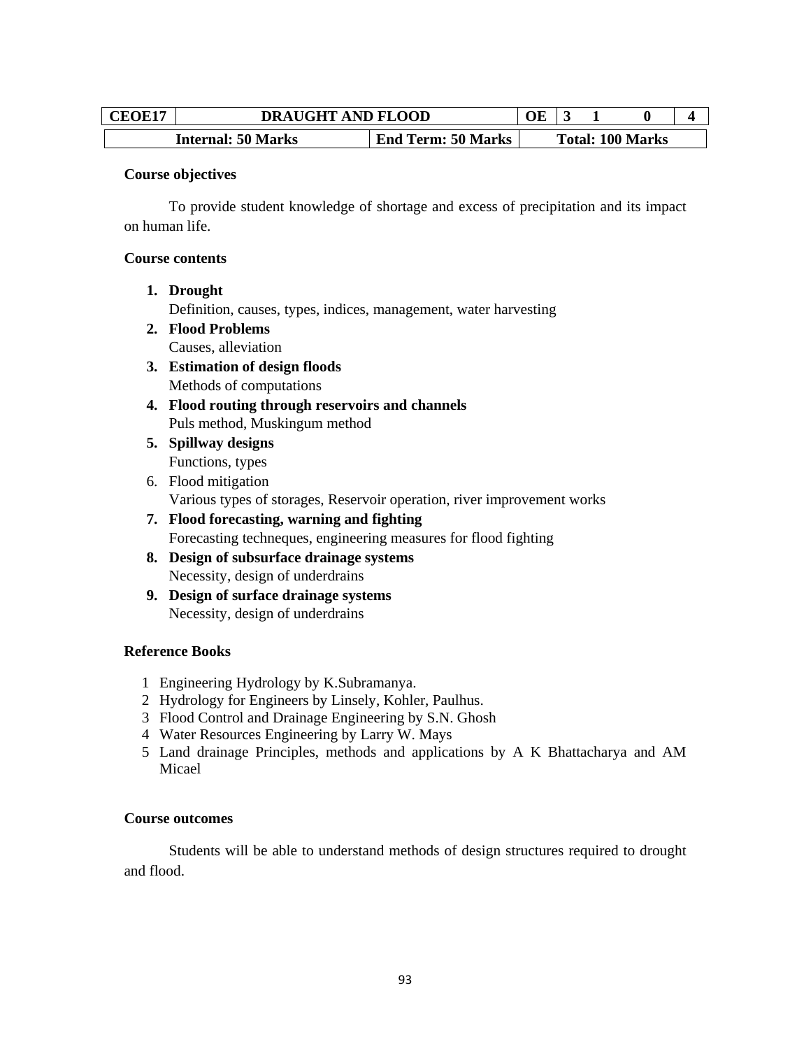| CEOE17 | DRAUGHT AND FLOOD | | OE | 3 | 1 | 0 | 4 |
|---|---|---|---|---|---|---|---|
| Internal: 50 Marks | | End Term: 50 Marks | Total: 100 Marks | | | | |

**Course objectives**

To provide student knowledge of shortage and excess of precipitation and its impact on human life.

**Course contents**

1. **Drought**
   Definition, causes, types, indices, management, water harvesting
2. **Flood Problems**
   Causes, alleviation
3. **Estimation of design floods**
   Methods of computations
4. **Flood routing through reservoirs and channels**
   Puls method, Muskingum method
5. **Spillway designs**
   Functions, types
6. Flood mitigation
   Various types of storages, Reservoir operation, river improvement works
7. **Flood forecasting, warning and fighting**
   Forecasting techneques, engineering measures for flood fighting
8. **Design of subsurface drainage systems**
   Necessity, design of underdrains
9. **Design of surface drainage systems**
   Necessity, design of underdrains

**Reference Books**

1. Engineering Hydrology by K.Subramanya.
2. Hydrology for Engineers by Linsely, Kohler, Paulhus.
3. Flood Control and Drainage Engineering by S.N. Ghosh
4. Water Resources Engineering by Larry W. Mays
5. Land drainage Principles, methods and applications by A K Bhattacharya and AM Micael

**Course outcomes**

Students will be able to understand methods of design structures required to drought and flood.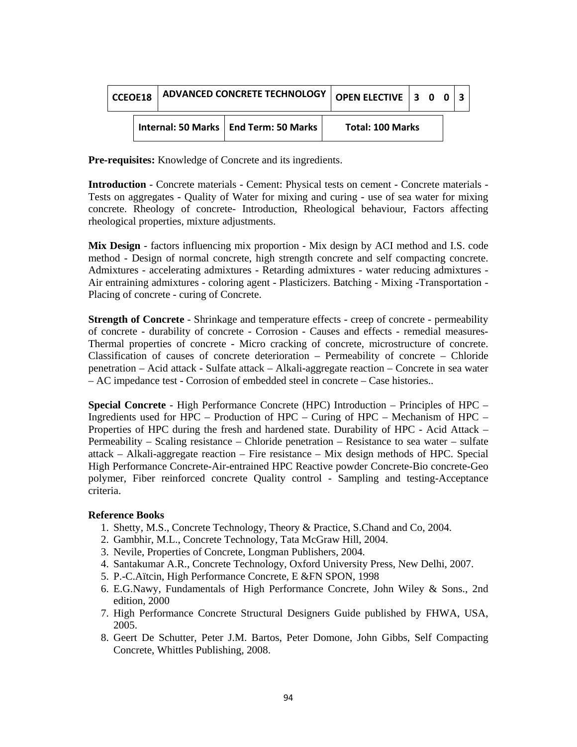| CCEOE18 | ADVANCED CONCRETE TECHNOLOGY | OPEN ELECTIVE | 3 | 0 | 0 | 3 |
|---|---|---|---|---|---|---|

| Internal: 50 Marks | End Term: 50 Marks | Total: 100 Marks |
|---|---|---|

**Pre-requisites:** Knowledge of Concrete and its ingredients.

**Introduction** - Concrete materials - Cement: Physical tests on cement - Concrete materials - Tests on aggregates - Quality of Water for mixing and curing - use of sea water for mixing concrete. Rheology of concrete- Introduction, Rheological behaviour, Factors affecting rheological properties, mixture adjustments.

**Mix Design** - factors influencing mix proportion - Mix design by ACI method and I.S. code method - Design of normal concrete, high strength concrete and self compacting concrete. Admixtures - accelerating admixtures - Retarding admixtures - water reducing admixtures - Air entraining admixtures - coloring agent - Plasticizers. Batching - Mixing -Transportation - Placing of concrete - curing of Concrete.

**Strength of Concrete** - Shrinkage and temperature effects - creep of concrete - permeability of concrete - durability of concrete - Corrosion - Causes and effects - remedial measures- Thermal properties of concrete - Micro cracking of concrete, microstructure of concrete. Classification of causes of concrete deterioration – Permeability of concrete – Chloride penetration – Acid attack - Sulfate attack – Alkali-aggregate reaction – Concrete in sea water – AC impedance test - Corrosion of embedded steel in concrete – Case histories..

**Special Concrete** - High Performance Concrete (HPC) Introduction – Principles of HPC – Ingredients used for HPC – Production of HPC – Curing of HPC – Mechanism of HPC – Properties of HPC during the fresh and hardened state. Durability of HPC - Acid Attack – Permeability – Scaling resistance – Chloride penetration – Resistance to sea water – sulfate attack – Alkali-aggregate reaction – Fire resistance – Mix design methods of HPC. Special High Performance Concrete-Air-entrained HPC Reactive powder Concrete-Bio concrete-Geo polymer, Fiber reinforced concrete Quality control - Sampling and testing-Acceptance criteria.

**Reference Books**

1. Shetty, M.S., Concrete Technology, Theory & Practice, S.Chand and Co, 2004.
2. Gambhir, M.L., Concrete Technology, Tata McGraw Hill, 2004.
3. Nevile, Properties of Concrete, Longman Publishers, 2004.
4. Santakumar A.R., Concrete Technology, Oxford University Press, New Delhi, 2007.
5. P.-C.Aïtcin, High Performance Concrete, E &FN SPON, 1998
6. E.G.Nawy, Fundamentals of High Performance Concrete, John Wiley & Sons., 2nd edition, 2000
7. High Performance Concrete Structural Designers Guide published by FHWA, USA, 2005.
8. Geert De Schutter, Peter J.M. Bartos, Peter Domone, John Gibbs, Self Compacting Concrete, Whittles Publishing, 2008.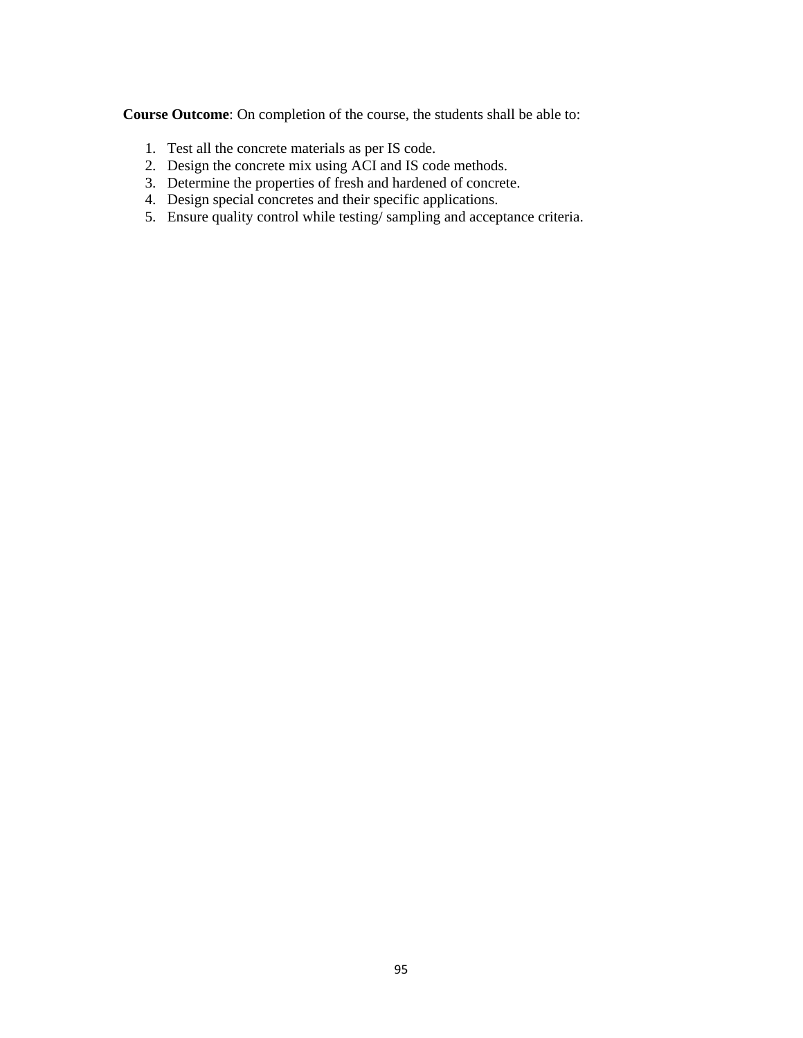**Course Outcome**: On completion of the course, the students shall be able to:

1. Test all the concrete materials as per IS code.
2. Design the concrete mix using ACI and IS code methods.
3. Determine the properties of fresh and hardened of concrete.
4. Design special concretes and their specific applications.
5. Ensure quality control while testing/ sampling and acceptance criteria.